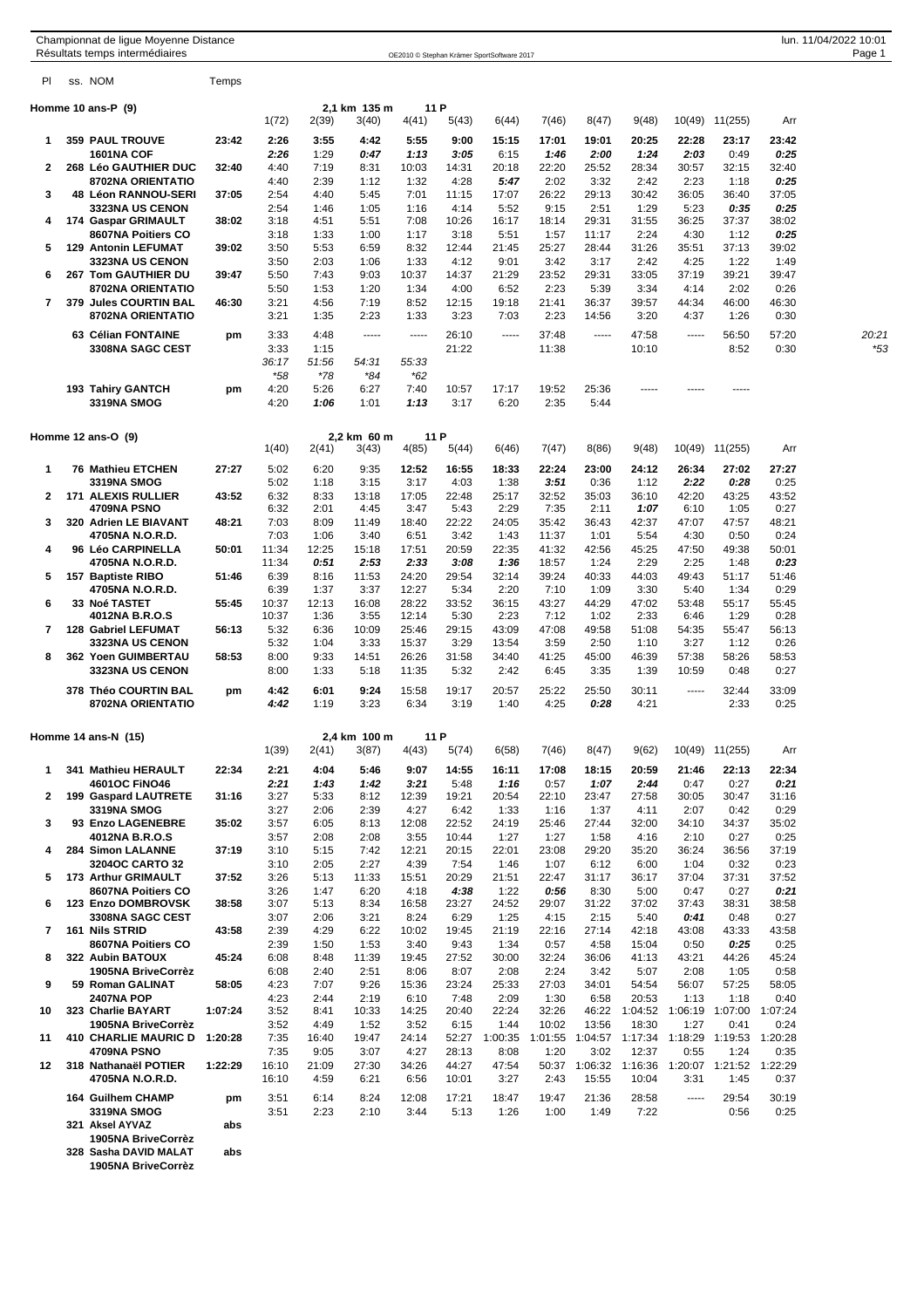Championnat de ligue Moyenne Distance
Résultats temps intermédiaires

OE2010 © Stephan Krämer SportSoftware 2017

lun. 11/04/2022 10:01

## Homme 10 ans-P (9)

2,1 km 135 m 11 P

| Pl | ss. NOM | Temps | 1(72) | 2(39) | 3(40) | 4(41) | 5(43) | 6(44) | 7(46) | 8(47) | 9(48) | 10(49) | 11(255) | Arr | |
|---|---|---|---|---|---|---|---|---|---|---|---|---|---|---|---|
| 1 | 359 PAUL TROUVE | 23:42 | 2:26 | 3:55 | 4:42 | 5:55 | 9:00 | 15:15 | 17:01 | 19:01 | 20:25 | 22:28 | 23:17 | 23:42 | |
| | 1601NA COF | | 2:26 | 1:29 | 0:47 | 1:13 | 3:05 | 6:15 | 1:46 | 2:00 | 1:24 | 2:03 | 0:49 | 0:25 | |
| 2 | 268 Léo GAUTHIER DUC | 32:40 | 4:40 | 7:19 | 8:31 | 10:03 | 14:31 | 20:18 | 22:20 | 25:52 | 28:34 | 30:57 | 32:15 | 32:40 | |
| | 8702NA ORIENTATIO | | 4:40 | 2:39 | 1:12 | 1:32 | 4:28 | 5:47 | 2:02 | 3:32 | 2:42 | 2:23 | 1:18 | 0:25 | |
| 3 | 48 Léon RANNOU-SERI | 37:05 | 2:54 | 4:40 | 5:45 | 7:01 | 11:15 | 17:07 | 26:22 | 29:13 | 30:42 | 36:05 | 36:40 | 37:05 | |
| | 3323NA US CENON | | 2:54 | 1:46 | 1:05 | 1:16 | 4:14 | 5:52 | 9:15 | 2:51 | 1:29 | 5:23 | 0:35 | 0:25 | |
| 4 | 174 Gaspar GRIMAULT | 38:02 | 3:18 | 4:51 | 5:51 | 7:08 | 10:26 | 16:17 | 18:14 | 29:31 | 31:55 | 36:25 | 37:37 | 38:02 | |
| | 8607NA Poitiers CO | | 3:18 | 1:33 | 1:00 | 1:17 | 3:18 | 5:51 | 1:57 | 11:17 | 2:24 | 4:30 | 1:12 | 0:25 | |
| 5 | 129 Antonin LEFUMAT | 39:02 | 3:50 | 5:53 | 6:59 | 8:32 | 12:44 | 21:45 | 25:27 | 28:44 | 31:26 | 35:51 | 37:13 | 39:02 | |
| | 3323NA US CENON | | 3:50 | 2:03 | 1:06 | 1:33 | 4:12 | 9:01 | 3:42 | 3:17 | 2:42 | 4:25 | 1:22 | 1:49 | |
| 6 | 267 Tom GAUTHIER DU | 39:47 | 5:50 | 7:43 | 9:03 | 10:37 | 14:37 | 21:29 | 23:52 | 29:31 | 33:05 | 37:19 | 39:21 | 39:47 | |
| | 8702NA ORIENTATIO | | 5:50 | 1:53 | 1:20 | 1:34 | 4:00 | 6:52 | 2:23 | 5:39 | 3:34 | 4:14 | 2:02 | 0:26 | |
| 7 | 379 Jules COURTIN BAL | 46:30 | 3:21 | 4:56 | 7:19 | 8:52 | 12:15 | 19:18 | 21:41 | 36:37 | 39:57 | 44:34 | 46:00 | 46:30 | |
| | 8702NA ORIENTATIO | | 3:21 | 1:35 | 2:23 | 1:33 | 3:23 | 7:03 | 2:23 | 14:56 | 3:20 | 4:37 | 1:26 | 0:30 | |
| | 63 Célian FONTAINE | pm | 3:33 | 4:48 | ----- | ----- | 26:10 | ----- | 37:48 | ----- | 47:58 | ----- | 56:50 | 57:20 | 20:21 |
| | 3308NA SAGC CEST | | 3:33 | 1:15 | | | 21:22 | | 11:38 | | 10:10 | | 8:52 | 0:30 | *53 |
| | | | 36:17 | 51:56 | 54:31 | 55:33 | | | | | | | | | |
| | | | *58 | *78 | *84 | *62 | | | | | | | | | |
| | 193 Tahiry GANTCH | pm | 4:20 | 5:26 | 6:27 | 7:40 | 10:57 | 17:17 | 19:52 | 25:36 | ----- | ----- | ----- | | |
| | 3319NA SMOG | | 4:20 | 1:06 | 1:01 | 1:13 | 3:17 | 6:20 | 2:35 | 5:44 | | | | | |

## Homme 12 ans-O (9)

2,2 km 60 m 11 P

| Pl | ss. NOM | Temps | 1(40) | 2(41) | 3(43) | 4(85) | 5(44) | 6(46) | 7(47) | 8(86) | 9(48) | 10(49) | 11(255) | Arr |
|---|---|---|---|---|---|---|---|---|---|---|---|---|---|---|
| 1 | 76 Mathieu ETCHEN | 27:27 | 5:02 | 6:20 | 9:35 | 12:52 | 16:55 | 18:33 | 22:24 | 23:00 | 24:12 | 26:34 | 27:02 | 27:27 |
| | 3319NA SMOG | | 5:02 | 1:18 | 3:15 | 3:17 | 4:03 | 1:38 | 3:51 | 0:36 | 1:12 | 2:22 | 0:28 | 0:25 |
| 2 | 171 ALEXIS RULLIER | 43:52 | 6:32 | 8:33 | 13:18 | 17:05 | 22:48 | 25:17 | 32:52 | 35:03 | 36:10 | 42:20 | 43:25 | 43:52 |
| | 4709NA PSNO | | 6:32 | 2:01 | 4:45 | 3:47 | 5:43 | 2:29 | 7:35 | 2:11 | 1:07 | 6:10 | 1:05 | 0:27 |
| 3 | 320 Adrien LE BIAVANT | 48:21 | 7:03 | 8:09 | 11:49 | 18:40 | 22:22 | 24:05 | 35:42 | 36:43 | 42:37 | 47:07 | 47:57 | 48:21 |
| | 4705NA N.O.R.D. | | 7:03 | 1:06 | 3:40 | 6:51 | 3:42 | 1:43 | 11:37 | 1:01 | 5:54 | 4:30 | 0:50 | 0:24 |
| 4 | 96 Léo CARPINELLA | 50:01 | 11:34 | 12:25 | 15:18 | 17:51 | 20:59 | 22:35 | 41:32 | 42:56 | 45:25 | 47:50 | 49:38 | 50:01 |
| | 4705NA N.O.R.D. | | 11:34 | 0:51 | 2:53 | 2:33 | 3:08 | 1:36 | 18:57 | 1:24 | 2:29 | 2:25 | 1:48 | 0:23 |
| 5 | 157 Baptiste RIBO | 51:46 | 6:39 | 8:16 | 11:53 | 24:20 | 29:54 | 32:14 | 39:24 | 40:33 | 44:03 | 49:43 | 51:17 | 51:46 |
| | 4705NA N.O.R.D. | | 6:39 | 1:37 | 3:37 | 12:27 | 5:34 | 2:20 | 7:10 | 1:09 | 3:30 | 5:40 | 1:34 | 0:29 |
| 6 | 33 Noé TASTET | 55:45 | 10:37 | 12:13 | 16:08 | 28:22 | 33:52 | 36:15 | 43:27 | 44:29 | 47:02 | 53:48 | 55:17 | 55:45 |
| | 4012NA B.R.O.S | | 10:37 | 1:36 | 3:55 | 12:14 | 5:30 | 2:23 | 7:12 | 1:02 | 2:33 | 6:46 | 1:29 | 0:28 |
| 7 | 128 Gabriel LEFUMAT | 56:13 | 5:32 | 6:36 | 10:09 | 25:46 | 29:15 | 43:09 | 47:08 | 49:58 | 51:08 | 54:35 | 55:47 | 56:13 |
| | 3323NA US CENON | | 5:32 | 1:04 | 3:33 | 15:37 | 3:29 | 13:54 | 3:59 | 2:50 | 1:10 | 3:27 | 1:12 | 0:26 |
| 8 | 362 Yoen GUIMBERTAU | 58:53 | 8:00 | 9:33 | 14:51 | 26:26 | 31:58 | 34:40 | 41:25 | 45:00 | 46:39 | 57:38 | 58:26 | 58:53 |
| | 3323NA US CENON | | 8:00 | 1:33 | 5:18 | 11:35 | 5:32 | 2:42 | 6:45 | 3:35 | 1:39 | 10:59 | 0:48 | 0:27 |
| | 378 Théo COURTIN BAL | pm | 4:42 | 6:01 | 9:24 | 15:58 | 19:17 | 20:57 | 25:22 | 25:50 | 30:11 | ----- | 32:44 | 33:09 |
| | 8702NA ORIENTATIO | | 4:42 | 1:19 | 3:23 | 6:34 | 3:19 | 1:40 | 4:25 | 0:28 | 4:21 | | 2:33 | 0:25 |

## Homme 14 ans-N (15)

2,4 km 100 m 11 P

| Pl | ss. NOM | Temps | 1(39) | 2(41) | 3(87) | 4(43) | 5(74) | 6(58) | 7(46) | 8(47) | 9(62) | 10(49) | 11(255) | Arr |
|---|---|---|---|---|---|---|---|---|---|---|---|---|---|---|
| 1 | 341 Mathieu HERAULT | 22:34 | 2:21 | 4:04 | 5:46 | 9:07 | 14:55 | 16:11 | 17:08 | 18:15 | 20:59 | 21:46 | 22:13 | 22:34 |
| | 4601OC FiNO46 | | 2:21 | 1:43 | 1:42 | 3:21 | 5:48 | 1:16 | 0:57 | 1:07 | 2:44 | 0:47 | 0:27 | 0:21 |
| 2 | 199 Gaspard LAUTRETE | 31:16 | 3:27 | 5:33 | 8:12 | 12:39 | 19:21 | 20:54 | 22:10 | 23:47 | 27:58 | 30:05 | 30:47 | 31:16 |
| | 3319NA SMOG | | 3:27 | 2:06 | 2:39 | 4:27 | 6:42 | 1:33 | 1:16 | 1:37 | 4:11 | 2:07 | 0:42 | 0:29 |
| 3 | 93 Enzo LAGENEBRE | 35:02 | 3:57 | 6:05 | 8:13 | 12:08 | 22:52 | 24:19 | 25:46 | 27:44 | 32:00 | 34:10 | 34:37 | 35:02 |
| | 4012NA B.R.O.S | | 3:57 | 2:08 | 2:08 | 3:55 | 10:44 | 1:27 | 1:27 | 1:58 | 4:16 | 2:10 | 0:27 | 0:25 |
| 4 | 284 Simon LALANNE | 37:19 | 3:10 | 5:15 | 7:42 | 12:21 | 20:15 | 22:01 | 23:08 | 29:20 | 35:20 | 36:24 | 36:56 | 37:19 |
| | 3204OC CARTO 32 | | 3:10 | 2:05 | 2:27 | 4:39 | 7:54 | 1:46 | 1:07 | 6:12 | 6:00 | 1:04 | 0:32 | 0:23 |
| 5 | 173 Arthur GRIMAULT | 37:52 | 3:26 | 5:13 | 11:33 | 15:51 | 20:29 | 21:51 | 22:47 | 31:17 | 36:17 | 37:04 | 37:31 | 37:52 |
| | 8607NA Poitiers CO | | 3:26 | 1:47 | 6:20 | 4:18 | 4:38 | 1:22 | 0:56 | 8:30 | 5:00 | 0:47 | 0:27 | 0:21 |
| 6 | 123 Enzo DOMBROVSK | 38:58 | 3:07 | 5:13 | 8:34 | 16:58 | 23:27 | 24:52 | 29:07 | 31:22 | 37:02 | 37:43 | 38:31 | 38:58 |
| | 3308NA SAGC CEST | | 3:07 | 2:06 | 3:21 | 8:24 | 6:29 | 1:25 | 4:15 | 2:15 | 5:40 | 0:41 | 0:48 | 0:27 |
| 7 | 161 Nils STRID | 43:58 | 2:39 | 4:29 | 6:22 | 10:02 | 19:45 | 21:19 | 22:16 | 27:14 | 42:18 | 43:08 | 43:33 | 43:58 |
| | 8607NA Poitiers CO | | 2:39 | 1:50 | 1:53 | 3:40 | 9:43 | 1:34 | 0:57 | 4:58 | 15:04 | 0:50 | 0:25 | 0:25 |
| 8 | 322 Aubin BATOUX | 45:24 | 6:08 | 8:48 | 11:39 | 19:45 | 27:52 | 30:00 | 32:24 | 36:06 | 41:13 | 43:21 | 44:26 | 45:24 |
| | 1905NA BriveCorrèz | | 6:08 | 2:40 | 2:51 | 8:06 | 8:07 | 2:08 | 2:24 | 3:42 | 5:07 | 2:08 | 1:05 | 0:58 |
| 9 | 59 Roman GALINAT | 58:05 | 4:23 | 7:07 | 9:26 | 15:36 | 23:24 | 25:33 | 27:03 | 34:01 | 54:54 | 56:07 | 57:25 | 58:05 |
| | 2407NA POP | | 4:23 | 2:44 | 2:19 | 6:10 | 7:48 | 2:09 | 1:30 | 6:58 | 20:53 | 1:13 | 1:18 | 0:40 |
| 10 | 323 Charlie BAYART | 1:07:24 | 3:52 | 8:41 | 10:33 | 14:25 | 20:40 | 22:24 | 32:26 | 46:22 | 1:04:52 | 1:06:19 | 1:07:00 | 1:07:24 |
| | 1905NA BriveCorrèz | | 3:52 | 4:49 | 1:52 | 3:52 | 6:15 | 1:44 | 10:02 | 13:56 | 18:30 | 1:27 | 0:41 | 0:24 |
| 11 | 410 CHARLIE MAURIC D | 1:20:28 | 7:35 | 16:40 | 19:47 | 24:14 | 52:27 | 1:00:35 | 1:01:55 | 1:04:57 | 1:17:34 | 1:18:29 | 1:19:53 | 1:20:28 |
| | 4709NA PSNO | | 7:35 | 9:05 | 3:07 | 4:27 | 28:13 | 8:08 | 1:20 | 3:02 | 12:37 | 0:55 | 1:24 | 0:35 |
| 12 | 318 Nathanaël POTIER | 1:22:29 | 16:10 | 21:09 | 27:30 | 34:26 | 44:27 | 47:54 | 50:37 | 1:06:32 | 1:16:36 | 1:20:07 | 1:21:52 | 1:22:29 |
| | 4705NA N.O.R.D. | | 16:10 | 4:59 | 6:21 | 6:56 | 10:01 | 3:27 | 2:43 | 15:55 | 10:04 | 3:31 | 1:45 | 0:37 |
| | 164 Guilhem CHAMP | pm | 3:51 | 6:14 | 8:24 | 12:08 | 17:21 | 18:47 | 19:47 | 21:36 | 28:58 | ----- | 29:54 | 30:19 |
| | 3319NA SMOG | | 3:51 | 2:23 | 2:10 | 3:44 | 5:13 | 1:26 | 1:00 | 1:49 | 7:22 | | 0:56 | 0:25 |
| | 321 Aksel AYVAZ | abs | | | | | | | | | | | | |
| | 1905NA BriveCorrèz | | | | | | | | | | | | | |
| | 328 Sasha DAVID MALAT | abs | | | | | | | | | | | | |
| | 1905NA BriveCorrèz | | | | | | | | | | | | | |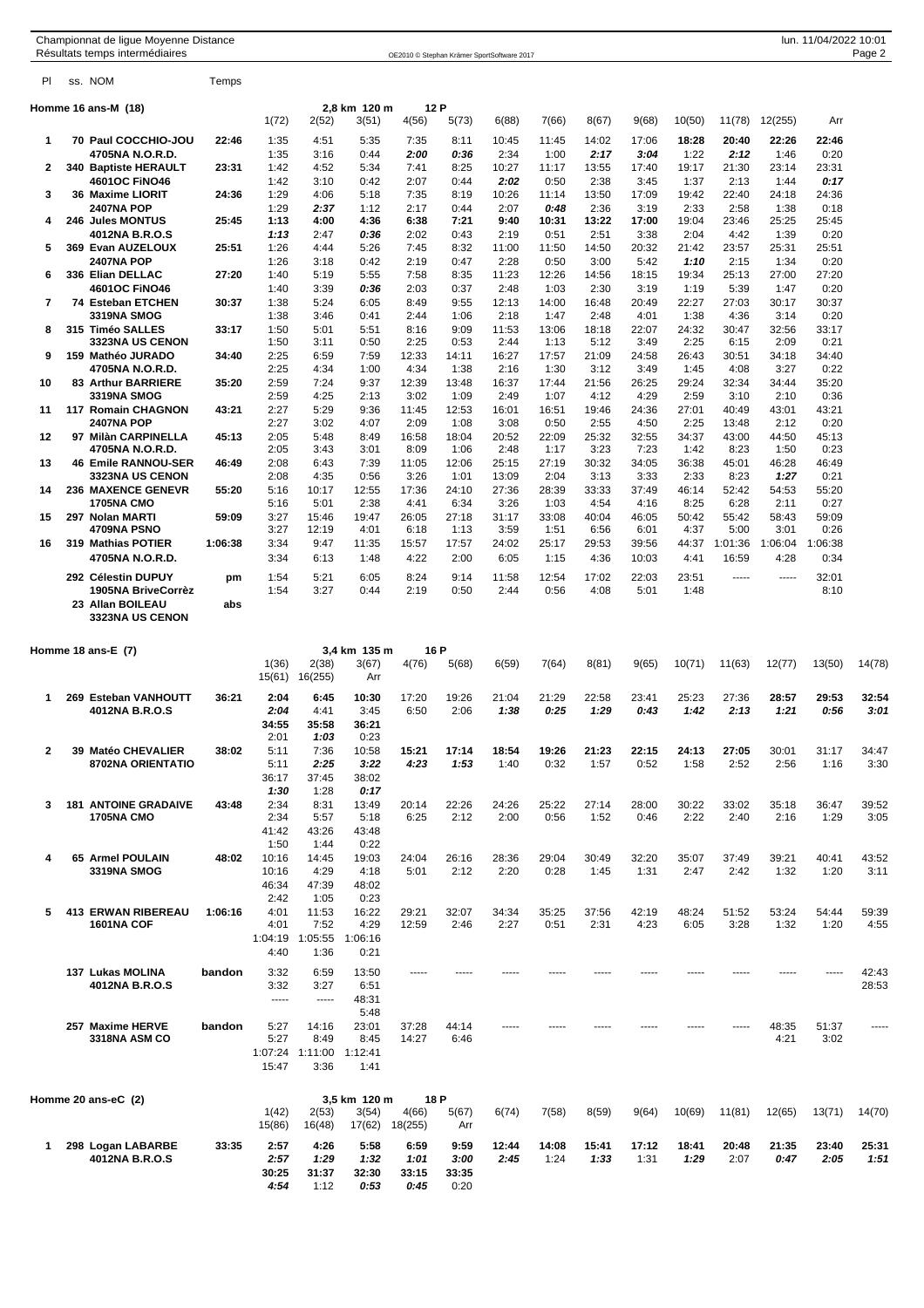Championnat de ligue Moyenne Distance
Résultats temps intermédiaires

OE2010 © Stephan Krämer SportSoftware 2017

lun. 11/04/2022 10:01

## Homme 16 ans-M (18) — 2,8 km 120 m — 12 P

| Pl | ss. NOM | Temps | 1(72) | 2(52) | 3(51) | 4(56) | 5(73) | 6(88) | 7(66) | 8(67) | 9(68) | 10(50) | 11(78) | 12(255) | Arr |
|---|---|---|---|---|---|---|---|---|---|---|---|---|---|---|---|
| 1 | 70 Paul COCCHIO-JOU | 22:46 | 1:35 | 4:51 | 5:35 | 7:35 | 8:11 | 10:45 | 11:45 | 14:02 | 17:06 | 18:28 | 20:40 | 22:26 | 22:46 |
| | 4705NA N.O.R.D. | | 1:35 | 3:16 | 0:44 | 2:00 | 0:36 | 2:34 | 1:00 | 2:17 | 3:04 | 1:22 | 2:12 | 1:46 | 0:20 |
| 2 | 340 Baptiste HERAULT | 23:31 | 1:42 | 4:52 | 5:34 | 7:41 | 8:25 | 10:27 | 11:17 | 13:55 | 17:40 | 19:17 | 21:30 | 23:14 | 23:31 |
| | 4601OC FiNO46 | | 1:42 | 3:10 | 0:42 | 2:07 | 0:44 | 2:02 | 0:50 | 2:38 | 3:45 | 1:37 | 2:13 | 1:44 | 0:17 |
| 3 | 36 Maxime LIORIT | 24:36 | 1:29 | 4:06 | 5:18 | 7:35 | 8:19 | 10:26 | 11:14 | 13:50 | 17:09 | 19:42 | 22:40 | 24:18 | 24:36 |
| | 2407NA POP | | 1:29 | 2:37 | 1:12 | 2:17 | 0:44 | 2:07 | 0:48 | 2:36 | 3:19 | 2:33 | 2:58 | 1:38 | 0:18 |
| 4 | 246 Jules MONTUS | 25:45 | 1:13 | 4:00 | 4:36 | 6:38 | 7:21 | 9:40 | 10:31 | 13:22 | 17:00 | 19:04 | 23:46 | 25:25 | 25:45 |
| | 4012NA B.R.O.S | | 1:13 | 2:47 | 0:36 | 2:02 | 0:43 | 2:19 | 0:51 | 2:51 | 3:38 | 2:04 | 4:42 | 1:39 | 0:20 |
| 5 | 369 Evan AUZELOUX | 25:51 | 1:26 | 4:44 | 5:26 | 7:45 | 8:32 | 11:00 | 11:50 | 14:50 | 20:32 | 21:42 | 23:57 | 25:31 | 25:51 |
| | 2407NA POP | | 1:26 | 3:18 | 0:42 | 2:19 | 0:47 | 2:28 | 0:50 | 3:00 | 5:42 | 1:10 | 2:15 | 1:34 | 0:20 |
| 6 | 336 Elian DELLAC | 27:20 | 1:40 | 5:19 | 5:55 | 7:58 | 8:35 | 11:23 | 12:26 | 14:56 | 18:15 | 19:34 | 25:13 | 27:00 | 27:20 |
| | 4601OC FiNO46 | | 1:40 | 3:39 | 0:36 | 2:03 | 0:37 | 2:48 | 1:03 | 2:30 | 3:19 | 1:19 | 5:39 | 1:47 | 0:20 |
| 7 | 74 Esteban ETCHEN | 30:37 | 1:38 | 5:24 | 6:05 | 8:49 | 9:55 | 12:13 | 14:00 | 16:48 | 20:49 | 22:27 | 27:03 | 30:17 | 30:37 |
| | 3319NA SMOG | | 1:38 | 3:46 | 0:41 | 2:44 | 1:06 | 2:18 | 1:47 | 2:48 | 4:01 | 1:38 | 4:36 | 3:14 | 0:20 |
| 8 | 315 Timéo SALLES | 33:17 | 1:50 | 5:01 | 5:51 | 8:16 | 9:09 | 11:53 | 13:06 | 18:18 | 22:07 | 24:32 | 30:47 | 32:56 | 33:17 |
| | 3323NA US CENON | | 1:50 | 3:11 | 0:50 | 2:25 | 0:53 | 2:44 | 1:13 | 5:12 | 3:49 | 2:25 | 6:15 | 2:09 | 0:21 |
| 9 | 159 Mathéo JURADO | 34:40 | 2:25 | 6:59 | 7:59 | 12:33 | 14:11 | 16:27 | 17:57 | 21:09 | 24:58 | 26:43 | 30:51 | 34:18 | 34:40 |
| | 4705NA N.O.R.D. | | 2:25 | 4:34 | 1:00 | 4:34 | 1:38 | 2:16 | 1:30 | 3:12 | 3:49 | 1:45 | 4:08 | 3:27 | 0:22 |
| 10 | 83 Arthur BARRIERE | 35:20 | 2:59 | 7:24 | 9:37 | 12:39 | 13:48 | 16:37 | 17:44 | 21:56 | 26:25 | 29:24 | 32:34 | 34:44 | 35:20 |
| | 3319NA SMOG | | 2:59 | 4:25 | 2:13 | 3:02 | 1:09 | 2:49 | 1:07 | 4:12 | 4:29 | 2:59 | 3:10 | 2:10 | 0:36 |
| 11 | 117 Romain CHAGNON | 43:21 | 2:27 | 5:29 | 9:36 | 11:45 | 12:53 | 16:01 | 16:51 | 19:46 | 24:36 | 27:01 | 40:49 | 43:01 | 43:21 |
| | 2407NA POP | | 2:27 | 3:02 | 4:07 | 2:09 | 1:08 | 3:08 | 0:50 | 2:55 | 4:50 | 2:25 | 13:48 | 2:12 | 0:20 |
| 12 | 97 Milàn CARPINELLA | 45:13 | 2:05 | 5:48 | 8:49 | 16:58 | 18:04 | 20:52 | 22:09 | 25:32 | 32:55 | 34:37 | 43:00 | 44:50 | 45:13 |
| | 4705NA N.O.R.D. | | 2:05 | 3:43 | 3:01 | 8:09 | 1:06 | 2:48 | 1:17 | 3:23 | 7:23 | 1:42 | 8:23 | 1:50 | 0:23 |
| 13 | 46 Emile RANNOU-SER | 46:49 | 2:08 | 6:43 | 7:39 | 11:05 | 12:06 | 25:15 | 27:19 | 30:32 | 34:05 | 36:38 | 45:01 | 46:28 | 46:49 |
| | 3323NA US CENON | | 2:08 | 4:35 | 0:56 | 3:26 | 1:01 | 13:09 | 2:04 | 3:13 | 3:33 | 2:33 | 8:23 | 1:27 | 0:21 |
| 14 | 236 MAXENCE GENEVR | 55:20 | 5:16 | 10:17 | 12:55 | 17:36 | 24:10 | 27:36 | 28:39 | 33:33 | 37:49 | 46:14 | 52:42 | 54:53 | 55:20 |
| | 1705NA CMO | | 5:16 | 5:01 | 2:38 | 4:41 | 6:34 | 3:26 | 1:03 | 4:54 | 4:16 | 8:25 | 6:28 | 2:11 | 0:27 |
| 15 | 297 Nolan MARTI | 59:09 | 3:27 | 15:46 | 19:47 | 26:05 | 27:18 | 31:17 | 33:08 | 40:04 | 46:05 | 50:42 | 55:42 | 58:43 | 59:09 |
| | 4709NA PSNO | | 3:27 | 12:19 | 4:01 | 6:18 | 1:13 | 3:59 | 1:51 | 6:56 | 6:01 | 4:37 | 5:00 | 3:01 | 0:26 |
| 16 | 319 Mathias POTIER | 1:06:38 | 3:34 | 9:47 | 11:35 | 15:57 | 17:57 | 24:02 | 25:17 | 29:53 | 39:56 | 44:37 | 1:01:36 | 1:06:04 | 1:06:38 |
| | 4705NA N.O.R.D. | | 3:34 | 6:13 | 1:48 | 4:22 | 2:00 | 6:05 | 1:15 | 4:36 | 10:03 | 4:41 | 16:59 | 4:28 | 0:34 |
| | 292 Célestin DUPUY | pm | 1:54 | 5:21 | 6:05 | 8:24 | 9:14 | 11:58 | 12:54 | 17:02 | 22:03 | 23:51 | ----- | ----- | 32:01 |
| | 1905NA BriveCorrèz | | 1:54 | 3:27 | 0:44 | 2:19 | 0:50 | 2:44 | 0:56 | 4:08 | 5:01 | 1:48 | | | 8:10 |
| | 23 Allan BOILEAU | abs | | | | | | | | | | | | | |
| | 3323NA US CENON | | | | | | | | | | | | | | |

## Homme 18 ans-E (7) — 3,4 km 135 m — 16 P

| Pl | ss. NOM | Temps | 1(36) | 2(38) | 3(67) | 4(76) | 5(68) | 6(59) | 7(64) | 8(81) | 9(65) | 10(71) | 11(63) | 12(77) | 13(50) | 14(78) |
|---|---|---|---|---|---|---|---|---|---|---|---|---|---|---|---|---|
| | | | 15(61) | 16(255) | Arr | | | | | | | | | | | |
| 1 | 269 Esteban VANHOUTT | 36:21 | 2:04 | 6:45 | 10:30 | 17:20 | 19:26 | 21:04 | 21:29 | 22:58 | 23:41 | 25:23 | 27:36 | 28:57 | 29:53 | 32:54 |
| | 4012NA B.R.O.S | | 2:04 | 4:41 | 3:45 | 6:50 | 2:06 | 1:38 | 0:25 | 1:29 | 0:43 | 1:42 | 2:13 | 1:21 | 0:56 | 3:01 |
| | | | 34:55 | 35:58 | 36:21 | | | | | | | | | | | |
| | | | 2:01 | 1:03 | 0:23 | | | | | | | | | | | |
| 2 | 39 Matéo CHEVALIER | 38:02 | 5:11 | 7:36 | 10:58 | 15:21 | 17:14 | 18:54 | 19:26 | 21:23 | 22:15 | 24:13 | 27:05 | 30:01 | 31:17 | 34:47 |
| | 8702NA ORIENTATIO | | 5:11 | 2:25 | 3:22 | 4:23 | 1:53 | 1:40 | 0:32 | 1:57 | 0:52 | 1:58 | 2:52 | 2:56 | 1:16 | 3:30 |
| | | | 36:17 | 37:45 | 38:02 | | | | | | | | | | | |
| | | | 1:30 | 1:28 | 0:17 | | | | | | | | | | | |
| 3 | 181 ANTOINE GRADAIVE | 43:48 | 2:34 | 8:31 | 13:49 | 20:14 | 22:26 | 24:26 | 25:22 | 27:14 | 28:00 | 30:22 | 33:02 | 35:18 | 36:47 | 39:52 |
| | 1705NA CMO | | 2:34 | 5:57 | 5:18 | 6:25 | 2:12 | 2:00 | 0:56 | 1:52 | 0:46 | 2:22 | 2:40 | 2:16 | 1:29 | 3:05 |
| | | | 41:42 | 43:26 | 43:48 | | | | | | | | | | | |
| | | | 1:50 | 1:44 | 0:22 | | | | | | | | | | | |
| 4 | 65 Armel POULAIN | 48:02 | 10:16 | 14:45 | 19:03 | 24:04 | 26:16 | 28:36 | 29:04 | 30:49 | 32:20 | 35:07 | 37:49 | 39:21 | 40:41 | 43:52 |
| | 3319NA SMOG | | 10:16 | 4:29 | 4:18 | 5:01 | 2:12 | 2:20 | 0:28 | 1:45 | 1:31 | 2:47 | 2:42 | 1:32 | 1:20 | 3:11 |
| | | | 46:34 | 47:39 | 48:02 | | | | | | | | | | | |
| | | | 2:42 | 1:05 | 0:23 | | | | | | | | | | | |
| 5 | 413 ERWAN RIBEREAU | 1:06:16 | 4:01 | 11:53 | 16:22 | 29:21 | 32:07 | 34:34 | 35:25 | 37:56 | 42:19 | 48:24 | 51:52 | 53:24 | 54:44 | 59:39 |
| | 1601NA COF | | 4:01 | 7:52 | 4:29 | 12:59 | 2:46 | 2:27 | 0:51 | 2:31 | 4:23 | 6:05 | 3:28 | 1:32 | 1:20 | 4:55 |
| | | | 1:04:19 | 1:05:55 | 1:06:16 | | | | | | | | | | | |
| | | | 4:40 | 1:36 | 0:21 | | | | | | | | | | | |
| | 137 Lukas MOLINA | bandon | 3:32 | 6:59 | 13:50 | ----- | ----- | ----- | ----- | ----- | ----- | ----- | ----- | ----- | ----- | 42:43 |
| | 4012NA B.R.O.S | | 3:32 | 3:27 | 6:51 | | | | | | | | | | | 28:53 |
| | | | ----- | ----- | 48:31 | | | | | | | | | | | |
| | | | | | 5:48 | | | | | | | | | | | |
| | 257 Maxime HERVE | bandon | 5:27 | 14:16 | 23:01 | 37:28 | 44:14 | ----- | ----- | ----- | ----- | ----- | ----- | 48:35 | 51:37 | ----- |
| | 3318NA ASM CO | | 5:27 | 8:49 | 8:45 | 14:27 | 6:46 | | | | | | | 4:21 | 3:02 | |
| | | | 1:07:24 | 1:11:00 | 1:12:41 | | | | | | | | | | | |
| | | | 15:47 | 3:36 | 1:41 | | | | | | | | | | | |

## Homme 20 ans-eC (2) — 3,5 km 120 m — 18 P

| Pl | ss. NOM | Temps | 1(42) | 2(53) | 3(54) | 4(66) | 5(67) | 6(74) | 7(58) | 8(59) | 9(64) | 10(69) | 11(81) | 12(65) | 13(71) | 14(70) |
|---|---|---|---|---|---|---|---|---|---|---|---|---|---|---|---|---|
| | | | 15(86) | 16(48) | 17(62) | 18(255) | Arr | | | | | | | | | |
| 1 | 298 Logan LABARBE | 33:35 | 2:57 | 4:26 | 5:58 | 6:59 | 9:59 | 12:44 | 14:08 | 15:41 | 17:12 | 18:41 | 20:48 | 21:35 | 23:40 | 25:31 |
| | 4012NA B.R.O.S | | 2:57 | 1:29 | 1:32 | 1:01 | 3:00 | 2:45 | 1:24 | 1:33 | 1:31 | 1:29 | 2:07 | 0:47 | 2:05 | 1:51 |
| | | | 30:25 | 31:37 | 32:30 | 33:15 | 33:35 | | | | | | | | | |
| | | | 4:54 | 1:12 | 0:53 | 0:45 | 0:20 | | | | | | | | | |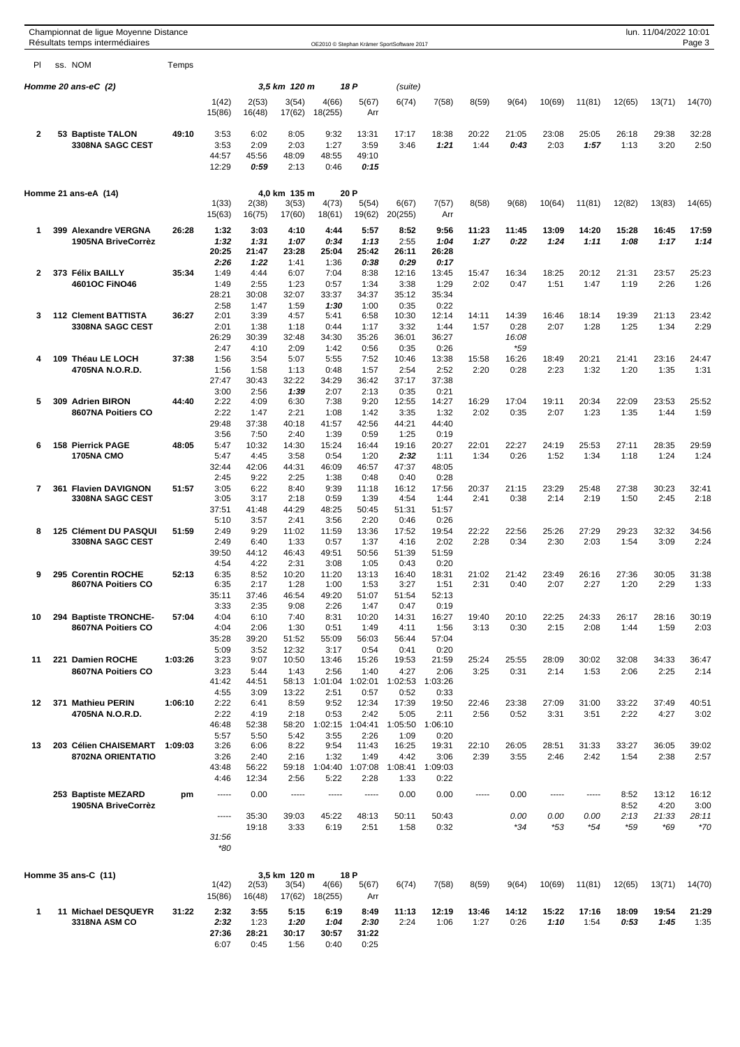Championnat de ligue Moyenne Distance
Résultats temps intermédiaires

## Homme 20 ans-eC (2) — 3,5 km 120 m — 18 P (suite)

| Pl | ss. NOM | Temps | 1(42) | 2(53) | 3(54) | 4(66) | 5(67) | 6(74) | 7(58) | 8(59) | 9(64) | 10(69) | 11(81) | 12(65) | 13(71) | 14(70) |
|---|---|---|---|---|---|---|---|---|---|---|---|---|---|---|---|---|
| | | | 15(86) | 16(48) | 17(62) | 18(255) | Arr | | | | | | | | | |
| 2 | 53 Baptiste TALON | 49:10 | 3:53 | 6:02 | 8:05 | 9:32 | 13:31 | 17:17 | 18:38 | 20:22 | 21:05 | 23:08 | 25:05 | 26:18 | 29:38 | 32:28 |
| | 3308NA SAGC CEST | | 3:53 | 2:09 | 2:03 | 1:27 | 3:59 | 3:46 | *1:21* | 1:44 | *0:43* | 2:03 | *1:57* | 1:13 | 3:20 | 2:50 |
| | | | 44:57 | 45:56 | 48:09 | 48:55 | 49:10 | | | | | | | | | |
| | | | 12:29 | *0:59* | 2:13 | 0:46 | *0:15* | | | | | | | | | |

## Homme 21 ans-eA (14) — 4,0 km 135 m — 20 P

| Pl | ss. NOM | Temps | 1(33) | 2(38) | 3(53) | 4(73) | 5(54) | 6(67) | 7(57) | 8(58) | 9(68) | 10(64) | 11(81) | 12(82) | 13(83) | 14(65) |
|---|---|---|---|---|---|---|---|---|---|---|---|---|---|---|---|---|
| | | | 15(63) | 16(75) | 17(60) | 18(61) | 19(62) | 20(255) | Arr | | | | | | | |
| 1 | 399 Alexandre VERGNA | 26:28 | 1:32 | 3:03 | 4:10 | 4:44 | 5:57 | 8:52 | 9:56 | 11:23 | 11:45 | 13:09 | 14:20 | 15:28 | 16:45 | 17:59 |
| | 1905NA BriveCorrèz | | *1:32* | *1:31* | *1:07* | *0:34* | *1:13* | 2:55 | *1:04* | *1:27* | *0:22* | *1:24* | *1:11* | *1:08* | *1:17* | *1:14* |
| | | | 20:25 | 21:47 | 23:28 | 25:04 | 25:42 | 26:11 | 26:28 | | | | | | | |
| | | | *2:26* | *1:22* | 1:41 | 1:36 | *0:38* | *0:29* | *0:17* | | | | | | | |
| 2 | 373 Félix BAILLY | 35:34 | 1:49 | 4:44 | 6:07 | 7:04 | 8:38 | 12:16 | 13:45 | 15:47 | 16:34 | 18:25 | 20:12 | 21:31 | 23:57 | 25:23 |
| | 4601OC FiNO46 | | 1:49 | 2:55 | 1:23 | 0:57 | 1:34 | 3:38 | 1:29 | 2:02 | 0:47 | 1:51 | 1:47 | 1:19 | 2:26 | 1:26 |
| | | | 28:21 | 30:08 | 32:07 | 33:37 | 34:37 | 35:12 | 35:34 | | | | | | | |
| | | | 2:58 | 1:47 | 1:59 | *1:30* | 1:00 | 0:35 | 0:22 | | | | | | | |
| 3 | 112 Clement BATTISTA | 36:27 | 2:01 | 3:39 | 4:57 | 5:41 | 6:58 | 10:30 | 12:14 | 14:11 | 14:39 | 16:46 | 18:14 | 19:39 | 21:13 | 23:42 |
| | 3308NA SAGC CEST | | 2:01 | 1:38 | 1:18 | 0:44 | 1:17 | 3:32 | 1:44 | 1:57 | 0:28 | 2:07 | 1:28 | 1:25 | 1:34 | 2:29 |
| | | | 26:29 | 30:39 | 32:48 | 34:30 | 35:26 | 36:01 | 36:27 | | *16:08* | | | | | |
| | | | 2:47 | 4:10 | 2:09 | 1:42 | 0:56 | 0:35 | 0:26 | | *\*59* | | | | | |
| 4 | 109 Théau LE LOCH | 37:38 | 1:56 | 3:54 | 5:07 | 5:55 | 7:52 | 10:46 | 13:38 | 15:58 | 16:26 | 18:49 | 20:21 | 21:41 | 23:16 | 24:47 |
| | 4705NA N.O.R.D. | | 1:56 | 1:58 | 1:13 | 0:48 | 1:57 | 2:54 | 2:52 | 2:20 | 0:28 | 2:23 | 1:32 | 1:20 | 1:35 | 1:31 |
| | | | 27:47 | 30:43 | 32:22 | 34:29 | 36:42 | 37:17 | 37:38 | | | | | | | |
| | | | 3:00 | 2:56 | *1:39* | 2:07 | 2:13 | 0:35 | 0:21 | | | | | | | |
| 5 | 309 Adrien BIRON | 44:40 | 2:22 | 4:09 | 6:30 | 7:38 | 9:20 | 12:55 | 14:27 | 16:29 | 17:04 | 19:11 | 20:34 | 22:09 | 23:53 | 25:52 |
| | 8607NA Poitiers CO | | 2:22 | 1:47 | 2:21 | 1:08 | 1:42 | 3:35 | 1:32 | 2:02 | 0:35 | 2:07 | 1:23 | 1:35 | 1:44 | 1:59 |
| | | | 29:48 | 37:38 | 40:18 | 41:57 | 42:56 | 44:21 | 44:40 | | | | | | | |
| | | | 3:56 | 7:50 | 2:40 | 1:39 | 0:59 | 1:25 | 0:19 | | | | | | | |
| 6 | 158 Pierrick PAGE | 48:05 | 5:47 | 10:32 | 14:30 | 15:24 | 16:44 | 19:16 | 20:27 | 22:01 | 22:27 | 24:19 | 25:53 | 27:11 | 28:35 | 29:59 |
| | 1705NA CMO | | 5:47 | 4:45 | 3:58 | 0:54 | 1:20 | *2:32* | 1:11 | 1:34 | 0:26 | 1:52 | 1:34 | 1:18 | 1:24 | 1:24 |
| | | | 32:44 | 42:06 | 44:31 | 46:09 | 46:57 | 47:37 | 48:05 | | | | | | | |
| | | | 2:45 | 9:22 | 2:25 | 1:38 | 0:48 | 0:40 | 0:28 | | | | | | | |
| 7 | 361 Flavien DAVIGNON | 51:57 | 3:05 | 6:22 | 8:40 | 9:39 | 11:18 | 16:12 | 17:56 | 20:37 | 21:15 | 23:29 | 25:48 | 27:38 | 30:23 | 32:41 |
| | 3308NA SAGC CEST | | 3:05 | 3:17 | 2:18 | 0:59 | 1:39 | 4:54 | 1:44 | 2:41 | 0:38 | 2:14 | 2:19 | 1:50 | 2:45 | 2:18 |
| | | | 37:51 | 41:48 | 44:29 | 48:25 | 50:45 | 51:31 | 51:57 | | | | | | | |
| | | | 5:10 | 3:57 | 2:41 | 3:56 | 2:20 | 0:46 | 0:26 | | | | | | | |
| 8 | 125 Clément DU PASQUI | 51:59 | 2:49 | 9:29 | 11:02 | 11:59 | 13:36 | 17:52 | 19:54 | 22:22 | 22:56 | 25:26 | 27:29 | 29:23 | 32:32 | 34:56 |
| | 3308NA SAGC CEST | | 2:49 | 6:40 | 1:33 | 0:57 | 1:37 | 4:16 | 2:02 | 2:28 | 0:34 | 2:30 | 2:03 | 1:54 | 3:09 | 2:24 |
| | | | 39:50 | 44:12 | 46:43 | 49:51 | 50:56 | 51:39 | 51:59 | | | | | | | |
| | | | 4:54 | 4:22 | 2:31 | 3:08 | 1:05 | 0:43 | 0:20 | | | | | | | |
| 9 | 295 Corentin ROCHE | 52:13 | 6:35 | 8:52 | 10:20 | 11:20 | 13:13 | 16:40 | 18:31 | 21:02 | 21:42 | 23:49 | 26:16 | 27:36 | 30:05 | 31:38 |
| | 8607NA Poitiers CO | | 6:35 | 2:17 | 1:28 | 1:00 | 1:53 | 3:27 | 1:51 | 2:31 | 0:40 | 2:07 | 2:27 | 1:20 | 2:29 | 1:33 |
| | | | 35:11 | 37:46 | 46:54 | 49:20 | 51:07 | 51:54 | 52:13 | | | | | | | |
| | | | 3:33 | 2:35 | 9:08 | 2:26 | 1:47 | 0:47 | 0:19 | | | | | | | |
| 10 | 294 Baptiste TRONCHE- | 57:04 | 4:04 | 6:10 | 7:40 | 8:31 | 10:20 | 14:31 | 16:27 | 19:40 | 20:10 | 22:25 | 24:33 | 26:17 | 28:16 | 30:19 |
| | 8607NA Poitiers CO | | 4:04 | 2:06 | 1:30 | 0:51 | 1:49 | 4:11 | 1:56 | 3:13 | 0:30 | 2:15 | 2:08 | 1:44 | 1:59 | 2:03 |
| | | | 35:28 | 39:20 | 51:52 | 55:09 | 56:03 | 56:44 | 57:04 | | | | | | | |
| | | | 5:09 | 3:52 | 12:32 | 3:17 | 0:54 | 0:41 | 0:20 | | | | | | | |
| 11 | 221 Damien ROCHE | 1:03:26 | 3:23 | 9:07 | 10:50 | 13:46 | 15:26 | 19:53 | 21:59 | 25:24 | 25:55 | 28:09 | 30:02 | 32:08 | 34:33 | 36:47 |
| | 8607NA Poitiers CO | | 3:23 | 5:44 | 1:43 | 2:56 | 1:40 | 4:27 | 2:06 | 3:25 | 0:31 | 2:14 | 1:53 | 2:06 | 2:25 | 2:14 |
| | | | 41:42 | 44:51 | 58:13 | 1:01:04 | 1:02:01 | 1:02:53 | 1:03:26 | | | | | | | |
| | | | 4:55 | 3:09 | 13:22 | 2:51 | 0:57 | 0:52 | 0:33 | | | | | | | |
| 12 | 371 Mathieu PERIN | 1:06:10 | 2:22 | 6:41 | 8:59 | 9:52 | 12:34 | 17:39 | 19:50 | 22:46 | 23:38 | 27:09 | 31:00 | 33:22 | 37:49 | 40:51 |
| | 4705NA N.O.R.D. | | 2:22 | 4:19 | 2:18 | 0:53 | 2:42 | 5:05 | 2:11 | 2:56 | 0:52 | 3:31 | 3:51 | 2:22 | 4:27 | 3:02 |
| | | | 46:48 | 52:38 | 58:20 | 1:02:15 | 1:04:41 | 1:05:50 | 1:06:10 | | | | | | | |
| | | | 5:57 | 5:50 | 5:42 | 3:55 | 2:26 | 1:09 | 0:20 | | | | | | | |
| 13 | 203 Célien CHAISEMART | 1:09:03 | 3:26 | 6:06 | 8:22 | 9:54 | 11:43 | 16:25 | 19:31 | 22:10 | 26:05 | 28:51 | 31:33 | 33:27 | 36:05 | 39:02 |
| | 8702NA ORIENTATIO | | 3:26 | 2:40 | 2:16 | 1:32 | 1:49 | 4:42 | 3:06 | 2:39 | 3:55 | 2:46 | 2:42 | 1:54 | 2:38 | 2:57 |
| | | | 43:48 | 56:22 | 59:18 | 1:04:40 | 1:07:08 | 1:08:41 | 1:09:03 | | | | | | | |
| | | | 4:46 | 12:34 | 2:56 | 5:22 | 2:28 | 1:33 | 0:22 | | | | | | | |
| | 253 Baptiste MEZARD | pm | ----- | 0.00 | ----- | ----- | ----- | 0.00 | 0.00 | ----- | 0.00 | ----- | ----- | 8:52 | 13:12 | 16:12 |
| | 1905NA BriveCorrèz | | | | | | | | | | | | | 8:52 | 4:20 | 3:00 |
| | | | ----- | 35:30 | 39:03 | 45:22 | 48:13 | 50:11 | 50:43 | | *0.00* | *0.00* | *0.00* | *2:13* | *21:33* | *28:11* |
| | | | | 19:18 | 3:33 | 6:19 | 2:51 | 1:58 | 0:32 | | *\*34* | *\*53* | *\*54* | *\*59* | *\*69* | *\*70* |
| | | | *31:56* | | | | | | | | | | | | | |
| | | | *\*80* | | | | | | | | | | | | | |

## Homme 35 ans-C (11) — 3,5 km 120 m — 18 P

| Pl | ss. NOM | Temps | 1(42) | 2(53) | 3(54) | 4(66) | 5(67) | 6(74) | 7(58) | 8(59) | 9(64) | 10(69) | 11(81) | 12(65) | 13(71) | 14(70) |
|---|---|---|---|---|---|---|---|---|---|---|---|---|---|---|---|---|
| | | | 15(86) | 16(48) | 17(62) | 18(255) | Arr | | | | | | | | | |
| 1 | 11 Michael DESQUEYR | 31:22 | 2:32 | 3:55 | 5:15 | 6:19 | 8:49 | 11:13 | 12:19 | 13:46 | 14:12 | 15:22 | 17:16 | 18:09 | 19:54 | 21:29 |
| | 3318NA ASM CO | | *2:32* | 1:23 | *1:20* | *1:04* | *2:30* | 2:24 | 1:06 | 1:27 | 0:26 | *1:10* | 1:54 | *0:53* | *1:45* | 1:35 |
| | | | 27:36 | 28:21 | 30:17 | 30:57 | 31:22 | | | | | | | | | |
| | | | 6:07 | 0:45 | 1:56 | 0:40 | 0:25 | | | | | | | | | |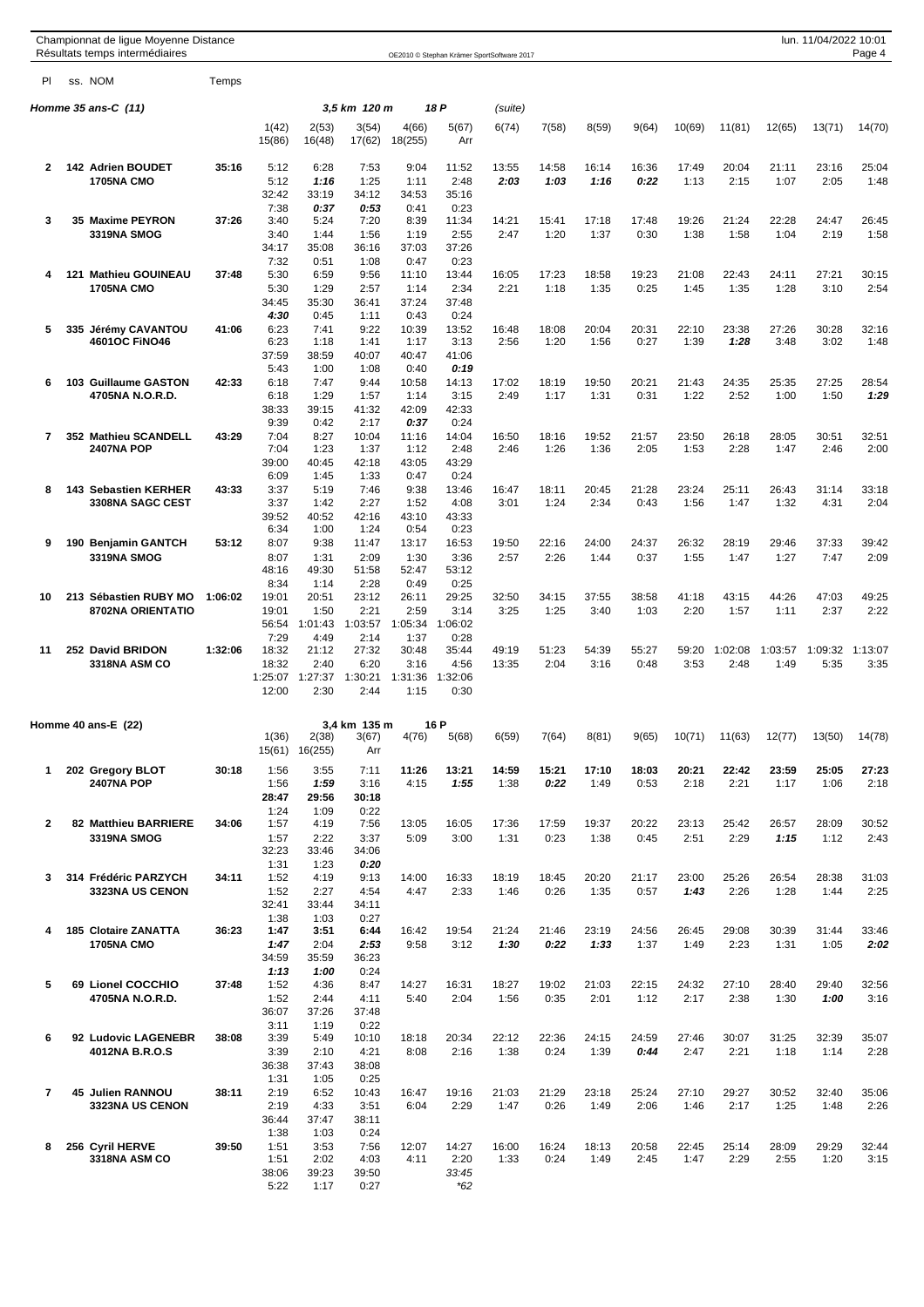Championnat de ligue Moyenne Distance
Résultats temps intermédiaires

OE2010 © Stephan Krämer SportSoftware 2017

lun. 11/04/2022 10:01

## Homme 35 ans-C (11)

3,5 km 120 m — 18 P (suite)

| Pl | ss. NOM | Temps | 1(42) / 15(86) | 2(53) / 16(48) | 3(54) / 17(62) | 4(66) / 18(255) | 5(67) / Arr | 6(74) | 7(58) | 8(59) | 9(64) | 10(69) | 11(81) | 12(65) | 13(71) | 14(70) |
|---|---|---|---|---|---|---|---|---|---|---|---|---|---|---|---|---|
| 2 | 142 Adrien BOUDET | 35:16 | 5:12 | 6:28 | 7:53 | 9:04 | 11:52 | 13:55 | 14:58 | 16:14 | 16:36 | 17:49 | 20:04 | 21:11 | 23:16 | 25:04 |
| | 1705NA CMO | | 5:12 | *1:16* | 1:25 | 1:11 | 2:48 | *2:03* | *1:03* | *1:16* | *0:22* | 1:13 | 2:15 | 1:07 | 2:05 | 1:48 |
| | | | 32:42 | 33:19 | 34:12 | 34:53 | 35:16 | | | | | | | | | |
| | | | 7:38 | *0:37* | *0:53* | 0:41 | 0:23 | | | | | | | | | |
| 3 | 35 Maxime PEYRON | 37:26 | 3:40 | 5:24 | 7:20 | 8:39 | 11:34 | 14:21 | 15:41 | 17:18 | 17:48 | 19:26 | 21:24 | 22:28 | 24:47 | 26:45 |
| | 3319NA SMOG | | 3:40 | 1:44 | 1:56 | 1:19 | 2:55 | 2:47 | 1:20 | 1:37 | 0:30 | 1:38 | 1:58 | 1:04 | 2:19 | 1:58 |
| | | | 34:17 | 35:08 | 36:16 | 37:03 | 37:26 | | | | | | | | | |
| | | | 7:32 | 0:51 | 1:08 | 0:47 | 0:23 | | | | | | | | | |
| 4 | 121 Mathieu GOUINEAU | 37:48 | 5:30 | 6:59 | 9:56 | 11:10 | 13:44 | 16:05 | 17:23 | 18:58 | 19:23 | 21:08 | 22:43 | 24:11 | 27:21 | 30:15 |
| | 1705NA CMO | | 5:30 | 1:29 | 2:57 | 1:14 | 2:34 | 2:21 | 1:18 | 1:35 | 0:25 | 1:45 | 1:35 | 1:28 | 3:10 | 2:54 |
| | | | 34:45 | 35:30 | 36:41 | 37:24 | 37:48 | | | | | | | | | |
| | | | *4:30* | 0:45 | 1:11 | 0:43 | 0:24 | | | | | | | | | |
| 5 | 335 Jérémy CAVANTOU | 41:06 | 6:23 | 7:41 | 9:22 | 10:39 | 13:52 | 16:48 | 18:08 | 20:04 | 20:31 | 22:10 | 23:38 | 27:26 | 30:28 | 32:16 |
| | 4601OC FINO46 | | 6:23 | 1:18 | 1:41 | 1:17 | 3:13 | 2:56 | 1:20 | 1:56 | 0:27 | 1:39 | *1:28* | 3:48 | 3:02 | 1:48 |
| | | | 37:59 | 38:59 | 40:07 | 40:47 | 41:06 | | | | | | | | | |
| | | | 5:43 | 1:00 | 1:08 | 0:40 | *0:19* | | | | | | | | | |
| 6 | 103 Guillaume GASTON | 42:33 | 6:18 | 7:47 | 9:44 | 10:58 | 14:13 | 17:02 | 18:19 | 19:50 | 20:21 | 21:43 | 24:35 | 25:35 | 27:25 | 28:54 |
| | 4705NA N.O.R.D. | | 6:18 | 1:29 | 1:57 | 1:14 | 3:15 | 2:49 | 1:17 | 1:31 | 0:31 | 1:22 | 2:52 | 1:00 | 1:50 | *1:29* |
| | | | 38:33 | 39:15 | 41:32 | 42:09 | 42:33 | | | | | | | | | |
| | | | 9:39 | 0:42 | 2:17 | *0:37* | 0:24 | | | | | | | | | |
| 7 | 352 Mathieu SCANDELL | 43:29 | 7:04 | 8:27 | 10:04 | 11:16 | 14:04 | 16:50 | 18:16 | 19:52 | 21:57 | 23:50 | 26:18 | 28:05 | 30:51 | 32:51 |
| | 2407NA POP | | 7:04 | 1:23 | 1:37 | 1:12 | 2:48 | 2:46 | 1:26 | 1:36 | 2:05 | 1:53 | 2:28 | 1:47 | 2:46 | 2:00 |
| | | | 39:00 | 40:45 | 42:18 | 43:05 | 43:29 | | | | | | | | | |
| | | | 6:09 | 1:45 | 1:33 | 0:47 | 0:24 | | | | | | | | | |
| 8 | 143 Sebastien KERHER | 43:33 | 3:37 | 5:19 | 7:46 | 9:38 | 13:46 | 16:47 | 18:11 | 20:45 | 21:28 | 23:24 | 25:11 | 26:43 | 31:14 | 33:18 |
| | 3308NA SAGC CEST | | 3:37 | 1:42 | 2:27 | 1:52 | 4:08 | 3:01 | 1:24 | 2:34 | 0:43 | 1:56 | 1:47 | 1:32 | 4:31 | 2:04 |
| | | | 39:52 | 40:52 | 42:16 | 43:10 | 43:33 | | | | | | | | | |
| | | | 6:34 | 1:00 | 1:24 | 0:54 | 0:23 | | | | | | | | | |
| 9 | 190 Benjamin GANTCH | 53:12 | 8:07 | 9:38 | 11:47 | 13:17 | 16:53 | 19:50 | 22:16 | 24:00 | 24:37 | 26:32 | 28:19 | 29:46 | 37:33 | 39:42 |
| | 3319NA SMOG | | 8:07 | 1:31 | 2:09 | 1:30 | 3:36 | 2:57 | 2:26 | 1:44 | 0:37 | 1:55 | 1:47 | 1:27 | 7:47 | 2:09 |
| | | | 48:16 | 49:30 | 51:58 | 52:47 | 53:12 | | | | | | | | | |
| | | | 8:34 | 1:14 | 2:28 | 0:49 | 0:25 | | | | | | | | | |
| 10 | 213 Sébastien RUBY MO | 1:06:02 | 19:01 | 20:51 | 23:12 | 26:11 | 29:25 | 32:50 | 34:15 | 37:55 | 38:58 | 41:18 | 43:15 | 44:26 | 47:03 | 49:25 |
| | 8702NA ORIENTATIO | | 19:01 | 1:50 | 2:21 | 2:59 | 3:14 | 3:25 | 1:25 | 3:40 | 1:03 | 2:20 | 1:57 | 1:11 | 2:37 | 2:22 |
| | | | 56:54 | 1:01:43 | 1:03:57 | 1:05:34 | 1:06:02 | | | | | | | | | |
| | | | 7:29 | 4:49 | 2:14 | 1:37 | 0:28 | | | | | | | | | |
| 11 | 252 David BRIDON | 1:32:06 | 18:32 | 21:12 | 27:32 | 30:48 | 35:44 | 49:19 | 51:23 | 54:39 | 55:27 | 59:20 | 1:02:08 | 1:03:57 | 1:09:32 | 1:13:07 |
| | 3318NA ASM CO | | 18:32 | 2:40 | 6:20 | 3:16 | 4:56 | 13:35 | 2:04 | 3:16 | 0:48 | 3:53 | 2:48 | 1:49 | 5:35 | 3:35 |
| | | | 1:25:07 | 1:27:37 | 1:30:21 | 1:31:36 | 1:32:06 | | | | | | | | | |
| | | | 12:00 | 2:30 | 2:44 | 1:15 | 0:30 | | | | | | | | | |

## Homme 40 ans-E (22)

3,4 km 135 m — 16 P

| Pl | ss. NOM | Temps | 1(36) / 15(61) | 2(38) / 16(255) | 3(67) / Arr | 4(76) | 5(68) | 6(59) | 7(64) | 8(81) | 9(65) | 10(71) | 11(63) | 12(77) | 13(50) | 14(78) |
|---|---|---|---|---|---|---|---|---|---|---|---|---|---|---|---|---|
| 1 | 202 Gregory BLOT | 30:18 | 1:56 | 3:55 | 7:11 | **11:26** | **13:21** | **14:59** | **15:21** | **17:10** | **18:03** | **20:21** | **22:42** | **23:59** | **25:05** | **27:23** |
| | 2407NA POP | | 1:56 | *1:59* | 3:16 | 4:15 | *1:55* | 1:38 | *0:22* | 1:49 | 0:53 | 2:18 | 2:21 | 1:17 | 1:06 | 2:18 |
| | | | **28:47** | **29:56** | **30:18** | | | | | | | | | | | |
| | | | 1:24 | 1:09 | 0:22 | | | | | | | | | | | |
| 2 | 82 Matthieu BARRIERE | 34:06 | 1:57 | 4:19 | 7:56 | 13:05 | 16:05 | 17:36 | 17:59 | 19:37 | 20:22 | 23:13 | 25:42 | 26:57 | 28:09 | 30:52 |
| | 3319NA SMOG | | 1:57 | 2:22 | 3:37 | 5:09 | 3:00 | 1:31 | 0:23 | 1:38 | 0:45 | 2:51 | 2:29 | *1:15* | 1:12 | 2:43 |
| | | | 32:23 | 33:46 | 34:06 | | | | | | | | | | | |
| | | | 1:31 | 1:23 | *0:20* | | | | | | | | | | | |
| 3 | 314 Frédéric PARZYCH | 34:11 | 1:52 | 4:19 | 9:13 | 14:00 | 16:33 | 18:19 | 18:45 | 20:20 | 21:17 | 23:00 | 25:26 | 26:54 | 28:38 | 31:03 |
| | 3323NA US CENON | | 1:52 | 2:27 | 4:54 | 4:47 | 2:33 | 1:46 | 0:26 | 1:35 | 0:57 | *1:43* | 2:26 | 1:28 | 1:44 | 2:25 |
| | | | 32:41 | 33:44 | 34:11 | | | | | | | | | | | |
| | | | 1:38 | 1:03 | 0:27 | | | | | | | | | | | |
| 4 | 185 Clotaire ZANATTA | 36:23 | **1:47** | 3:51 | **6:44** | 16:42 | 19:54 | 21:24 | 21:46 | 23:19 | 24:56 | 26:45 | 29:08 | 30:39 | 31:44 | 33:46 |
| | 1705NA CMO | | *1:47* | 2:04 | *2:53* | 9:58 | 3:12 | *1:30* | *0:22* | *1:33* | 1:37 | 1:49 | 2:23 | 1:31 | 1:05 | *2:02* |
| | | | 34:59 | 35:59 | 36:23 | | | | | | | | | | | |
| | | | *1:13* | *1:00* | 0:24 | | | | | | | | | | | |
| 5 | 69 Lionel COCCHIO | 37:48 | 1:52 | 4:36 | 8:47 | 14:27 | 16:31 | 18:27 | 19:02 | 21:03 | 22:15 | 24:32 | 27:10 | 28:40 | 29:40 | 32:56 |
| | 4705NA N.O.R.D. | | 1:52 | 2:44 | 4:11 | 5:40 | 2:04 | 1:56 | 0:35 | 2:01 | 1:12 | 2:17 | 2:38 | 1:30 | *1:00* | 3:16 |
| | | | 36:07 | 37:26 | 37:48 | | | | | | | | | | | |
| | | | 3:11 | 1:19 | 0:22 | | | | | | | | | | | |
| 6 | 92 Ludovic LAGENEBR | 38:08 | 3:39 | 5:49 | 10:10 | 18:18 | 20:34 | 22:12 | 22:36 | 24:15 | 24:59 | 27:46 | 30:07 | 31:25 | 32:39 | 35:07 |
| | 4012NA B.R.O.S | | 3:39 | 2:10 | 4:21 | 8:08 | 2:16 | 1:38 | 0:24 | 1:39 | *0:44* | 2:47 | 2:21 | 1:18 | 1:14 | 2:28 |
| | | | 36:38 | 37:43 | 38:08 | | | | | | | | | | | |
| | | | 1:31 | 1:05 | 0:25 | | | | | | | | | | | |
| 7 | 45 Julien RANNOU | 38:11 | 2:19 | 6:52 | 10:43 | 16:47 | 19:16 | 21:03 | 21:29 | 23:18 | 25:24 | 27:10 | 29:27 | 30:52 | 32:40 | 35:06 |
| | 3323NA US CENON | | 2:19 | 4:33 | 3:51 | 6:04 | 2:29 | 1:47 | 0:26 | 1:49 | 2:06 | 1:46 | 2:17 | 1:25 | 1:48 | 2:26 |
| | | | 36:44 | 37:47 | 38:11 | | | | | | | | | | | |
| | | | 1:38 | 1:03 | 0:24 | | | | | | | | | | | |
| 8 | 256 Cyril HERVE | 39:50 | 1:51 | 3:53 | 7:56 | 12:07 | 14:27 | 16:00 | 16:24 | 18:13 | 20:58 | 22:45 | 25:14 | 28:09 | 29:29 | 32:44 |
| | 3318NA ASM CO | | 1:51 | 2:02 | 4:03 | 4:11 | 2:20 | 1:33 | 0:24 | 1:49 | 2:45 | 1:47 | 2:29 | 2:55 | 1:20 | 3:15 |
| | | | 38:06 | 39:23 | 39:50 | | *33:45* | | | | | | | | | |
| | | | 5:22 | 1:17 | 0:27 | | *\*62* | | | | | | | | | |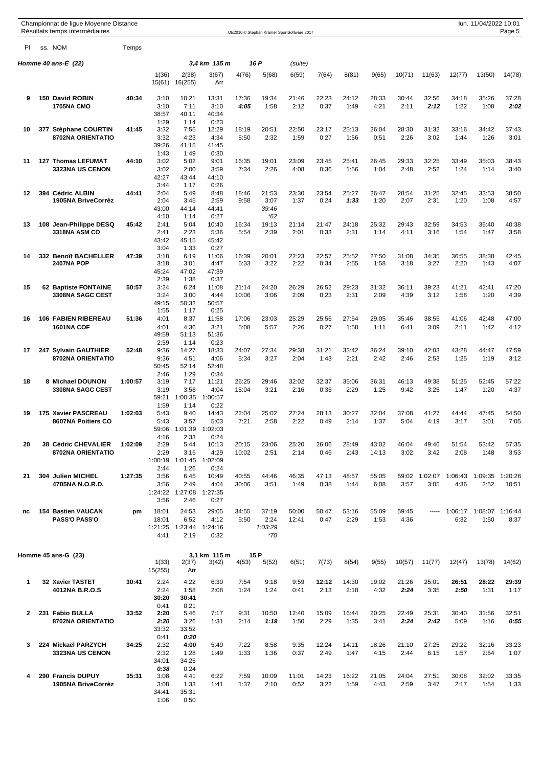Championnat de ligue Moyenne Distance
Résultats temps intermédiaires

lun. 11/04/2022 10:01

## Homme 40 ans-E (22) — 3,4 km 135 m — 16 P (suite)

| Pl | ss. NOM | Temps | 1(36) | 2(38) | 3(67) | 4(76) | 5(68) | 6(59) | 7(64) | 8(81) | 9(65) | 10(71) | 11(63) | 12(77) | 13(50) | 14(78) |
|---|---|---|---|---|---|---|---|---|---|---|---|---|---|---|---|---|
| | | | 15(61) | 16(255) | Arr | | | | | | | | | | | |
| 9 | 150 David ROBIN 1705NA CMO | 40:34 | 3:10 / 3:10 | 10:21 / 7:11 | 13:31 / 3:10 | 17:36 / **4:05** | 19:34 / 1:58 | 21:46 / 2:12 | 22:23 / 0:37 | 24:12 / 1:49 | 28:33 / 4:21 | 30:44 / 2:11 | 32:56 / **2:12** | 34:18 / 1:22 | 35:26 / 1:08 | 37:28 / **2:02** |
| | | | 38:57 / 1:29 | 40:11 / 1:14 | 40:34 / 0:23 | | | | | | | | | | | |
| 10 | 377 Stéphane COURTIN 8702NA ORIENTATIO | 41:45 | 3:32 / 3:32 | 7:55 / 4:23 | 12:29 / 4:34 | 18:19 / 5:50 | 20:51 / 2:32 | 22:50 / 1:59 | 23:17 / 0:27 | 25:13 / 1:56 | 26:04 / 0:51 | 28:30 / 2:26 | 31:32 / 3:02 | 33:16 / 1:44 | 34:42 / 1:26 | 37:43 / 3:01 |
| | | | 39:26 / 1:43 | 41:15 / 1:49 | 41:45 / 0:30 | | | | | | | | | | | |
| 11 | 127 Thomas LEFUMAT 3323NA US CENON | 44:10 | 3:02 / 3:02 | 5:02 / 2:00 | 9:01 / 3:59 | 16:35 / 7:34 | 19:01 / 2:26 | 23:09 / 4:08 | 23:45 / 0:36 | 25:41 / 1:56 | 26:45 / 1:04 | 29:33 / 2:48 | 32:25 / 2:52 | 33:49 / 1:24 | 35:03 / 1:14 | 38:43 / 3:40 |
| | | | 42:27 / 3:44 | 43:44 / 1:17 | 44:10 / 0:26 | | | | | | | | | | | |
| 12 | 394 Cédric ALBIN 1905NA BriveCorrèz | 44:41 | 2:04 / 2:04 | 5:49 / 3:45 | 8:48 / 2:59 | 18:46 / 9:58 | 21:53 / 3:07 / *39:46* / *\*62* | 23:30 / 1:37 | 23:54 / 0:24 | 25:27 / **1:33** | 26:47 / 1:20 | 28:54 / 2:07 | 31:25 / 2:31 | 32:45 / 1:20 | 33:53 / 1:08 | 38:50 / 4:57 |
| | | | 43:00 / 4:10 | 44:14 / 1:14 | 44:41 / 0:27 | | | | | | | | | | | |
| 13 | 108 Jean-Philippe DESQ 3318NA ASM CO | 45:42 | 2:41 / 2:41 | 5:04 / 2:23 | 10:40 / 5:36 | 16:34 / 5:54 | 19:13 / 2:39 | 21:14 / 2:01 | 21:47 / 0:33 | 24:18 / 2:31 | 25:32 / 1:14 | 29:43 / 4:11 | 32:59 / 3:16 | 34:53 / 1:54 | 36:40 / 1:47 | 40:38 / 3:58 |
| | | | 43:42 / 3:04 | 45:15 / 1:33 | 45:42 / 0:27 | | | | | | | | | | | |
| 14 | 332 Benoît BACHELLER 2407NA POP | 47:39 | 3:18 / 3:18 | 6:19 / 3:01 | 11:06 / 4:47 | 16:39 / 5:33 | 20:01 / 3:22 | 22:23 / 2:22 | 22:57 / 0:34 | 25:52 / 2:55 | 27:50 / 1:58 | 31:08 / 3:18 | 34:35 / 3:27 | 36:55 / 2:20 | 38:38 / 1:43 | 42:45 / 4:07 |
| | | | 45:24 / 2:39 | 47:02 / 1:38 | 47:39 / 0:37 | | | | | | | | | | | |
| 15 | 62 Baptiste FONTAINE 3308NA SAGC CEST | 50:57 | 3:24 / 3:24 | 6:24 / 3:00 | 11:08 / 4:44 | 21:14 / 10:06 | 24:20 / 3:06 | 26:29 / 2:09 | 26:52 / 0:23 | 29:23 / 2:31 | 31:32 / 2:09 | 36:11 / 4:39 | 39:23 / 3:12 | 41:21 / 1:58 | 42:41 / 1:20 | 47:20 / 4:39 |
| | | | 49:15 / 1:55 | 50:32 / 1:17 | 50:57 / 0:25 | | | | | | | | | | | |
| 16 | 106 FABIEN RIBEREAU 1601NA COF | 51:36 | 4:01 / 4:01 | 8:37 / 4:36 | 11:58 / 3:21 | 17:06 / 5:08 | 23:03 / 5:57 | 25:29 / 2:26 | 25:56 / 0:27 | 27:54 / 1:58 | 29:05 / 1:11 | 35:46 / 6:41 | 38:55 / 3:09 | 41:06 / 2:11 | 42:48 / 1:42 | 47:00 / 4:12 |
| | | | 49:59 / 2:59 | 51:13 / 1:14 | 51:36 / 0:23 | | | | | | | | | | | |
| 17 | 247 Sylvain GAUTHIER 8702NA ORIENTATIO | 52:48 | 9:36 / 9:36 | 14:27 / 4:51 | 18:33 / 4:06 | 24:07 / 5:34 | 27:34 / 3:27 | 29:38 / 2:04 | 31:21 / 1:43 | 33:42 / 2:21 | 36:24 / 2:42 | 39:10 / 2:46 | 42:03 / 2:53 | 43:28 / 1:25 | 44:47 / 1:19 | 47:59 / 3:12 |
| | | | 50:45 / 2:46 | 52:14 / 1:29 | 52:48 / 0:34 | | | | | | | | | | | |
| 18 | 8 Michael DOUNON 3308NA SAGC CEST | 1:00:57 | 3:19 / 3:19 | 7:17 / 3:58 | 11:21 / 4:04 | 26:25 / 15:04 | 29:46 / 3:21 | 32:02 / 2:16 | 32:37 / 0:35 | 35:06 / 2:29 | 36:31 / 1:25 | 46:13 / 9:42 | 49:38 / 3:25 | 51:25 / 1:47 | 52:45 / 1:20 | 57:22 / 4:37 |
| | | | 59:21 / 1:59 | 1:00:35 / 1:14 | 1:00:57 / 0:22 | | | | | | | | | | | |
| 19 | 175 Xavier PASCREAU 8607NA Poitiers CO | 1:02:03 | 5:43 / 5:43 | 9:40 / 3:57 | 14:43 / 5:03 | 22:04 / 7:21 | 25:02 / 2:58 | 27:24 / 2:22 | 28:13 / 0:49 | 30:27 / 2:14 | 32:04 / 1:37 | 37:08 / 5:04 | 41:27 / 4:19 | 44:44 / 3:17 | 47:45 / 3:01 | 54:50 / 7:05 |
| | | | 59:06 / 4:16 | 1:01:39 / 2:33 | 1:02:03 / 0:24 | | | | | | | | | | | |
| 20 | 38 Cédric CHEVALIER 8702NA ORIENTATIO | 1:02:09 | 2:29 / 2:29 | 5:44 / 3:15 | 10:13 / 4:29 | 20:15 / 10:02 | 23:06 / 2:51 | 25:20 / 2:14 | 26:06 / 0:46 | 28:49 / 2:43 | 43:02 / 14:13 | 46:04 / 3:02 | 49:46 / 3:42 | 51:54 / 2:08 | 53:42 / 1:48 | 57:35 / 3:53 |
| | | | 1:00:19 / 2:44 | 1:01:45 / 1:26 | 1:02:09 / 0:24 | | | | | | | | | | | |
| 21 | 304 Julien MICHEL 4705NA N.O.R.D. | 1:27:35 | 3:56 / 3:56 | 6:45 / 2:49 | 10:49 / 4:04 | 40:55 / 30:06 | 44:46 / 3:51 | 46:35 / 1:49 | 47:13 / 0:38 | 48:57 / 1:44 | 55:05 / 6:08 | 59:02 / 3:57 | 1:02:07 / 3:05 | 1:06:43 / 4:36 | 1:09:35 / 2:52 | 1:20:26 / 10:51 |
| | | | 1:24:22 / 3:56 | 1:27:08 / 2:46 | 1:27:35 / 0:27 | | | | | | | | | | | |
| nc | 154 Bastien VAUCAN PASS'O PASS'O | pm | 18:01 / 18:01 | 24:53 / 6:52 | 29:05 / 4:12 | 34:55 / 5:50 | 37:19 / 2:24 / *1:03:29* / *\*70* | 50:00 / 12:41 | 50:47 / 0:47 | 53:16 / 2:29 | 55:09 / 1:53 | 59:45 / 4:36 | ----- | 1:06:17 / 6:32 | 1:08:07 / 1:50 | 1:16:44 / 8:37 |
| | | | 1:21:25 / 4:41 | 1:23:44 / 2:19 | 1:24:16 / 0:32 | | | | | | | | | | | |

## Homme 45 ans-G (23) — 3,1 km 115 m — 15 P

| Pl | ss. NOM | Temps | 1(33) | 2(37) | 3(42) | 4(53) | 5(52) | 6(51) | 7(73) | 8(54) | 9(55) | 10(57) | 11(77) | 12(47) | 13(78) | 14(62) |
|---|---|---|---|---|---|---|---|---|---|---|---|---|---|---|---|---|
| | | | 15(255) | Arr | | | | | | | | | | | | |
| 1 | 32 Xavier TASTET 4012NA B.R.O.S | 30:41 | 2:24 / 2:24 | 4:22 / 1:58 | 6:30 / 2:08 | 7:54 / 1:24 | 9:18 / 1:24 | 9:59 / 0:41 | **12:12** / 2:13 | 14:30 / 2:18 | 19:02 / 4:32 | 21:26 / **2:24** | 25:01 / 3:35 | **26:51** / **1:50** | 28:22 / 1:31 | 29:39 / 1:17 |
| | | | **30:20** / 0:41 | **30:41** / 0:21 | | | | | | | | | | | | |
| 2 | 231 Fabio BULLA 8702NA ORIENTATIO | 33:52 | **2:20** / **2:20** | 5:46 / 3:26 | 7:17 / 1:31 | 9:31 / 2:14 | 10:50 / **1:19** | 12:40 / 1:50 | 15:09 / 2:29 | 16:44 / 1:35 | 20:25 / 3:41 | 22:49 / **2:24** | 25:31 / **2:42** | 30:40 / 5:09 | 31:56 / 1:16 | 32:51 / **0:55** |
| | | | 33:32 / 0:41 | 33:52 / **0:20** | | | | | | | | | | | | |
| 3 | 224 Mickaël PARZYCH 3323NA US CENON | 34:25 | 2:32 / 2:32 | **4:00** / 1:28 | 5:49 / 1:49 | 7:22 / 1:33 | 8:58 / 1:36 | 9:35 / 0:37 | 12:24 / 2:49 | 14:11 / 1:47 | 18:26 / 4:15 | 21:10 / 2:44 | 27:25 / 6:15 | 29:22 / 1:57 | 32:16 / 2:54 | 33:23 / 1:07 |
| | | | 34:01 / **0:38** | 34:25 / 0:24 | | | | | | | | | | | | |
| 4 | 290 Francis DUPUY 1905NA BriveCorrèz | 35:31 | 3:08 / 3:08 | 4:41 / 1:33 | 6:22 / 1:41 | 7:59 / 1:37 | 10:09 / 2:10 | 11:01 / 0:52 | 14:23 / 3:22 | 16:22 / 1:59 | 21:05 / 4:43 | 24:04 / 2:59 | 27:51 / 3:47 | 30:08 / 2:17 | 32:02 / 1:54 | 33:35 / 1:33 |
| | | | 34:41 / 1:06 | 35:31 / 0:50 | | | | | | | | | | | | |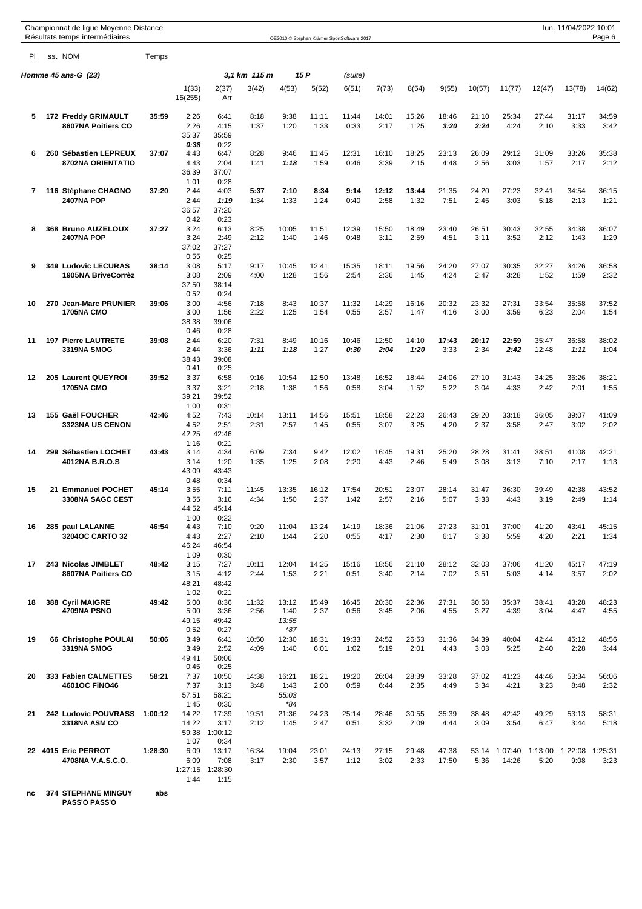Championnat de ligue Moyenne Distance
Résultats temps intermédiaires

| Pl | ss. NOM | Temps | | | | | | | | | | | | | | |
|---|---|---|---|---|---|---|---|---|---|---|---|---|---|---|---|---|
| **Homme 45 ans-G (23)** | | | | | 3,1 km 115 m | 15 P | | (suite) | | | | | | | | |
| | | | 1(33) / 15(255) | 2(37) / Arr | 3(42) | 4(53) | 5(52) | 6(51) | 7(73) | 8(54) | 9(55) | 10(57) | 11(77) | 12(47) | 13(78) | 14(62) |
| **5** | **172 Freddy GRIMAULT** **8607NA Poitiers CO** | **35:59** | 2:26 / 2:26 / 35:37 / *0:38* | 6:41 / 4:15 / 35:59 / 0:22 | 8:18 / 1:37 | 9:38 / 1:20 | 11:11 / 1:33 | 11:44 / 0:33 | 14:01 / 2:17 | 15:26 / 1:25 | 18:46 / *3:20* | 21:10 / *2:24* | 25:34 / 4:24 | 27:44 / 2:10 | 31:17 / 3:33 | 34:59 / 3:42 |
| **6** | **260 Sébastien LEPREUX** **8702NA ORIENTATIO** | **37:07** | 4:43 / 4:43 / 36:39 / 1:01 | 6:47 / 2:04 / 37:07 / 0:28 | 8:28 / 1:41 | 9:46 / *1:18* | 11:45 / 1:59 | 12:31 / 0:46 | 16:10 / 3:39 | 18:25 / 2:15 | 23:13 / 4:48 | 26:09 / 2:56 | 29:12 / 3:03 | 31:09 / 1:57 | 33:26 / 2:17 | 35:38 / 2:12 |
| **7** | **116 Stéphane CHAGNO** **2407NA POP** | **37:20** | 2:44 / 2:44 / 36:57 / 0:42 | 4:03 / *1:19* / 37:20 / 0:23 | **5:37** / 1:34 | **7:10** / 1:33 | **8:34** / 1:24 | **9:14** / 0:40 | **12:12** / 2:58 | **13:44** / 1:32 | 21:35 / 7:51 | 24:20 / 2:45 | 27:23 / 3:03 | 32:41 / 5:18 | 34:54 / 2:13 | 36:15 / 1:21 |
| **8** | **368 Bruno AUZELOUX** **2407NA POP** | **37:27** | 3:24 / 3:24 / 37:02 / 0:55 | 6:13 / 2:49 / 37:27 / 0:25 | 8:25 / 2:12 | 10:05 / 1:40 | 11:51 / 1:46 | 12:39 / 0:48 | 15:50 / 3:11 | 18:49 / 2:59 | 23:40 / 4:51 | 26:51 / 3:11 | 30:43 / 3:52 | 32:55 / 2:12 | 34:38 / 1:43 | 36:07 / 1:29 |
| **9** | **349 Ludovic LECURAS** **1905NA BriveCorrèz** | **38:14** | 3:08 / 3:08 / 37:50 / 0:52 | 5:17 / 2:09 / 38:14 / 0:24 | 9:17 / 4:00 | 10:45 / 1:28 | 12:41 / 1:56 | 15:35 / 2:54 | 18:11 / 2:36 | 19:56 / 1:45 | 24:20 / 4:24 | 27:07 / 2:47 | 30:35 / 3:28 | 32:27 / 1:52 | 34:26 / 1:59 | 36:58 / 2:32 |
| **10** | **270 Jean-Marc PRUNIER** **1705NA CMO** | **39:06** | 3:00 / 3:00 / 38:38 / 0:46 | 4:56 / 1:56 / 39:06 / 0:28 | 7:18 / 2:22 | 8:43 / 1:25 | 10:37 / 1:54 | 11:32 / 0:55 | 14:29 / 2:57 | 16:16 / 1:47 | 20:32 / 4:16 | 23:32 / 3:00 | 27:31 / 3:59 | 33:54 / 6:23 | 35:58 / 2:04 | 37:52 / 1:54 |
| **11** | **197 Pierre LAUTRETE** **3319NA SMOG** | **39:08** | 2:44 / 2:44 / 38:43 / 0:41 | 6:20 / 3:36 / 39:08 / 0:25 | 7:31 / *1:11* | 8:49 / *1:18* | 10:16 / 1:27 | 10:46 / *0:30* | 12:50 / *2:04* | 14:10 / *1:20* | **17:43** / 3:33 | **20:17** / 2:34 | **22:59** / *2:42* | 35:47 / 12:48 | 36:58 / *1:11* | 38:02 / 1:04 |
| **12** | **205 Laurent QUEYROI** **1705NA CMO** | **39:52** | 3:37 / 3:37 / 39:21 / 1:00 | 6:58 / 3:21 / 39:52 / 0:31 | 9:16 / 2:18 | 10:54 / 1:38 | 12:50 / 1:56 | 13:48 / 0:58 | 16:52 / 3:04 | 18:44 / 1:52 | 24:06 / 5:22 | 27:10 / 3:04 | 31:43 / 4:33 | 34:25 / 2:42 | 36:26 / 2:01 | 38:21 / 1:55 |
| **13** | **155 Gaël FOUCHER** **3323NA US CENON** | **42:46** | 4:52 / 4:52 / 42:25 / 1:16 | 7:43 / 2:51 / 42:46 / 0:21 | 10:14 / 2:31 | 13:11 / 2:57 | 14:56 / 1:45 | 15:51 / 0:55 | 18:58 / 3:07 | 22:23 / 3:25 | 26:43 / 4:20 | 29:20 / 2:37 | 33:18 / 3:58 | 36:05 / 2:47 | 39:07 / 3:02 | 41:09 / 2:02 |
| **14** | **299 Sébastien LOCHET** **4012NA B.R.O.S** | **43:43** | 3:14 / 3:14 / 43:09 / 0:48 | 4:34 / 1:20 / 43:43 / 0:34 | 6:09 / 1:35 | 7:34 / 1:25 | 9:42 / 2:08 | 12:02 / 2:20 | 16:45 / 4:43 | 19:31 / 2:46 | 25:20 / 5:49 | 28:28 / 3:08 | 31:41 / 3:13 | 38:51 / 7:10 | 41:08 / 2:17 | 42:21 / 1:13 |
| **15** | **21 Emmanuel POCHET** **3308NA SAGC CEST** | **45:14** | 3:55 / 3:55 / 44:52 / 1:00 | 7:11 / 3:16 / 45:14 / 0:22 | 11:45 / 4:34 | 13:35 / 1:50 | 16:12 / 2:37 | 17:54 / 1:42 | 20:51 / 2:57 | 23:07 / 2:16 | 28:14 / 5:07 | 31:47 / 3:33 | 36:30 / 4:43 | 39:49 / 3:19 | 42:38 / 2:49 | 43:52 / 1:14 |
| **16** | **285 paul LALANNE** **3204OC CARTO 32** | **46:54** | 4:43 / 4:43 / 46:24 / 1:09 | 7:10 / 2:27 / 46:54 / 0:30 | 9:20 / 2:10 | 11:04 / 1:44 | 13:24 / 2:20 | 14:19 / 0:55 | 18:36 / 4:17 | 21:06 / 2:30 | 27:23 / 6:17 | 31:01 / 3:38 | 37:00 / 5:59 | 41:20 / 4:20 | 43:41 / 2:21 | 45:15 / 1:34 |
| **17** | **243 Nicolas JIMBLET** **8607NA Poitiers CO** | **48:42** | 3:15 / 3:15 / 48:21 / 1:02 | 7:27 / 4:12 / 48:42 / 0:21 | 10:11 / 2:44 | 12:04 / 1:53 | 14:25 / 2:21 | 15:16 / 0:51 | 18:56 / 3:40 | 21:10 / 2:14 | 28:12 / 7:02 | 32:03 / 3:51 | 37:06 / 5:03 | 41:20 / 4:14 | 45:17 / 3:57 | 47:19 / 2:02 |
| **18** | **388 Cyril MAIGRE** **4709NA PSNO** | **49:42** | 5:00 / 5:00 / 49:15 / 0:52 | 8:36 / 3:36 / 49:42 / 0:27 | 11:32 / 2:56 | 13:12 / 1:40 / *13:55* / *\*87* | 15:49 / 2:37 | 16:45 / 0:56 | 20:30 / 3:45 | 22:36 / 2:06 | 27:31 / 4:55 | 30:58 / 3:27 | 35:37 / 4:39 | 38:41 / 3:04 | 43:28 / 4:47 | 48:23 / 4:55 |
| **19** | **66 Christophe POULAI** **3319NA SMOG** | **50:06** | 3:49 / 3:49 / 49:41 / 0:45 | 6:41 / 2:52 / 50:06 / 0:25 | 10:50 / 4:09 | 12:30 / 1:40 | 18:31 / 6:01 | 19:33 / 1:02 | 24:52 / 5:19 | 26:53 / 2:01 | 31:36 / 4:43 | 34:39 / 3:03 | 40:04 / 5:25 | 42:44 / 2:40 | 45:12 / 2:28 | 48:56 / 3:44 |
| **20** | **333 Fabien CALMETTES** **4601OC FINO46** | **58:21** | 7:37 / 7:37 / 57:51 / 1:45 | 10:50 / 3:13 / 58:21 / 0:30 | 14:38 / 3:48 | 16:21 / 1:43 / *55:03* / *\*84* | 18:21 / 2:00 | 19:20 / 0:59 | 26:04 / 6:44 | 28:39 / 2:35 | 33:28 / 4:49 | 37:02 / 3:34 | 41:23 / 4:21 | 44:46 / 3:23 | 53:34 / 8:48 | 56:06 / 2:32 |
| **21** | **242 Ludovic POUVRASS** **3318NA ASM CO** | **1:00:12** | 14:22 / 14:22 / 59:38 / 1:07 | 17:39 / 3:17 / 1:00:12 / 0:34 | 19:51 / 2:12 | 21:36 / 1:45 | 24:23 / 2:47 | 25:14 / 0:51 | 28:46 / 3:32 | 30:55 / 2:09 | 35:39 / 4:44 | 38:48 / 3:09 | 42:42 / 3:54 | 49:29 / 6:47 | 53:13 / 3:44 | 58:31 / 5:18 |
| **22** | **4015 Eric PERROT** **4708NA V.A.S.C.O.** | **1:28:30** | 6:09 / 6:09 / 1:27:15 / 1:44 | 13:17 / 7:08 / 1:28:30 / 1:15 | 16:34 / 3:17 | 19:04 / 2:30 | 23:01 / 3:57 | 24:13 / 1:12 | 27:15 / 3:02 | 29:48 / 2:33 | 47:38 / 17:50 | 53:14 / 5:36 | 1:07:40 / 14:26 | 1:13:00 / 5:20 | 1:22:08 / 9:08 | 1:25:31 / 3:23 |
| **nc** | **374 STEPHANE MINGUY** **PASS'O PASS'O** | **abs** | | | | | | | | | | | | | | |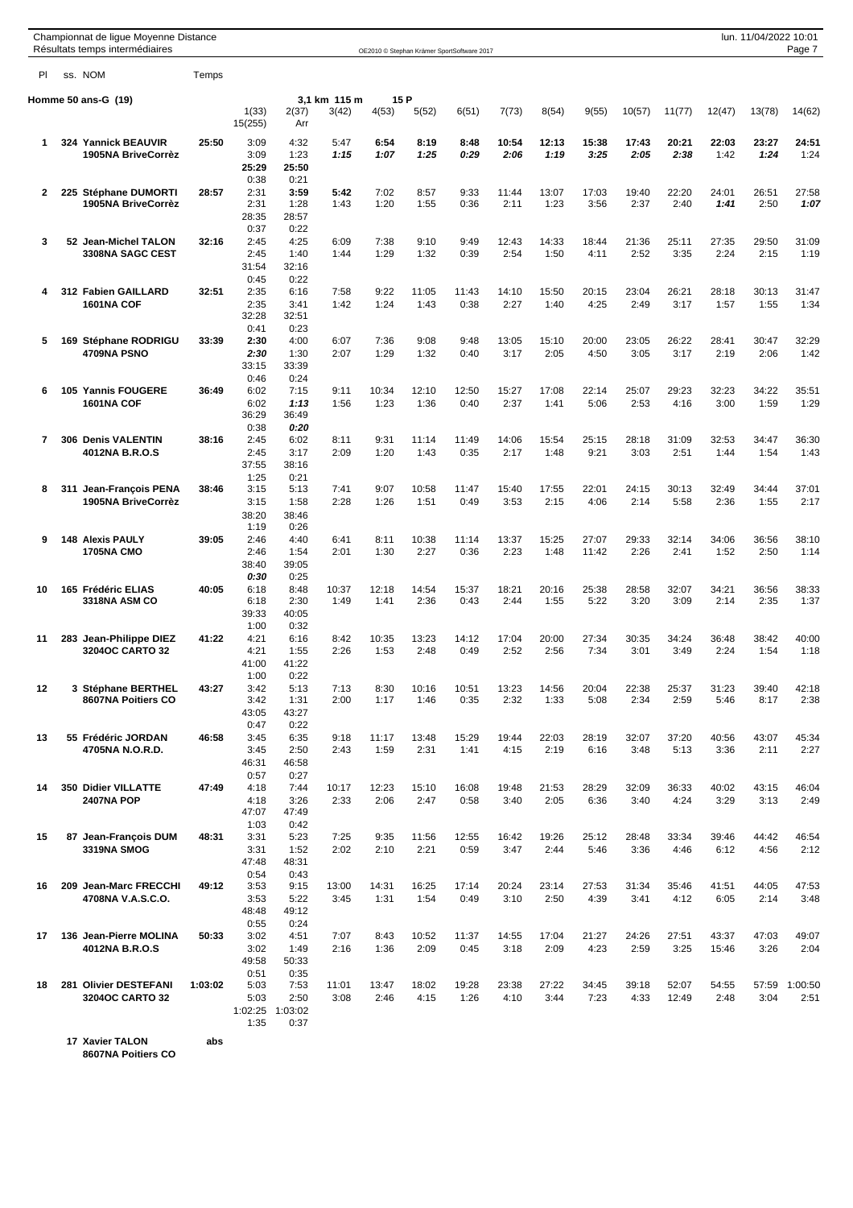Championnat de ligue Moyenne Distance
Résultats temps intermédiaires

| Pl | ss. NOM | Temps | 1(33) | 2(37) | 3(42) | 4(53) | 5(52) | 6(51) | 7(73) | 8(54) | 9(55) | 10(57) | 11(77) | 12(47) | 13(78) | 14(62) |
|---|---|---|---|---|---|---|---|---|---|---|---|---|---|---|---|---|
| | **Homme 50 ans-G (19)** | | 15(255) | Arr | 3,1 km 115 m | 15 P | | | | | | | | | | |
| **1** | **324 Yannick BEAUVIR** | **25:50** | 3:09 | 4:32 | 5:47 | **6:54** | **8:19** | **8:48** | **10:54** | **12:13** | **15:38** | **17:43** | **20:21** | 22:03 | **23:27** | **24:51** |
| | **1905NA BriveCorrèz** | | 3:09 | 1:23 | *1:15* | *1:07* | *1:25* | *0:29* | *2:06* | *1:19* | *3:25* | *2:05* | *2:38* | 1:42 | *1:24* | 1:24 |
| | | | **25:29** | **25:50** | | | | | | | | | | | | |
| | | | 0:38 | 0:21 | | | | | | | | | | | | |
| **2** | **225 Stéphane DUMORTI** | **28:57** | 2:31 | **3:59** | **5:42** | 7:02 | 8:57 | 9:33 | 11:44 | 13:07 | 17:03 | 19:40 | 22:20 | 24:01 | 26:51 | 27:58 |
| | **1905NA BriveCorrèz** | | 2:31 | 1:28 | 1:43 | 1:20 | 1:55 | 0:36 | 2:11 | 1:23 | 3:56 | 2:37 | 2:40 | *1:41* | 2:50 | *1:07* |
| | | | 28:35 | 28:57 | | | | | | | | | | | | |
| | | | 0:37 | 0:22 | | | | | | | | | | | | |
| **3** | **52 Jean-Michel TALON** | **32:16** | 2:45 | 4:25 | 6:09 | 7:38 | 9:10 | 9:49 | 12:43 | 14:33 | 18:44 | 21:36 | 25:11 | 27:35 | 29:50 | 31:09 |
| | **3308NA SAGC CEST** | | 2:45 | 1:40 | 1:44 | 1:29 | 1:32 | 0:39 | 2:54 | 1:50 | 4:11 | 2:52 | 3:35 | 2:24 | 2:15 | 1:19 |
| | | | 31:54 | 32:16 | | | | | | | | | | | | |
| | | | 0:45 | 0:22 | | | | | | | | | | | | |
| **4** | **312 Fabien GAILLARD** | **32:51** | 2:35 | 6:16 | 7:58 | 9:22 | 11:05 | 11:43 | 14:10 | 15:50 | 20:15 | 23:04 | 26:21 | 28:18 | 30:13 | 31:47 |
| | **1601NA COF** | | 2:35 | 3:41 | 1:42 | 1:24 | 1:43 | 0:38 | 2:27 | 1:40 | 4:25 | 2:49 | 3:17 | 1:57 | 1:55 | 1:34 |
| | | | 32:28 | 32:51 | | | | | | | | | | | | |
| | | | 0:41 | 0:23 | | | | | | | | | | | | |
| **5** | **169 Stéphane RODRIGU** | **33:39** | **2:30** | 4:00 | 6:07 | 7:36 | 9:08 | 9:48 | 13:05 | 15:10 | 20:00 | 23:05 | 26:22 | 28:41 | 30:47 | 32:29 |
| | **4709NA PSNO** | | *2:30* | 1:30 | 2:07 | 1:29 | 1:32 | 0:40 | 3:17 | 2:05 | 4:50 | 3:05 | 3:17 | 2:19 | 2:06 | 1:42 |
| | | | 33:15 | 33:39 | | | | | | | | | | | | |
| | | | 0:46 | 0:24 | | | | | | | | | | | | |
| **6** | **105 Yannis FOUGERE** | **36:49** | 6:02 | 7:15 | 9:11 | 10:34 | 12:10 | 12:50 | 15:27 | 17:08 | 22:14 | 25:07 | 29:23 | 32:23 | 34:22 | 35:51 |
| | **1601NA COF** | | 6:02 | *1:13* | 1:56 | 1:23 | 1:36 | 0:40 | 2:37 | 1:41 | 5:06 | 2:53 | 4:16 | 3:00 | 1:59 | 1:29 |
| | | | 36:29 | 36:49 | | | | | | | | | | | | |
| | | | 0:38 | *0:20* | | | | | | | | | | | | |
| **7** | **306 Denis VALENTIN** | **38:16** | 2:45 | 6:02 | 8:11 | 9:31 | 11:14 | 11:49 | 14:06 | 15:54 | 25:15 | 28:18 | 31:09 | 32:53 | 34:47 | 36:30 |
| | **4012NA B.R.O.S** | | 2:45 | 3:17 | 2:09 | 1:20 | 1:43 | 0:35 | 2:17 | 1:48 | 9:21 | 3:03 | 2:51 | 1:44 | 1:54 | 1:43 |
| | | | 37:55 | 38:16 | | | | | | | | | | | | |
| | | | 1:25 | 0:21 | | | | | | | | | | | | |
| **8** | **311 Jean-François PENA** | **38:46** | 3:15 | 5:13 | 7:41 | 9:07 | 10:58 | 11:47 | 15:40 | 17:55 | 22:01 | 24:15 | 30:13 | 32:49 | 34:44 | 37:01 |
| | **1905NA BriveCorrèz** | | 3:15 | 1:58 | 2:28 | 1:26 | 1:51 | 0:49 | 3:53 | 2:15 | 4:06 | 2:14 | 5:58 | 2:36 | 1:55 | 2:17 |
| | | | 38:20 | 38:46 | | | | | | | | | | | | |
| | | | 1:19 | 0:26 | | | | | | | | | | | | |
| **9** | **148 Alexis PAULY** | **39:05** | 2:46 | 4:40 | 6:41 | 8:11 | 10:38 | 11:14 | 13:37 | 15:25 | 27:07 | 29:33 | 32:14 | 34:06 | 36:56 | 38:10 |
| | **1705NA CMO** | | 2:46 | 1:54 | 2:01 | 1:30 | 2:27 | 0:36 | 2:23 | 1:48 | 11:42 | 2:26 | 2:41 | 1:52 | 2:50 | 1:14 |
| | | | 38:40 | 39:05 | | | | | | | | | | | | |
| | | | *0:30* | 0:25 | | | | | | | | | | | | |
| **10** | **165 Frédéric ELIAS** | **40:05** | 6:18 | 8:48 | 10:37 | 12:18 | 14:54 | 15:37 | 18:21 | 20:16 | 25:38 | 28:58 | 32:07 | 34:21 | 36:56 | 38:33 |
| | **3318NA ASM CO** | | 6:18 | 2:30 | 1:49 | 1:41 | 2:36 | 0:43 | 2:44 | 1:55 | 5:22 | 3:20 | 3:09 | 2:14 | 2:35 | 1:37 |
| | | | 39:33 | 40:05 | | | | | | | | | | | | |
| | | | 1:00 | 0:32 | | | | | | | | | | | | |
| **11** | **283 Jean-Philippe DIEZ** | **41:22** | 4:21 | 6:16 | 8:42 | 10:35 | 13:23 | 14:12 | 17:04 | 20:00 | 27:34 | 30:35 | 34:24 | 36:48 | 38:42 | 40:00 |
| | **3204OC CARTO 32** | | 4:21 | 1:55 | 2:26 | 1:53 | 2:48 | 0:49 | 2:52 | 2:56 | 7:34 | 3:01 | 3:49 | 2:24 | 1:54 | 1:18 |
| | | | 41:00 | 41:22 | | | | | | | | | | | | |
| | | | 1:00 | 0:22 | | | | | | | | | | | | |
| **12** | **3 Stéphane BERTHEL** | **43:27** | 3:42 | 5:13 | 7:13 | 8:30 | 10:16 | 10:51 | 13:23 | 14:56 | 20:04 | 22:38 | 25:37 | 31:23 | 39:40 | 42:18 |
| | **8607NA Poitiers CO** | | 3:42 | 1:31 | 2:00 | 1:17 | 1:46 | 0:35 | 2:32 | 1:33 | 5:08 | 2:34 | 2:59 | 5:46 | 8:17 | 2:38 |
| | | | 43:05 | 43:27 | | | | | | | | | | | | |
| | | | 0:47 | 0:22 | | | | | | | | | | | | |
| **13** | **55 Frédéric JORDAN** | **46:58** | 3:45 | 6:35 | 9:18 | 11:17 | 13:48 | 15:29 | 19:44 | 22:03 | 28:19 | 32:07 | 37:20 | 40:56 | 43:07 | 45:34 |
| | **4705NA N.O.R.D.** | | 3:45 | 2:50 | 2:43 | 1:59 | 2:31 | 1:41 | 4:15 | 2:19 | 6:16 | 3:48 | 5:13 | 3:36 | 2:11 | 2:27 |
| | | | 46:31 | 46:58 | | | | | | | | | | | | |
| | | | 0:57 | 0:27 | | | | | | | | | | | | |
| **14** | **350 Didier VILLATTE** | **47:49** | 4:18 | 7:44 | 10:17 | 12:23 | 15:10 | 16:08 | 19:48 | 21:53 | 28:29 | 32:09 | 36:33 | 40:02 | 43:15 | 46:04 |
| | **2407NA POP** | | 4:18 | 3:26 | 2:33 | 2:06 | 2:47 | 0:58 | 3:40 | 2:05 | 6:36 | 3:40 | 4:24 | 3:29 | 3:13 | 2:49 |
| | | | 47:07 | 47:49 | | | | | | | | | | | | |
| | | | 1:03 | 0:42 | | | | | | | | | | | | |
| **15** | **87 Jean-François DUM** | **48:31** | 3:31 | 5:23 | 7:25 | 9:35 | 11:56 | 12:55 | 16:42 | 19:26 | 25:12 | 28:48 | 33:34 | 39:46 | 44:42 | 46:54 |
| | **3319NA SMOG** | | 3:31 | 1:52 | 2:02 | 2:10 | 2:21 | 0:59 | 3:47 | 2:44 | 5:46 | 3:36 | 4:46 | 6:12 | 4:56 | 2:12 |
| | | | 47:48 | 48:31 | | | | | | | | | | | | |
| | | | 0:54 | 0:43 | | | | | | | | | | | | |
| **16** | **209 Jean-Marc FRECCHI** | **49:12** | 3:53 | 9:15 | 13:00 | 14:31 | 16:25 | 17:14 | 20:24 | 23:14 | 27:53 | 31:34 | 35:46 | 41:51 | 44:05 | 47:53 |
| | **4708NA V.A.S.C.O.** | | 3:53 | 5:22 | 3:45 | 1:31 | 1:54 | 0:49 | 3:10 | 2:50 | 4:39 | 3:41 | 4:12 | 6:05 | 2:14 | 3:48 |
| | | | 48:48 | 49:12 | | | | | | | | | | | | |
| | | | 0:55 | 0:24 | | | | | | | | | | | | |
| **17** | **136 Jean-Pierre MOLINA** | **50:33** | 3:02 | 4:51 | 7:07 | 8:43 | 10:52 | 11:37 | 14:55 | 17:04 | 21:27 | 24:26 | 27:51 | 43:37 | 47:03 | 49:07 |
| | **4012NA B.R.O.S** | | 3:02 | 1:49 | 2:16 | 1:36 | 2:09 | 0:45 | 3:18 | 2:09 | 4:23 | 2:59 | 3:25 | 15:46 | 3:26 | 2:04 |
| | | | 49:58 | 50:33 | | | | | | | | | | | | |
| | | | 0:51 | 0:35 | | | | | | | | | | | | |
| **18** | **281 Olivier DESTEFANI** | **1:03:02** | 5:03 | 7:53 | 11:01 | 13:47 | 18:02 | 19:28 | 23:38 | 27:22 | 34:45 | 39:18 | 52:07 | 54:55 | 57:59 | 1:00:50 |
| | **3204OC CARTO 32** | | 5:03 | 2:50 | 3:08 | 2:46 | 4:15 | 1:26 | 4:10 | 3:44 | 7:23 | 4:33 | 12:49 | 2:48 | 3:04 | 2:51 |
| | | | 1:02:25 | 1:03:02 | | | | | | | | | | | | |
| | | | 1:35 | 0:37 | | | | | | | | | | | | |
| | **17 Xavier TALON** | **abs** | | | | | | | | | | | | | | |
| | **8607NA Poitiers CO** | | | | | | | | | | | | | | | |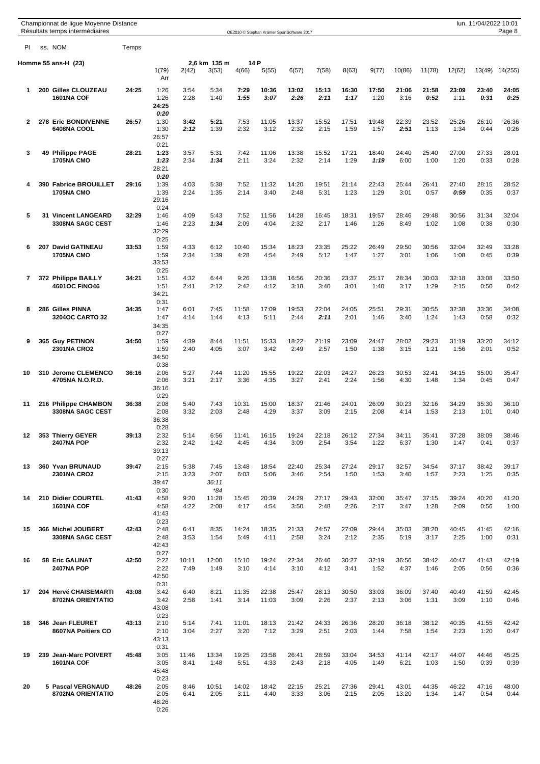Championnat de ligue Moyenne Distance
Résultats temps intermédiaires

| Pl | ss. NOM | Temps | 1(79) | 2(42) | 3(53) | 4(66) | 5(55) | 6(57) | 7(58) | 8(63) | 9(77) | 10(86) | 11(78) | 12(62) | 13(49) | 14(255) | Arr |
|---|---|---|---|---|---|---|---|---|---|---|---|---|---|---|---|---|---|
| **Homme 55 ans-H (23)** | | | | | 2,6 km 135 m | 14 P | | | | | | | | | | | |
| **1** | **200 Gilles CLOUZEAU** 1601NA COF | **24:25** | 1:26 / 1:26 | 3:54 / 2:28 | 5:34 / 1:40 | **7:29** / ***1:55*** | **10:36** / ***3:07*** | **13:02** / ***2:26*** | **15:13** / ***2:11*** | **16:30** / ***1:17*** | 17:50 / 1:20 | 21:06 / 3:16 | **21:58** / ***0:52*** | 23:09 / 1:11 | **23:40** / ***0:31*** | **24:05** / ***0:25*** | 24:25 / ***0:20*** |
| **2** | **278 Eric BONDIVENNE** 6408NA COOL | **26:57** | 1:30 / 1:30 | **3:42** / ***2:12*** | **5:21** / 1:39 | 7:53 / 2:32 | 11:05 / 3:12 | 13:37 / 2:32 | 15:52 / 2:15 | 17:51 / 1:59 | 19:48 / 1:57 | **22:39** / ***2:51*** | 23:52 / 1:13 | 25:26 / 1:34 | 26:10 / 0:44 | 26:36 / 0:26 | 26:57 / 0:21 |
| **3** | **49 Philippe PAGE** 1705NA CMO | **28:21** | **1:23** / ***1:23*** | 3:57 / 2:34 | 5:31 / ***1:34*** | 7:42 / 2:11 | 11:06 / 3:24 | 13:38 / 2:32 | 15:52 / 2:14 | 17:21 / 1:29 | 18:40 / ***1:19*** | 24:40 / 6:00 | 25:40 / 1:00 | 27:00 / 1:20 | 27:33 / 0:33 | 28:01 / 0:28 | 28:21 / ***0:20*** |
| **4** | **390 Fabrice BROUILLET** 1705NA CMO | **29:16** | 1:39 / 1:39 | 4:03 / 2:24 | 5:38 / 1:35 | 7:52 / 2:14 | 11:32 / 3:40 | 14:20 / 2:48 | 19:51 / 5:31 | 21:14 / 1:23 | 22:43 / 1:29 | 25:44 / 3:01 | 26:41 / 0:57 | 27:40 / ***0:59*** | 28:15 / 0:35 | 28:52 / 0:37 | 29:16 / 0:24 |
| **5** | **31 Vincent LANGEARD** 3308NA SAGC CEST | **32:29** | 1:46 / 1:46 | 4:09 / 2:23 | 5:43 / ***1:34*** | 7:52 / 2:09 | 11:56 / 4:04 | 14:28 / 2:32 | 16:45 / 2:17 | 18:31 / 1:46 | 19:57 / 1:26 | 28:46 / 8:49 | 29:48 / 1:02 | 30:56 / 1:08 | 31:34 / 0:38 | 32:04 / 0:30 | 32:29 / 0:25 |
| **6** | **207 David GATINEAU** 1705NA CMO | **33:53** | 1:59 / 1:59 | 4:33 / 2:34 | 6:12 / 1:39 | 10:40 / 4:28 | 15:34 / 4:54 | 18:23 / 2:49 | 23:35 / 5:12 | 25:22 / 1:47 | 26:49 / 1:27 | 29:50 / 3:01 | 30:56 / 1:06 | 32:04 / 1:08 | 32:49 / 0:45 | 33:28 / 0:39 | 33:53 / 0:25 |
| **7** | **372 Philippe BAILLY** 4601OC FiNO46 | **34:21** | 1:51 / 1:51 | 4:32 / 2:41 | 6:44 / 2:12 | 9:26 / 2:42 | 13:38 / 4:12 | 16:56 / 3:18 | 20:36 / 3:40 | 23:37 / 3:01 | 25:17 / 1:40 | 28:34 / 3:17 | 30:03 / 1:29 | 32:18 / 2:15 | 33:08 / 0:50 | 33:50 / 0:42 | 34:21 / 0:31 |
| **8** | **286 Gilles PINNA** 3204OC CARTO 32 | **34:35** | 1:47 / 1:47 | 6:01 / 4:14 | 7:45 / 1:44 | 11:58 / 4:13 | 17:09 / 5:11 | 19:53 / 2:44 | 22:04 / ***2:11*** | 24:05 / 2:01 | 25:51 / 1:46 | 29:31 / 3:40 | 30:55 / 1:24 | 32:38 / 1:43 | 33:36 / 0:58 | 34:08 / 0:32 | 34:35 / 0:27 |
| **9** | **365 Guy PETINON** 2301NA CRO2 | **34:50** | 1:59 / 1:59 | 4:39 / 2:40 | 8:44 / 4:05 | 11:51 / 3:07 | 15:33 / 3:42 | 18:22 / 2:49 | 21:19 / 2:57 | 23:09 / 1:50 | 24:47 / 1:38 | 28:02 / 3:15 | 29:23 / 1:21 | 31:19 / 1:56 | 33:20 / 2:01 | 34:12 / 0:52 | 34:50 / 0:38 |
| **10** | **310 Jerome CLEMENCO** 4705NA N.O.R.D. | **36:16** | 2:06 / 2:06 | 5:27 / 3:21 | 7:44 / 2:17 | 11:20 / 3:36 | 15:55 / 4:35 | 19:22 / 3:27 | 22:03 / 2:41 | 24:27 / 2:24 | 26:23 / 1:56 | 30:53 / 4:30 | 32:41 / 1:48 | 34:15 / 1:34 | 35:00 / 0:45 | 35:47 / 0:47 | 36:16 / 0:29 |
| **11** | **216 Philippe CHAMBON** 3308NA SAGC CEST | **36:38** | 2:08 / 2:08 | 5:40 / 3:32 | 7:43 / 2:03 | 10:31 / 2:48 | 15:00 / 4:29 | 18:37 / 3:37 | 21:46 / 3:09 | 24:01 / 2:15 | 26:09 / 2:08 | 30:23 / 4:14 | 32:16 / 1:53 | 34:29 / 2:13 | 35:30 / 1:01 | 36:10 / 0:40 | 36:38 / 0:28 |
| **12** | **353 Thierry GEYER** 2407NA POP | **39:13** | 2:32 / 2:32 | 5:14 / 2:42 | 6:56 / 1:42 | 11:41 / 4:45 | 16:15 / 4:34 | 19:24 / 3:09 | 22:18 / 2:54 | 26:12 / 3:54 | 27:34 / 1:22 | 34:11 / 6:37 | 35:41 / 1:30 | 37:28 / 1:47 | 38:09 / 0:41 | 38:46 / 0:37 | 39:13 / 0:27 |
| **13** | **360 Yvan BRUNAUD** 2301NA CRO2 | **39:47** | 2:15 / 2:15 | 5:38 / 3:23 | 7:45 / 2:07 / *36:11* / **84* | 13:48 / 6:03 | 18:54 / 5:06 | 22:40 / 3:46 | 25:34 / 2:54 | 27:24 / 1:50 | 29:17 / 1:53 | 32:57 / 3:40 | 34:54 / 1:57 | 37:17 / 2:23 | 38:42 / 1:25 | 39:17 / 0:35 | 39:47 / 0:30 |
| **14** | **210 Didier COURTEL** 1601NA COF | **41:43** | 4:58 / 4:58 | 9:20 / 4:22 | 11:28 / 2:08 | 15:45 / 4:17 | 20:39 / 4:54 | 24:29 / 3:50 | 27:17 / 2:48 | 29:43 / 2:26 | 32:00 / 2:17 | 35:47 / 3:47 | 37:15 / 1:28 | 39:24 / 2:09 | 40:20 / 0:56 | 41:20 / 1:00 | 41:43 / 0:23 |
| **15** | **366 Michel JOUBERT** 3308NA SAGC CEST | **42:43** | 2:48 / 2:48 | 6:41 / 3:53 | 8:35 / 1:54 | 14:24 / 5:49 | 18:35 / 4:11 | 21:33 / 2:58 | 24:57 / 3:24 | 27:09 / 2:12 | 29:44 / 2:35 | 35:03 / 5:19 | 38:20 / 3:17 | 40:45 / 2:25 | 41:45 / 1:00 | 42:16 / 0:31 | 42:43 / 0:27 |
| **16** | **58 Eric GALINAT** 2407NA POP | **42:50** | 2:22 / 2:22 | 10:11 / 7:49 | 12:00 / 1:49 | 15:10 / 3:10 | 19:24 / 4:14 | 22:34 / 3:10 | 26:46 / 4:12 | 30:27 / 3:41 | 32:19 / 1:52 | 36:56 / 4:37 | 38:42 / 1:46 | 40:47 / 2:05 | 41:43 / 0:56 | 42:19 / 0:36 | 42:50 / 0:31 |
| **17** | **204 Hervé CHAISEMARTI** 8702NA ORIENTATIO | **43:08** | 3:42 / 3:42 | 6:40 / 2:58 | 8:21 / 1:41 | 11:35 / 3:14 | 22:38 / 11:03 | 25:47 / 3:09 | 28:13 / 2:26 | 30:50 / 2:37 | 33:03 / 2:13 | 36:09 / 3:06 | 37:40 / 1:31 | 40:49 / 3:09 | 41:59 / 1:10 | 42:45 / 0:46 | 43:08 / 0:23 |
| **18** | **346 Jean FLEURET** 8607NA Poitiers CO | **43:13** | 2:10 / 2:10 | 5:14 / 3:04 | 7:41 / 2:27 | 11:01 / 3:20 | 18:13 / 7:12 | 21:42 / 3:29 | 24:33 / 2:51 | 26:36 / 2:03 | 28:20 / 1:44 | 36:18 / 7:58 | 38:12 / 1:54 | 40:35 / 2:23 | 41:55 / 1:20 | 42:42 / 0:47 | 43:13 / 0:31 |
| **19** | **239 Jean-Marc POIVERT** 1601NA COF | **45:48** | 3:05 / 3:05 | 11:46 / 8:41 | 13:34 / 1:48 | 19:25 / 5:51 | 23:58 / 4:33 | 26:41 / 2:43 | 28:59 / 2:18 | 33:04 / 4:05 | 34:53 / 1:49 | 41:14 / 6:21 | 42:17 / 1:03 | 44:07 / 1:50 | 44:46 / 0:39 | 45:25 / 0:39 | 45:48 / 0:23 |
| **20** | **5 Pascal VERGNAUD** 8702NA ORIENTATIO | **48:26** | 2:05 / 2:05 | 8:46 / 6:41 | 10:51 / 2:05 | 14:02 / 3:11 | 18:42 / 4:40 | 22:15 / 3:33 | 25:21 / 3:06 | 27:36 / 2:15 | 29:41 / 2:05 | 43:01 / 13:20 | 44:35 / 1:34 | 46:22 / 1:47 | 47:16 / 0:54 | 48:00 / 0:44 | 48:26 / 0:26 |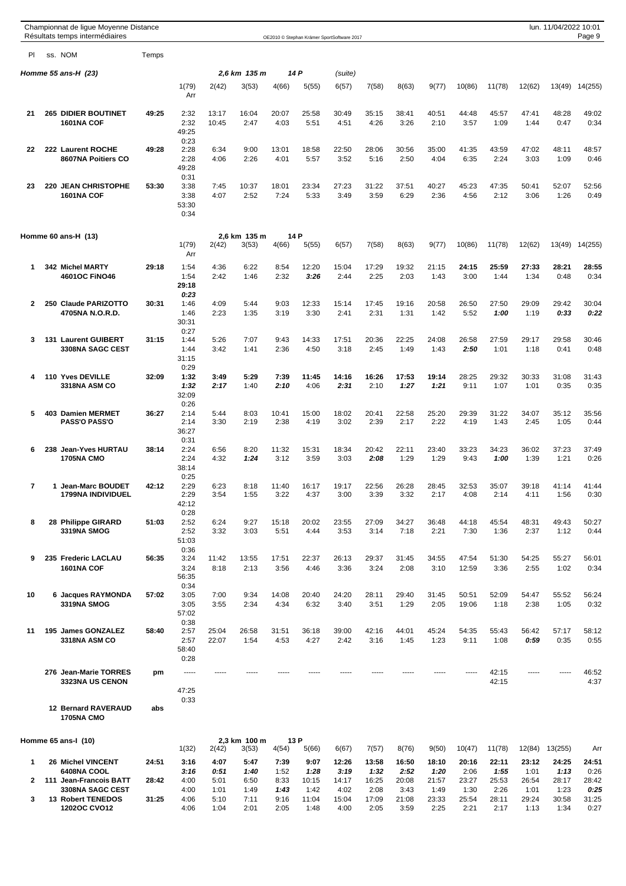Championnat de ligue Moyenne Distance
Résultats temps intermédiaires

## Homme 55 ans-H (23) — 2,6 km 135 m 14 P (suite)

| Pl | ss. NOM | Temps | 1(79) | 2(42) | 3(53) | 4(66) | 5(55) | 6(57) | 7(58) | 8(63) | 9(77) | 10(86) | 11(78) | 12(62) | 13(49) | 14(255) | Arr |
|---|---|---|---|---|---|---|---|---|---|---|---|---|---|---|---|---|---|
| 21 | 265 DIDIER BOUTINET 1601NA COF | 49:25 | 2:32 | 13:17 | 16:04 | 20:07 | 25:58 | 30:49 | 35:15 | 38:41 | 40:51 | 44:48 | 45:57 | 47:41 | 48:28 | 49:02 | 49:25 |
| | | | 2:32 | 10:45 | 2:47 | 4:03 | 5:51 | 4:51 | 4:26 | 3:26 | 2:10 | 3:57 | 1:09 | 1:44 | 0:47 | 0:34 | 0:23 |
| 22 | 222 Laurent ROCHE 8607NA Poitiers CO | 49:28 | 2:28 | 6:34 | 9:00 | 13:01 | 18:58 | 22:50 | 28:06 | 30:56 | 35:00 | 41:35 | 43:59 | 47:02 | 48:11 | 48:57 | 49:28 |
| | | | 2:28 | 4:06 | 2:26 | 4:01 | 5:57 | 3:52 | 5:16 | 2:50 | 4:04 | 6:35 | 2:24 | 3:03 | 1:09 | 0:46 | 0:31 |
| 23 | 220 JEAN CHRISTOPHE 1601NA COF | 53:30 | 3:38 | 7:45 | 10:37 | 18:01 | 23:34 | 27:23 | 31:22 | 37:51 | 40:27 | 45:23 | 47:35 | 50:41 | 52:07 | 52:56 | 53:30 |
| | | | 3:38 | 4:07 | 2:52 | 7:24 | 5:33 | 3:49 | 3:59 | 6:29 | 2:36 | 4:56 | 2:12 | 3:06 | 1:26 | 0:49 | 0:34 |

## Homme 60 ans-H (13) — 2,6 km 135 m 14 P

| Pl | ss. NOM | Temps | 1(79) | 2(42) | 3(53) | 4(66) | 5(55) | 6(57) | 7(58) | 8(63) | 9(77) | 10(86) | 11(78) | 12(62) | 13(49) | 14(255) | Arr |
|---|---|---|---|---|---|---|---|---|---|---|---|---|---|---|---|---|---|
| 1 | 342 Michel MARTY 4601OC FiNO46 | 29:18 | 1:54 | 4:36 | 6:22 | 8:54 | 12:20 | 15:04 | 17:29 | 19:32 | 21:15 | **24:15** | **25:59** | **27:33** | **28:21** | **28:55** | **29:18** |
| | | | 1:54 | 2:42 | 1:46 | 2:32 | ***3:26*** | 2:44 | 2:25 | 2:03 | 1:43 | 3:00 | 1:44 | 1:34 | 0:48 | 0:34 | ***0:23*** |
| 2 | 250 Claude PARIZOTTO 4705NA N.O.R.D. | 30:31 | 1:46 | 4:09 | 5:44 | 9:03 | 12:33 | 15:14 | 17:45 | 19:16 | 20:58 | 26:50 | 27:50 | 29:09 | 29:42 | 30:04 | 30:31 |
| | | | 1:46 | 2:23 | 1:35 | 3:19 | 3:30 | 2:41 | 2:31 | 1:31 | 1:42 | 5:52 | ***1:00*** | 1:19 | ***0:33*** | ***0:22*** | 0:27 |
| 3 | 131 Laurent GUIBERT 3308NA SAGC CEST | 31:15 | 1:44 | 5:26 | 7:07 | 9:43 | 14:33 | 17:51 | 20:36 | 22:25 | 24:08 | 26:58 | 27:59 | 29:17 | 29:58 | 30:46 | 31:15 |
| | | | 1:44 | 3:42 | 1:41 | 2:36 | 4:50 | 3:18 | 2:45 | 1:49 | 1:43 | ***2:50*** | 1:01 | 1:18 | 0:41 | 0:48 | 0:29 |
| 4 | 110 Yves DEVILLE 3318NA ASM CO | 32:09 | **1:32** | **3:49** | **5:29** | **7:39** | **11:45** | **14:16** | **16:26** | **17:53** | **19:14** | 28:25 | 29:32 | 30:33 | 31:08 | 31:43 | 32:09 |
| | | | ***1:32*** | ***2:17*** | 1:40 | ***2:10*** | 4:06 | ***2:31*** | 2:10 | ***1:27*** | ***1:21*** | 9:11 | 1:07 | 1:01 | 0:35 | 0:35 | 0:26 |
| 5 | 403 Damien MERMET PASS'O PASS'O | 36:27 | 2:14 | 5:44 | 8:03 | 10:41 | 15:00 | 18:02 | 20:41 | 22:58 | 25:20 | 29:39 | 31:22 | 34:07 | 35:12 | 35:56 | 36:27 |
| | | | 2:14 | 3:30 | 2:19 | 2:38 | 4:19 | 3:02 | 2:39 | 2:17 | 2:22 | 4:19 | 1:43 | 2:45 | 1:05 | 0:44 | 0:31 |
| 6 | 238 Jean-Yves HURTAU 1705NA CMO | 38:14 | 2:24 | 6:56 | 8:20 | 11:32 | 15:31 | 18:34 | 20:42 | 22:11 | 23:40 | 33:23 | 34:23 | 36:02 | 37:23 | 37:49 | 38:14 |
| | | | 2:24 | 4:32 | ***1:24*** | 3:12 | 3:59 | 3:03 | ***2:08*** | 1:29 | 1:29 | 9:43 | ***1:00*** | 1:39 | 1:21 | 0:26 | 0:25 |
| 7 | 1 Jean-Marc BOUDET 1799NA INDIVIDUEL | 42:12 | 2:29 | 6:23 | 8:18 | 11:40 | 16:17 | 19:17 | 22:56 | 26:28 | 28:45 | 32:53 | 35:07 | 39:18 | 41:14 | 41:44 | 42:12 |
| | | | 2:29 | 3:54 | 1:55 | 3:22 | 4:37 | 3:00 | 3:39 | 3:32 | 2:17 | 4:08 | 2:14 | 4:11 | 1:56 | 0:30 | 0:28 |
| 8 | 28 Philippe GIRARD 3319NA SMOG | 51:03 | 2:52 | 6:24 | 9:27 | 15:18 | 20:02 | 23:55 | 27:09 | 34:27 | 36:48 | 44:18 | 45:54 | 48:31 | 49:43 | 50:27 | 51:03 |
| | | | 2:52 | 3:32 | 3:03 | 5:51 | 4:44 | 3:53 | 3:14 | 7:18 | 2:21 | 7:30 | 1:36 | 2:37 | 1:12 | 0:44 | 0:36 |
| 9 | 235 Frederic LACLAU 1601NA COF | 56:35 | 3:24 | 11:42 | 13:55 | 17:51 | 22:37 | 26:13 | 29:37 | 31:45 | 34:55 | 47:54 | 51:30 | 54:25 | 55:27 | 56:01 | 56:35 |
| | | | 3:24 | 8:18 | 2:13 | 3:56 | 4:46 | 3:36 | 3:24 | 2:08 | 3:10 | 12:59 | 3:36 | 2:55 | 1:02 | 0:34 | 0:34 |
| 10 | 6 Jacques RAYMONDA 3319NA SMOG | 57:02 | 3:05 | 7:00 | 9:34 | 14:08 | 20:40 | 24:20 | 28:11 | 29:40 | 31:45 | 50:51 | 52:09 | 54:47 | 55:52 | 56:24 | 57:02 |
| | | | 3:05 | 3:55 | 2:34 | 4:34 | 6:32 | 3:40 | 3:51 | 1:29 | 2:05 | 19:06 | 1:18 | 2:38 | 1:05 | 0:32 | 0:38 |
| 11 | 195 James GONZALEZ 3318NA ASM CO | 58:40 | 2:57 | 25:04 | 26:58 | 31:51 | 36:18 | 39:00 | 42:16 | 44:01 | 45:24 | 54:35 | 55:43 | 56:42 | 57:17 | 58:12 | 58:40 |
| | | | 2:57 | 22:07 | 1:54 | 4:53 | 4:27 | 2:42 | 3:16 | 1:45 | 1:23 | 9:11 | 1:08 | ***0:59*** | 0:35 | 0:55 | 0:28 |
| | 276 Jean-Marie TORRES 3323NA US CENON | pm | ----- | ----- | ----- | ----- | ----- | ----- | ----- | ----- | ----- | ----- | 42:15 | ----- | ----- | 46:52 | 47:25 |
| | | | | | | | | | | | | | 42:15 | | | 4:37 | 0:33 |
| | 12 Bernard RAVERAUD 1705NA CMO | abs | | | | | | | | | | | | | | | |

## Homme 65 ans-I (10) — 2,3 km 100 m 13 P

| Pl | ss. NOM | Temps | 1(32) | 2(42) | 3(53) | 4(54) | 5(66) | 6(67) | 7(57) | 8(76) | 9(50) | 10(47) | 11(78) | 12(84) | 13(255) | Arr |
|---|---|---|---|---|---|---|---|---|---|---|---|---|---|---|---|---|
| 1 | 26 Michel VINCENT 6408NA COOL | 24:51 | 3:16 | 4:07 | 5:47 | 7:39 | 9:07 | 12:26 | 13:58 | 16:50 | 18:10 | 20:16 | 22:11 | 23:12 | 24:25 | 24:51 |
| | | | ***3:16*** | ***0:51*** | ***1:40*** | 1:52 | ***1:28*** | ***3:19*** | ***1:32*** | ***2:52*** | ***1:20*** | 2:06 | ***1:55*** | 1:01 | ***1:13*** | 0:26 |
| 2 | 111 Jean-Francois BATT 3308NA SAGC CEST | 28:42 | 4:00 | 5:01 | 6:50 | 8:33 | 10:15 | 14:17 | 16:25 | 20:08 | 21:57 | 23:27 | 25:53 | 26:54 | 28:17 | 28:42 |
| | | | 4:00 | 1:01 | 1:49 | ***1:43*** | 1:42 | 4:02 | 2:08 | 3:43 | 1:49 | 1:30 | 2:26 | 1:01 | 1:23 | ***0:25*** |
| 3 | 13 Robert TENEDOS 1202OC CVO12 | 31:25 | 4:06 | 5:10 | 7:11 | 9:16 | 11:04 | 15:04 | 17:09 | 21:08 | 23:33 | 25:54 | 28:11 | 29:24 | 30:58 | 31:25 |
| | | | 4:06 | 1:04 | 2:01 | 2:05 | 1:48 | 4:00 | 2:05 | 3:59 | 2:25 | 2:21 | 2:17 | 1:13 | 1:34 | 0:27 |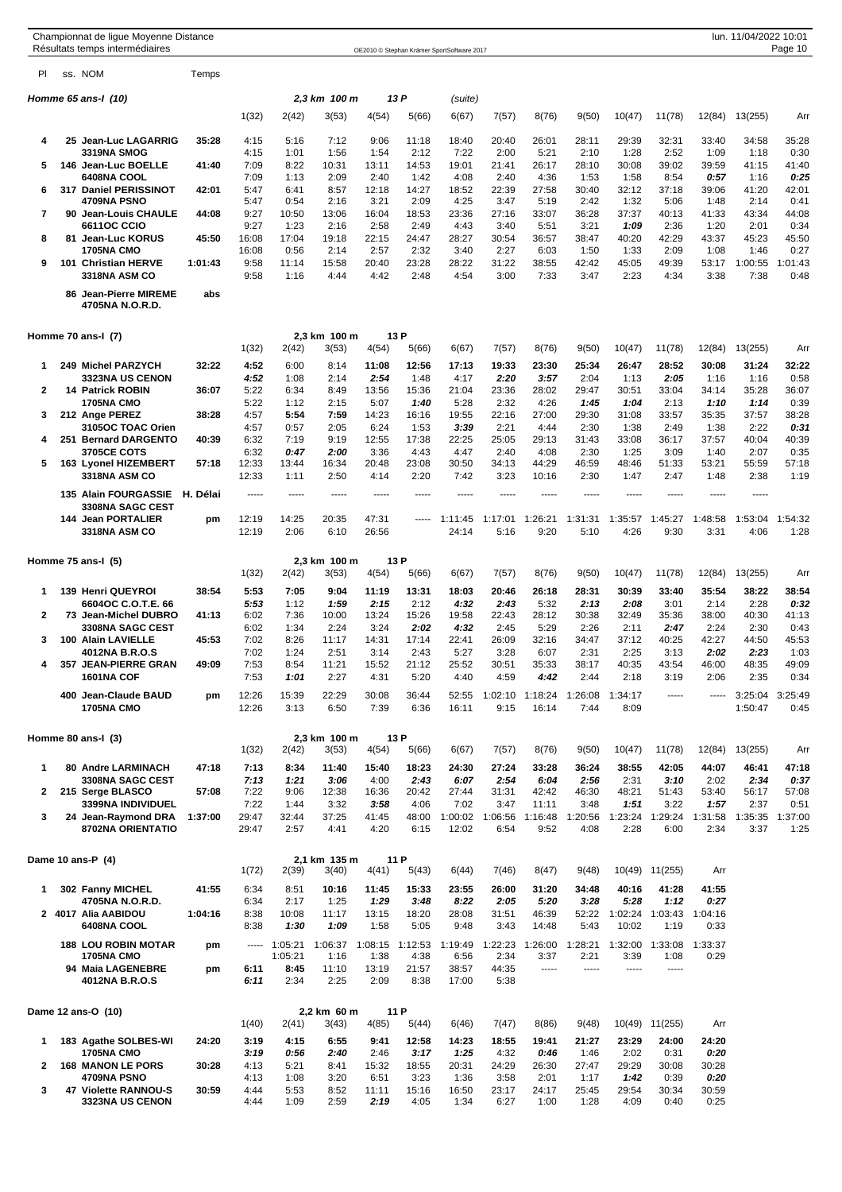Championnat de ligue Moyenne Distance
Résultats temps intermédiaires

### Homme 65 ans-I (10) — 2,3 km 100 m — 13 P (suite)

| Pl | ss. | NOM | Temps | 1(32) | 2(42) | 3(53) | 4(54) | 5(66) | 6(67) | 7(57) | 8(76) | 9(50) | 10(47) | 11(78) | 12(84) | 13(255) | Arr |
|---|---|---|---|---|---|---|---|---|---|---|---|---|---|---|---|---|---|
| 4 | 25 | Jean-Luc LAGARRIG<br>3319NA SMOG | 35:28 | 4:15<br>4:15 | 5:16<br>1:01 | 7:12<br>1:56 | 9:06<br>1:54 | 11:18<br>2:12 | 18:40<br>7:22 | 20:40<br>2:00 | 26:01<br>5:21 | 28:11<br>2:10 | 29:39<br>1:28 | 32:31<br>2:52 | 33:40<br>1:09 | 34:58<br>1:18 | 35:28<br>0:30 |
| 5 | 146 | Jean-Luc BOELLE<br>6408NA COOL | 41:40 | 7:09<br>7:09 | 8:22<br>1:13 | 10:31<br>2:09 | 13:11<br>2:40 | 14:53<br>1:42 | 19:01<br>4:08 | 21:41<br>2:40 | 26:17<br>4:36 | 28:10<br>1:53 | 30:08<br>1:58 | 39:02<br>8:54 | 39:59<br>0:57 | 41:15<br>1:16 | 41:40<br>0:25 |
| 6 | 317 | Daniel PERISSINOT<br>4709NA PSNO | 42:01 | 5:47<br>5:47 | 6:41<br>0:54 | 8:57<br>2:16 | 12:18<br>3:21 | 14:27<br>2:09 | 18:52<br>4:25 | 22:39<br>3:47 | 27:58<br>5:19 | 30:40<br>2:42 | 32:12<br>1:32 | 37:18<br>5:06 | 39:06<br>1:48 | 41:20<br>2:14 | 42:01<br>0:41 |
| 7 | 90 | Jean-Louis CHAULE<br>6611OC CCIO | 44:08 | 9:27<br>9:27 | 10:50<br>1:23 | 13:06<br>2:16 | 16:04<br>2:58 | 18:53<br>2:49 | 23:36<br>4:43 | 27:16<br>3:40 | 33:07<br>5:51 | 36:28<br>3:21 | 37:37<br>1:09 | 40:13<br>2:36 | 41:33<br>1:20 | 43:34<br>2:01 | 44:08<br>0:34 |
| 8 | 81 | Jean-Luc KORUS<br>1705NA CMO | 45:50 | 16:08<br>16:08 | 17:04<br>0:56 | 19:18<br>2:14 | 22:15<br>2:57 | 24:47<br>2:32 | 28:27<br>3:40 | 30:54<br>2:27 | 36:57<br>6:03 | 38:47<br>1:50 | 40:20<br>1:33 | 42:29<br>2:09 | 43:37<br>1:08 | 45:23<br>1:46 | 45:50<br>0:27 |
| 9 | 101 | Christian HERVE<br>3318NA ASM CO | 1:01:43 | 9:58<br>9:58 | 11:14<br>1:16 | 15:58<br>4:44 | 20:40<br>4:42 | 23:28<br>2:48 | 28:22<br>4:54 | 31:22<br>3:00 | 38:55<br>7:33 | 42:42<br>3:47 | 45:05<br>2:23 | 49:39<br>4:34 | 53:17<br>3:38 | 1:00:55<br>7:38 | 1:01:43<br>0:48 |
| | 86 | Jean-Pierre MIREME<br>4705NA N.O.R.D. | abs | | | | | | | | | | | | | | |

### Homme 70 ans-I (7) — 2,3 km 100 m — 13 P

| Pl | ss. | NOM | Temps | 1(32) | 2(42) | 3(53) | 4(54) | 5(66) | 6(67) | 7(57) | 8(76) | 9(50) | 10(47) | 11(78) | 12(84) | 13(255) | Arr |
|---|---|---|---|---|---|---|---|---|---|---|---|---|---|---|---|---|---|
| 1 | 249 | Michel PARZYCH<br>3323NA US CENON | 32:22 | 4:52<br>4:52 | 6:00<br>1:08 | 8:14<br>2:14 | 11:08<br>2:54 | 12:56<br>1:48 | 17:13<br>4:17 | 19:33<br>2:20 | 23:30<br>3:57 | 25:34<br>2:04 | 26:47<br>1:13 | 28:52<br>2:05 | 30:08<br>1:16 | 31:24<br>1:16 | 32:22<br>0:58 |
| 2 | 14 | Patrick ROBIN<br>1705NA CMO | 36:07 | 5:22<br>5:22 | 6:34<br>1:12 | 8:49<br>2:15 | 13:56<br>5:07 | 15:36<br>1:40 | 21:04<br>5:28 | 23:36<br>2:32 | 28:02<br>4:26 | 29:47<br>1:45 | 30:51<br>1:04 | 33:04<br>2:13 | 34:14<br>1:10 | 35:28<br>1:14 | 36:07<br>0:39 |
| 3 | 212 | Ange PEREZ<br>3105OC TOAC Orien | 38:28 | 4:57<br>4:57 | 5:54<br>0:57 | 7:59<br>2:05 | 14:23<br>6:24 | 16:16<br>1:53 | 19:55<br>3:39 | 22:16<br>2:21 | 27:00<br>4:44 | 29:30<br>2:30 | 31:08<br>1:38 | 33:57<br>2:49 | 35:35<br>1:38 | 37:57<br>2:22 | 38:28<br>0:31 |
| 4 | 251 | Bernard DARGENTO<br>3705CE COTS | 40:39 | 6:32<br>6:32 | 7:19<br>0:47 | 9:19<br>2:00 | 12:55<br>3:36 | 17:38<br>4:43 | 22:25<br>4:47 | 25:05<br>2:40 | 29:13<br>4:08 | 31:43<br>2:30 | 33:08<br>1:25 | 36:17<br>3:09 | 37:57<br>1:40 | 40:04<br>2:07 | 40:39<br>0:35 |
| 5 | 163 | Lyonel HIZEMBERT<br>3318NA ASM CO | 57:18 | 12:33<br>12:33 | 13:44<br>1:11 | 16:34<br>2:50 | 20:48<br>4:14 | 23:08<br>2:20 | 30:50<br>7:42 | 34:13<br>3:23 | 44:29<br>10:16 | 46:59<br>2:30 | 48:46<br>1:47 | 51:33<br>2:47 | 53:21<br>1:48 | 55:59<br>2:38 | 57:18<br>1:19 |
| | 135 | Alain FOURGASSIE<br>3308NA SAGC CEST | H. Délai | ----- | ----- | ----- | ----- | ----- | ----- | ----- | ----- | ----- | ----- | ----- | ----- | ----- | |
| | 144 | Jean PORTALIER<br>3318NA ASM CO | pm | 12:19<br>12:19 | 14:25<br>2:06 | 20:35<br>6:10 | 47:31<br>26:56 | ----- | 1:11:45<br>24:14 | 1:17:01<br>5:16 | 1:26:21<br>9:20 | 1:31:31<br>5:10 | 1:35:57<br>4:26 | 1:45:27<br>9:30 | 1:48:58<br>3:31 | 1:53:04<br>4:06 | 1:54:32<br>1:28 |

### Homme 75 ans-I (5) — 2,3 km 100 m — 13 P

| Pl | ss. | NOM | Temps | 1(32) | 2(42) | 3(53) | 4(54) | 5(66) | 6(67) | 7(57) | 8(76) | 9(50) | 10(47) | 11(78) | 12(84) | 13(255) | Arr |
|---|---|---|---|---|---|---|---|---|---|---|---|---|---|---|---|---|---|
| 1 | 139 | Henri QUEYROI<br>6604OC C.O.T.E. 66 | 38:54 | 5:53<br>5:53 | 7:05<br>1:12 | 9:04<br>1:59 | 11:19<br>2:15 | 13:31<br>2:12 | 18:03<br>4:32 | 20:46<br>2:43 | 26:18<br>5:32 | 28:31<br>2:13 | 30:39<br>2:08 | 33:40<br>3:01 | 35:54<br>2:14 | 38:22<br>2:28 | 38:54<br>0:32 |
| 2 | 73 | Jean-Michel DUBRO<br>3308NA SAGC CEST | 41:13 | 6:02<br>6:02 | 7:36<br>1:34 | 10:00<br>2:24 | 13:24<br>3:24 | 15:26<br>2:02 | 19:58<br>4:32 | 22:43<br>2:45 | 28:12<br>5:29 | 30:38<br>2:26 | 32:49<br>2:11 | 35:36<br>2:47 | 38:00<br>2:24 | 40:30<br>2:30 | 41:13<br>0:43 |
| 3 | 100 | Alain LAVIELLE<br>4012NA B.R.O.S | 45:53 | 7:02<br>7:02 | 8:26<br>1:24 | 11:17<br>2:51 | 14:31<br>3:14 | 17:14<br>2:43 | 22:41<br>5:27 | 26:09<br>3:28 | 32:16<br>6:07 | 34:47<br>2:31 | 37:12<br>2:25 | 40:25<br>3:13 | 42:27<br>2:02 | 44:50<br>2:23 | 45:53<br>1:03 |
| 4 | 357 | JEAN-PIERRE GRAN<br>1601NA COF | 49:09 | 7:53<br>7:53 | 8:54<br>1:01 | 11:21<br>2:27 | 15:52<br>4:31 | 21:12<br>5:20 | 25:52<br>4:40 | 30:51<br>4:59 | 35:33<br>4:42 | 38:17<br>2:44 | 40:35<br>2:18 | 43:54<br>3:19 | 46:00<br>2:06 | 48:35<br>2:35 | 49:09<br>0:34 |
| | 400 | Jean-Claude BAUD<br>1705NA CMO | pm | 12:26<br>12:26 | 15:39<br>3:13 | 22:29<br>6:50 | 30:08<br>7:39 | 36:44<br>6:36 | 52:55<br>16:11 | 1:02:10<br>9:15 | 1:18:24<br>16:14 | 1:26:08<br>7:44 | 1:34:17<br>8:09 | ----- | ----- | 3:25:04<br>1:50:47 | 3:25:49<br>0:45 |

### Homme 80 ans-I (3) — 2,3 km 100 m — 13 P

| Pl | ss. | NOM | Temps | 1(32) | 2(42) | 3(53) | 4(54) | 5(66) | 6(67) | 7(57) | 8(76) | 9(50) | 10(47) | 11(78) | 12(84) | 13(255) | Arr |
|---|---|---|---|---|---|---|---|---|---|---|---|---|---|---|---|---|---|
| 1 | 80 | Andre LARMINACH<br>3308NA SAGC CEST | 47:18 | 7:13<br>7:13 | 8:34<br>1:21 | 11:40<br>3:06 | 15:40<br>4:00 | 18:23<br>2:43 | 24:30<br>6:07 | 27:24<br>2:54 | 33:28<br>6:04 | 36:24<br>2:56 | 38:55<br>2:31 | 42:05<br>3:10 | 44:07<br>2:02 | 46:41<br>2:34 | 47:18<br>0:37 |
| 2 | 215 | Serge BLASCO<br>3399NA INDIVIDUEL | 57:08 | 7:22<br>7:22 | 9:06<br>1:44 | 12:38<br>3:32 | 16:36<br>3:58 | 20:42<br>4:06 | 27:44<br>7:02 | 31:31<br>3:47 | 42:42<br>11:11 | 46:30<br>3:48 | 48:21<br>1:51 | 51:43<br>3:22 | 53:40<br>1:57 | 56:17<br>2:37 | 57:08<br>0:51 |
| 3 | 24 | Jean-Raymond DRA<br>8702NA ORIENTATIO | 1:37:00 | 29:47<br>29:47 | 32:44<br>2:57 | 37:25<br>4:41 | 41:45<br>4:20 | 48:00<br>6:15 | 1:00:02<br>12:02 | 1:06:56<br>6:54 | 1:16:48<br>9:52 | 1:20:56<br>4:08 | 1:23:24<br>2:28 | 1:29:24<br>6:00 | 1:31:58<br>2:34 | 1:35:35<br>3:37 | 1:37:00<br>1:25 |

### Dame 10 ans-P (4) — 2,1 km 135 m — 11 P

| Pl | ss. | NOM | Temps | 1(72) | 2(39) | 3(40) | 4(41) | 5(43) | 6(44) | 7(46) | 8(47) | 9(48) | 10(49) | 11(255) | Arr |
|---|---|---|---|---|---|---|---|---|---|---|---|---|---|---|---|
| 1 | 302 | Fanny MICHEL<br>4705NA N.O.R.D. | 41:55 | 6:34<br>6:34 | 8:51<br>2:17 | 10:16<br>1:25 | 11:45<br>1:29 | 15:33<br>3:48 | 23:55<br>8:22 | 26:00<br>2:05 | 31:20<br>5:20 | 34:48<br>3:28 | 40:16<br>5:28 | 41:28<br>1:12 | 41:55<br>0:27 |
| 2 | 4017 | Alia AABIDOU<br>6408NA COOL | 1:04:16 | 8:38<br>8:38 | 10:08<br>1:30 | 11:17<br>1:09 | 13:15<br>1:58 | 18:20<br>5:05 | 28:08<br>9:48 | 31:51<br>3:43 | 46:39<br>14:48 | 52:22<br>5:43 | 1:02:24<br>10:02 | 1:03:43<br>1:19 | 1:04:16<br>0:33 |
| | 188 | LOU ROBIN MOTAR<br>1705NA CMO | pm | ----- | 1:05:21<br>1:05:21 | 1:06:37<br>1:16 | 1:08:15<br>1:38 | 1:12:53<br>4:38 | 1:19:49<br>6:56 | 1:22:23<br>2:34 | 1:26:00<br>3:37 | 1:28:21<br>2:21 | 1:32:00<br>3:39 | 1:33:08<br>1:08 | 1:33:37<br>0:29 |
| | 94 | Maia LAGENEBRE<br>4012NA B.R.O.S | pm | 6:11<br>6:11 | 8:45<br>2:34 | 11:10<br>2:25 | 13:19<br>2:09 | 21:57<br>8:38 | 38:57<br>17:00 | 44:35<br>5:38 | ----- | ----- | ----- | ----- | |

### Dame 12 ans-O (10) — 2,2 km 60 m — 11 P

| Pl | ss. | NOM | Temps | 1(40) | 2(41) | 3(43) | 4(85) | 5(44) | 6(46) | 7(47) | 8(86) | 9(48) | 10(49) | 11(255) | Arr |
|---|---|---|---|---|---|---|---|---|---|---|---|---|---|---|---|
| 1 | 183 | Agathe SOLBES-WI<br>1705NA CMO | 24:20 | 3:19<br>3:19 | 4:15<br>0:56 | 6:55<br>2:40 | 9:41<br>2:46 | 12:58<br>3:17 | 14:23<br>1:25 | 18:55<br>4:32 | 19:41<br>0:46 | 21:27<br>1:46 | 23:29<br>2:02 | 24:00<br>0:31 | 24:20<br>0:20 |
| 2 | 168 | MANON LE PORS<br>4709NA PSNO | 30:28 | 4:13<br>4:13 | 5:21<br>1:08 | 8:41<br>3:20 | 15:32<br>6:51 | 18:55<br>3:23 | 20:31<br>1:36 | 24:29<br>3:58 | 26:30<br>2:01 | 27:47<br>1:17 | 29:29<br>1:42 | 30:08<br>0:39 | 30:28<br>0:20 |
| 3 | 47 | Violette RANNOU-S<br>3323NA US CENON | 30:59 | 4:44<br>4:44 | 5:53<br>1:09 | 8:52<br>2:59 | 11:11<br>2:19 | 15:16<br>4:05 | 16:50<br>1:34 | 23:17<br>6:27 | 24:17<br>1:00 | 25:45<br>1:28 | 29:54<br>4:09 | 30:34<br>0:40 | 30:59<br>0:25 |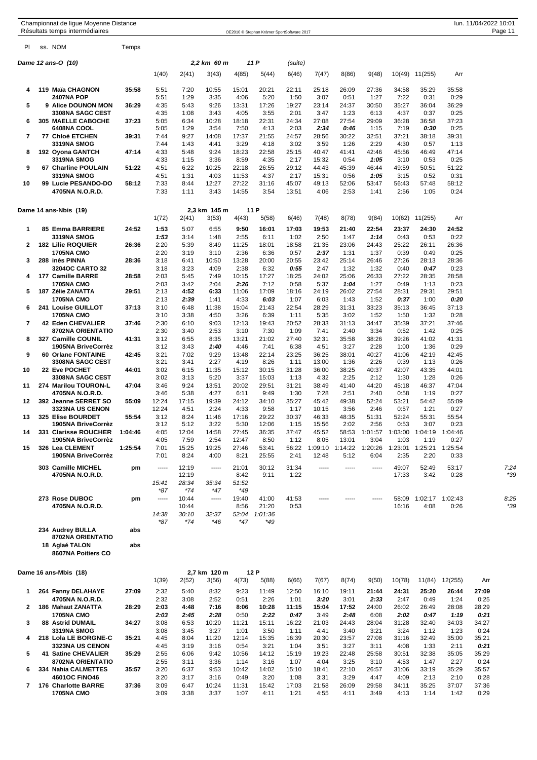Championnat de ligue Moyenne Distance
Résultats temps intermédiaires

lun. 11/04/2022 10:01

OE2010 © Stephan Krämer SportSoftware 2017

## Dame 12 ans-O (10) — 2,2 km 60 m — 11 P (suite)

| Pl | ss. | NOM | Temps | 1(40) | 2(41) | 3(43) | 4(85) | 5(44) | 6(46) | 7(47) | 8(86) | 9(48) | 10(49) | 11(255) | Arr |
|---|---|---|---|---|---|---|---|---|---|---|---|---|---|---|---|
| 4 | 119 | Maïa CHAGNON | 35:58 | 5:51 | 7:20 | 10:55 | 15:01 | 20:21 | 22:11 | 25:18 | 26:09 | 27:36 | 34:58 | 35:29 | 35:58 |
| | | 2407NA POP | | 5:51 | 1:29 | 3:35 | 4:06 | 5:20 | 1:50 | 3:07 | 0:51 | 1:27 | 7:22 | 0:31 | 0:29 |
| 5 | 9 | Alice DOUNON MON | 36:29 | 4:35 | 5:43 | 9:26 | 13:31 | 17:26 | 19:27 | 23:14 | 24:37 | 30:50 | 35:27 | 36:04 | 36:29 |
| | | 3308NA SAGC CEST | | 4:35 | 1:08 | 3:43 | 4:05 | 3:55 | 2:01 | 3:47 | 1:23 | 6:13 | 4:37 | 0:37 | 0:25 |
| 6 | 305 | MAELLE CABOCHE | 37:23 | 5:05 | 6:34 | 10:28 | 18:18 | 22:31 | 24:34 | 27:08 | 27:54 | 29:09 | 36:28 | 36:58 | 37:23 |
| | | 6408NA COOL | | 5:05 | 1:29 | 3:54 | 7:50 | 4:13 | 2:03 | *2:34* | *0:46* | 1:15 | 7:19 | *0:30* | 0:25 |
| 7 | 77 | Chloé ETCHEN | 39:31 | 7:44 | 9:27 | 14:08 | 17:37 | 21:55 | 24:57 | 28:56 | 30:22 | 32:51 | 37:21 | 38:18 | 39:31 |
| | | 3319NA SMOG | | 7:44 | 1:43 | 4:41 | 3:29 | 4:18 | 3:02 | 3:59 | 1:26 | 2:29 | 4:30 | 0:57 | 1:13 |
| 8 | 192 | Oyona GANTCH | 47:14 | 4:33 | 5:48 | 9:24 | 18:23 | 22:58 | 25:15 | 40:47 | 41:41 | 42:46 | 45:56 | 46:49 | 47:14 |
| | | 3319NA SMOG | | 4:33 | 1:15 | 3:36 | 8:59 | 4:35 | 2:17 | 15:32 | 0:54 | *1:05* | 3:10 | 0:53 | 0:25 |
| 9 | 67 | Charline POULAIN | 51:22 | 4:51 | 6:22 | 10:25 | 22:18 | 26:55 | 29:12 | 44:43 | 45:39 | 46:44 | 49:59 | 50:51 | 51:22 |
| | | 3319NA SMOG | | 4:51 | 1:31 | 4:03 | 11:53 | 4:37 | 2:17 | 15:31 | 0:56 | *1:05* | 3:15 | 0:52 | 0:31 |
| 10 | 99 | Lucie PESANDO-DO | 58:12 | 7:33 | 8:44 | 12:27 | 27:22 | 31:16 | 45:07 | 49:13 | 52:06 | 53:47 | 56:43 | 57:48 | 58:12 |
| | | 4705NA N.O.R.D. | | 7:33 | 1:11 | 3:43 | 14:55 | 3:54 | 13:51 | 4:06 | 2:53 | 1:41 | 2:56 | 1:05 | 0:24 |

## Dame 14 ans-Nbis (19) — 2,3 km 145 m — 11 P

| Pl | ss. | NOM | Temps | 1(72) | 2(41) | 3(53) | 4(43) | 5(58) | 6(46) | 7(48) | 8(78) | 9(84) | 10(62) | 11(255) | Arr | |
|---|---|---|---|---|---|---|---|---|---|---|---|---|---|---|---|---|
| 1 | 85 | Emma BARRIERE | 24:52 | **1:53** | 5:07 | 6:55 | **9:50** | **16:01** | **17:03** | **19:53** | **21:40** | **22:54** | **23:37** | **24:30** | **24:52** | |
| | | 3319NA SMOG | | *1:53* | 3:14 | 1:48 | 2:55 | 6:11 | 1:02 | 2:50 | 1:47 | *1:14* | 0:43 | 0:53 | 0:22 | |
| 2 | 182 | Lilie ROQUIER | 26:36 | 2:20 | 5:39 | 8:49 | 11:25 | 18:01 | 18:58 | 21:35 | 23:06 | 24:43 | 25:22 | 26:11 | 26:36 | |
| | | 1705NA CMO | | 2:20 | 3:19 | 3:10 | 2:36 | 6:36 | 0:57 | *2:37* | 1:31 | 1:37 | 0:39 | 0:49 | 0:25 | |
| 3 | 288 | inès PINNA | 28:36 | 3:18 | 6:41 | 10:50 | 13:28 | 20:00 | 20:55 | 23:42 | 25:14 | 26:46 | 27:26 | 28:13 | 28:36 | |
| | | 3204OC CARTO 32 | | 3:18 | 3:23 | 4:09 | 2:38 | 6:32 | *0:55* | 2:47 | 1:32 | 1:32 | 0:40 | *0:47* | 0:23 | |
| 4 | 177 | Camille BARRE | 28:58 | 2:03 | 5:45 | 7:49 | 10:15 | 17:27 | 18:25 | 24:02 | 25:06 | 26:33 | 27:22 | 28:35 | 28:58 | |
| | | 1705NA CMO | | 2:03 | 3:42 | 2:04 | *2:26* | 7:12 | 0:58 | 5:37 | *1:04* | 1:27 | 0:49 | 1:13 | 0:23 | |
| 5 | 187 | Zélie ZANATTA | 29:51 | 2:13 | **4:52** | **6:33** | 11:06 | 17:09 | 18:16 | 24:19 | 26:02 | 27:54 | 28:31 | 29:31 | 29:51 | |
| | | 1705NA CMO | | 2:13 | *2:39* | 1:41 | 4:33 | *6:03* | 1:07 | 6:03 | 1:43 | 1:52 | *0:37* | 1:00 | *0:20* | |
| 6 | 241 | Louise GUILLOT | 37:13 | 3:10 | 6:48 | 11:38 | 15:04 | 21:43 | 22:54 | 28:29 | 31:31 | 33:23 | 35:13 | 36:45 | 37:13 | |
| | | 1705NA CMO | | 3:10 | 3:38 | 4:50 | 3:26 | 6:39 | 1:11 | 5:35 | 3:02 | 1:52 | 1:50 | 1:32 | 0:28 | |
| 7 | 42 | Eden CHEVALIER | 37:46 | 2:30 | 6:10 | 9:03 | 12:13 | 19:43 | 20:52 | 28:33 | 31:13 | 34:47 | 35:39 | 37:21 | 37:46 | |
| | | 8702NA ORIENTATIO | | 2:30 | 3:40 | 2:53 | 3:10 | 7:30 | 1:09 | 7:41 | 2:40 | 3:34 | 0:52 | 1:42 | 0:25 | |
| 8 | 327 | Camille COUNIL | 41:31 | 3:12 | 6:55 | 8:35 | 13:21 | 21:02 | 27:40 | 32:31 | 35:58 | 38:26 | 39:26 | 41:02 | 41:31 | |
| | | 1905NA BriveCorrèz | | 3:12 | 3:43 | *1:40* | 4:46 | 7:41 | 6:38 | 4:51 | 3:27 | 2:28 | 1:00 | 1:36 | 0:29 | |
| 9 | 60 | Orlane FONTAINE | 42:45 | 3:21 | 7:02 | 9:29 | 13:48 | 22:14 | 23:25 | 36:25 | 38:01 | 40:27 | 41:06 | 42:19 | 42:45 | |
| | | 3308NA SAGC CEST | | 3:21 | 3:41 | 2:27 | 4:19 | 8:26 | 1:11 | 13:00 | 1:36 | 2:26 | 0:39 | 1:13 | 0:26 | |
| 10 | 22 | Eve POCHET | 44:01 | 3:02 | 6:15 | 11:35 | 15:12 | 30:15 | 31:28 | 36:00 | 38:25 | 40:37 | 42:07 | 43:35 | 44:01 | |
| | | 3308NA SAGC CEST | | 3:02 | 3:13 | 5:20 | 3:37 | 15:03 | 1:13 | 4:32 | 2:25 | 2:12 | 1:30 | 1:28 | 0:26 | |
| 11 | 274 | Marilou TOURON-L | 47:04 | 3:46 | 9:24 | 13:51 | 20:02 | 29:51 | 31:21 | 38:49 | 41:40 | 44:20 | 45:18 | 46:37 | 47:04 | |
| | | 4705NA N.O.R.D. | | 3:46 | 5:38 | 4:27 | 6:11 | 9:49 | 1:30 | 7:28 | 2:51 | 2:40 | 0:58 | 1:19 | 0:27 | |
| 12 | 392 | Jeanne SERRET SO | 55:09 | 12:24 | 17:15 | 19:39 | 24:12 | 34:10 | 35:27 | 45:42 | 49:38 | 52:24 | 53:21 | 54:42 | 55:09 | |
| | | 3323NA US CENON | | 12:24 | 4:51 | 2:24 | 4:33 | 9:58 | 1:17 | 10:15 | 3:56 | 2:46 | 0:57 | 1:21 | 0:27 | |
| 13 | 325 | Elise BOURDET | 55:54 | 3:12 | 8:24 | 11:46 | 17:16 | 29:22 | 30:37 | 46:33 | 48:35 | 51:31 | 52:24 | 55:31 | 55:54 | |
| | | 1905NA BriveCorrèz | | 3:12 | 5:12 | 3:22 | 5:30 | 12:06 | 1:15 | 15:56 | 2:02 | 2:56 | 0:53 | 3:07 | 0:23 | |
| 14 | 331 | Clarisse ROUCHER | 1:04:46 | 4:05 | 12:04 | 14:58 | 27:45 | 36:35 | 37:47 | 45:52 | 58:53 | 1:01:57 | 1:03:00 | 1:04:19 | 1:04:46 | |
| | | 1905NA BriveCorrèz | | 4:05 | 7:59 | 2:54 | 12:47 | 8:50 | 1:12 | 8:05 | 13:01 | 3:04 | 1:03 | 1:19 | 0:27 | |
| 15 | 326 | Lea CLEMENT | 1:25:54 | 7:01 | 15:25 | 19:25 | 27:46 | 53:41 | 56:22 | 1:09:10 | 1:14:22 | 1:20:26 | 1:23:01 | 1:25:21 | 1:25:54 | |
| | | 1905NA BriveCorrèz | | 7:01 | 8:24 | 4:00 | 8:21 | 25:55 | 2:41 | 12:48 | 5:12 | 6:04 | 2:35 | 2:20 | 0:33 | |
| | 303 | Camille MICHEL | pm | ----- | 12:19 | ----- | 21:01 | 30:12 | 31:34 | ----- | ----- | ----- | 49:07 | 52:49 | 53:17 | *7:24* |
| | | 4705NA N.O.R.D. | | | 12:19 | | 8:42 | 9:11 | 1:22 | | | | 17:33 | 3:42 | 0:28 | *\*39* |
| | | | | *15:41* | *28:34* | *35:34* | *51:52* | | | | | | | | | |
| | | | | *\*87* | *\*74* | *\*47* | *\*49* | | | | | | | | | |
| | 273 | Rose DUBOC | pm | ----- | 10:44 | ----- | 19:40 | 41:00 | 41:53 | ----- | ----- | ----- | 58:09 | 1:02:17 | 1:02:43 | *8:25* |
| | | 4705NA N.O.R.D. | | | 10:44 | | 8:56 | 21:20 | 0:53 | | | | 16:16 | 4:08 | 0:26 | *\*39* |
| | | | | *14:38* | *30:10* | *32:37* | *52:04* | *1:01:36* | | | | | | | | |
| | | | | *\*87* | *\*74* | *\*46* | *\*47* | *\*49* | | | | | | | | |
| | 234 | Audrey BULLA | abs | | | | | | | | | | | | | |
| | | 8702NA ORIENTATIO | | | | | | | | | | | | | | |
| | 18 | Aglaé TALON | abs | | | | | | | | | | | | | |
| | | 8607NA Poitiers CO | | | | | | | | | | | | | | |

## Dame 16 ans-Mbis (18) — 2,7 km 120 m — 12 P

| Pl | ss. | NOM | Temps | 1(39) | 2(52) | 3(56) | 4(73) | 5(88) | 6(66) | 7(67) | 8(74) | 9(50) | 10(78) | 11(84) | 12(255) | Arr |
|---|---|---|---|---|---|---|---|---|---|---|---|---|---|---|---|---|
| 1 | 264 | Fanny DELAHAYE | 27:09 | 2:32 | 5:40 | 8:32 | 9:23 | 11:49 | 12:50 | 16:10 | 19:11 | **21:44** | **24:31** | **25:20** | **26:44** | **27:09** |
| | | 4705NA N.O.R.D. | | 2:32 | 3:08 | 2:52 | 0:51 | 2:26 | 1:01 | *3:20* | 3:01 | *2:33* | 2:47 | 0:49 | 1:24 | 0:25 |
| 2 | 186 | Mahaut ZANATTA | 28:29 | **2:03** | **4:48** | **7:16** | **8:06** | **10:28** | **11:15** | **15:04** | **17:52** | 24:00 | 26:02 | 26:49 | 28:08 | 28:29 |
| | | 1705NA CMO | | *2:03* | *2:45* | *2:28* | 0:50 | *2:22* | *0:47* | 3:49 | *2:48* | 6:08 | *2:02* | *0:47* | *1:19* | *0:21* |
| 3 | 88 | Astrid DUMAIL | 34:27 | 3:08 | 6:53 | 10:20 | 11:21 | 15:11 | 16:22 | 21:03 | 24:43 | 28:04 | 31:28 | 32:40 | 34:03 | 34:27 |
| | | 3319NA SMOG | | 3:08 | 3:45 | 3:27 | 1:01 | 3:50 | 1:11 | 4:41 | 3:40 | 3:21 | 3:24 | 1:12 | 1:23 | 0:24 |
| 4 | 218 | Lola LE BORGNE-C | 35:21 | 4:45 | 8:04 | 11:20 | 12:14 | 15:35 | 16:39 | 20:30 | 23:57 | 27:08 | 31:16 | 32:49 | 35:00 | 35:21 |
| | | 3323NA US CENON | | 4:45 | 3:19 | 3:16 | 0:54 | 3:21 | 1:04 | 3:51 | 3:27 | 3:11 | 4:08 | 1:33 | 2:11 | *0:21* |
| 5 | 41 | Satine CHEVALIER | 35:29 | 2:55 | 6:06 | 9:42 | 10:56 | 14:12 | 15:19 | 19:23 | 22:48 | 25:58 | 30:51 | 32:38 | 35:05 | 35:29 |
| | | 8702NA ORIENTATIO | | 2:55 | 3:11 | 3:36 | 1:14 | 3:16 | 1:07 | 4:04 | 3:25 | 3:10 | 4:53 | 1:47 | 2:27 | 0:24 |
| 6 | 334 | Nahia CALMETTES | 35:57 | 3:20 | 6:37 | 9:53 | 10:42 | 14:02 | 15:10 | 18:41 | 22:10 | 26:57 | 31:06 | 33:19 | 35:29 | 35:57 |
| | | 4601OC FiNO46 | | 3:20 | 3:17 | 3:16 | 0:49 | 3:20 | 1:08 | 3:31 | 3:29 | 4:47 | 4:09 | 2:13 | 2:10 | 0:28 |
| 7 | 176 | Charlotte BARRE | 37:36 | 3:09 | 6:47 | 10:24 | 11:31 | 15:42 | 17:03 | 21:58 | 26:09 | 29:58 | 34:11 | 35:25 | 37:07 | 37:36 |
| | | 1705NA CMO | | 3:09 | 3:38 | 3:37 | 1:07 | 4:11 | 1:21 | 4:55 | 4:11 | 3:49 | 4:13 | 1:14 | 1:42 | 0:29 |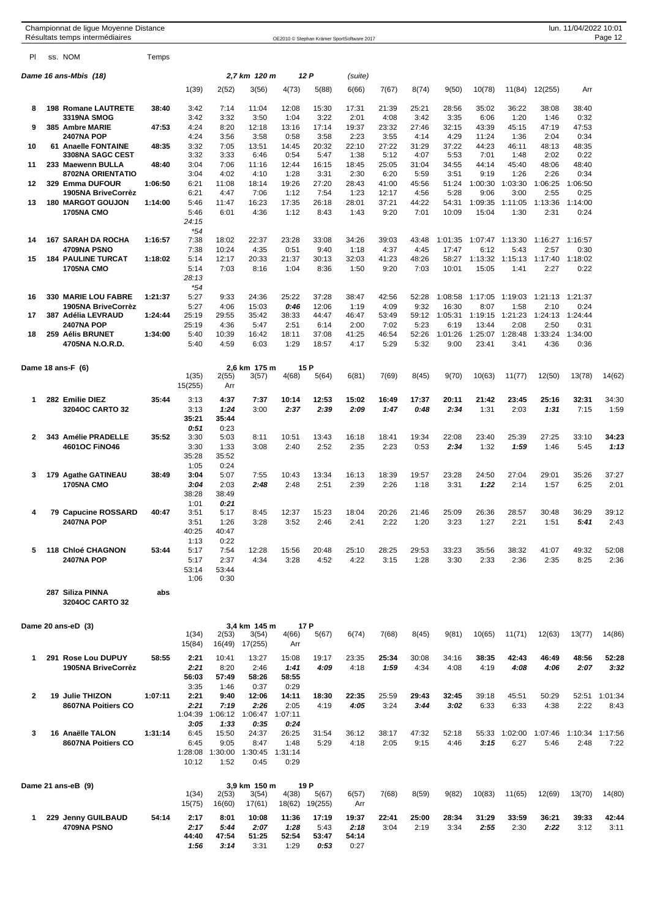Championnat de ligue Moyenne Distance
Résultats temps intermédiaires

lun. 11/04/2022 10:01

### Dame 16 ans-Mbis (18) — 2,7 km 120 m — 12 P (suite)

| Pl | ss. NOM | Temps | 1(39) | 2(52) | 3(56) | 4(73) | 5(88) | 6(66) | 7(67) | 8(74) | 9(50) | 10(78) | 11(84) | 12(255) | Arr |
|---|---|---|---|---|---|---|---|---|---|---|---|---|---|---|---|
| 8 | 198 Romane LAUTRETE | 38:40 | 3:42 | 7:14 | 11:04 | 12:08 | 15:30 | 17:31 | 21:39 | 25:21 | 28:56 | 35:02 | 36:22 | 38:08 | 38:40 |
| | 3319NA SMOG | | 3:42 | 3:32 | 3:50 | 1:04 | 3:22 | 2:01 | 4:08 | 3:42 | 3:35 | 6:06 | 1:20 | 1:46 | 0:32 |
| 9 | 385 Ambre MARIE | 47:53 | 4:24 | 8:20 | 12:18 | 13:16 | 17:14 | 19:37 | 23:32 | 27:46 | 32:15 | 43:39 | 45:15 | 47:19 | 47:53 |
| | 2407NA POP | | 4:24 | 3:56 | 3:58 | 0:58 | 3:58 | 2:23 | 3:55 | 4:14 | 4:29 | 11:24 | 1:36 | 2:04 | 0:34 |
| 10 | 61 Anaelle FONTAINE | 48:35 | 3:32 | 7:05 | 13:51 | 14:45 | 20:32 | 22:10 | 27:22 | 31:29 | 37:22 | 44:23 | 46:11 | 48:13 | 48:35 |
| | 3308NA SAGC CEST | | 3:32 | 3:33 | 6:46 | 0:54 | 5:47 | 1:38 | 5:12 | 4:07 | 5:53 | 7:01 | 1:48 | 2:02 | 0:22 |
| 11 | 233 Maewenn BULLA | 48:40 | 3:04 | 7:06 | 11:16 | 12:44 | 16:15 | 18:45 | 25:05 | 31:04 | 34:55 | 44:14 | 45:40 | 48:06 | 48:40 |
| | 8702NA ORIENTATIO | | 3:04 | 4:02 | 4:10 | 1:28 | 3:31 | 2:30 | 6:20 | 5:59 | 3:51 | 9:19 | 1:26 | 2:26 | 0:34 |
| 12 | 329 Emma DUFOUR | 1:06:50 | 6:21 | 11:08 | 18:14 | 19:26 | 27:20 | 28:43 | 41:00 | 45:56 | 51:24 | 1:00:30 | 1:03:30 | 1:06:25 | 1:06:50 |
| | 1905NA BriveCorrèz | | 6:21 | 4:47 | 7:06 | 1:12 | 7:54 | 1:23 | 12:17 | 4:56 | 5:28 | 9:06 | 3:00 | 2:55 | 0:25 |
| 13 | 180 MARGOT GOUJON | 1:14:00 | 5:46 | 11:47 | 16:23 | 17:35 | 26:18 | 28:01 | 37:21 | 44:22 | 54:31 | 1:09:35 | 1:11:05 | 1:13:36 | 1:14:00 |
| | 1705NA CMO | | 5:46 | 6:01 | 4:36 | 1:12 | 8:43 | 1:43 | 9:20 | 7:01 | 10:09 | 15:04 | 1:30 | 2:31 | 0:24 |
| | | | 24:15 | | | | | | | | | | | | |
| | | | *54 | | | | | | | | | | | | |
| 14 | 167 SARAH DA ROCHA | 1:16:57 | 7:38 | 18:02 | 22:37 | 23:28 | 33:08 | 34:26 | 39:03 | 43:48 | 1:01:35 | 1:07:47 | 1:13:30 | 1:16:27 | 1:16:57 |
| | 4709NA PSNO | | 7:38 | 10:24 | 4:35 | 0:51 | 9:40 | 1:18 | 4:37 | 4:45 | 17:47 | 6:12 | 5:43 | 2:57 | 0:30 |
| 15 | 184 PAULINE TURCAT | 1:18:02 | 5:14 | 12:17 | 20:33 | 21:37 | 30:13 | 32:03 | 41:23 | 48:26 | 58:27 | 1:13:32 | 1:15:13 | 1:17:40 | 1:18:02 |
| | 1705NA CMO | | 5:14 | 7:03 | 8:16 | 1:04 | 8:36 | 1:50 | 9:20 | 7:03 | 10:01 | 15:05 | 1:41 | 2:27 | 0:22 |
| | | | 28:13 | | | | | | | | | | | | |
| | | | *54 | | | | | | | | | | | | |
| 16 | 330 MARIE LOU FABRE | 1:21:37 | 5:27 | 9:33 | 24:36 | 25:22 | 37:28 | 38:47 | 42:56 | 52:28 | 1:08:58 | 1:17:05 | 1:19:03 | 1:21:13 | 1:21:37 |
| | 1905NA BriveCorrèz | | 5:27 | 4:06 | 15:03 | *0:46* | 12:06 | 1:19 | 4:09 | 9:32 | 16:30 | 8:07 | 1:58 | 2:10 | 0:24 |
| 17 | 387 Adélia LEVRAUD | 1:24:44 | 25:19 | 29:55 | 35:42 | 38:33 | 44:47 | 46:47 | 53:49 | 59:12 | 1:05:31 | 1:19:15 | 1:21:23 | 1:24:13 | 1:24:44 |
| | 2407NA POP | | 25:19 | 4:36 | 5:47 | 2:51 | 6:14 | 2:00 | 7:02 | 5:23 | 6:19 | 13:44 | 2:08 | 2:50 | 0:31 |
| 18 | 259 Aélis BRUNET | 1:34:00 | 5:40 | 10:39 | 16:42 | 18:11 | 37:08 | 41:25 | 46:54 | 52:26 | 1:01:26 | 1:25:07 | 1:28:48 | 1:33:24 | 1:34:00 |
| | 4705NA N.O.R.D. | | 5:40 | 4:59 | 6:03 | 1:29 | 18:57 | 4:17 | 5:29 | 5:32 | 9:00 | 23:41 | 3:41 | 4:36 | 0:36 |

### Dame 18 ans-F (6) — 2,6 km 175 m — 15 P

| Pl | ss. NOM | Temps | 1(35) / 15(255) | 2(55) / Arr | 3(57) | 4(68) | 5(64) | 6(81) | 7(69) | 8(45) | 9(70) | 10(63) | 11(77) | 12(50) | 13(78) | 14(62) |
|---|---|---|---|---|---|---|---|---|---|---|---|---|---|---|---|---|
| 1 | 282 Emilie DIEZ | 35:44 | 3:13 | **4:37** | **7:37** | **10:14** | **12:53** | **15:02** | **16:49** | **17:37** | **20:11** | **21:42** | **23:45** | **25:16** | **32:31** | 34:30 |
| | 3204OC CARTO 32 | | 3:13 | *1:24* | 3:00 | *2:37* | *2:39* | *2:09* | *1:47* | *0:48* | *2:34* | 1:31 | 2:03 | *1:31* | 7:15 | 1:59 |
| | | | **35:21** | **35:44** | | | | | | | | | | | | |
| | | | *0:51* | 0:23 | | | | | | | | | | | | |
| 2 | 343 Amélie PRADELLE | 35:52 | 3:30 | 5:03 | 8:11 | 10:51 | 13:43 | 16:18 | 18:41 | 19:34 | 22:08 | 23:40 | 25:39 | 27:25 | 33:10 | **34:23** |
| | 4601OC FiNO46 | | 3:30 | 1:33 | 3:08 | 2:40 | 2:52 | 2:35 | 2:23 | 0:53 | *2:34* | 1:32 | *1:59* | 1:46 | 5:45 | *1:13* |
| | | | 35:28 | 35:52 | | | | | | | | | | | | |
| | | | 1:05 | 0:24 | | | | | | | | | | | | |
| 3 | 179 Agathe GATINEAU | 38:49 | **3:04** | 5:07 | 7:55 | 10:43 | 13:34 | 16:13 | 18:39 | 19:57 | 23:28 | 24:50 | 27:04 | 29:01 | 35:26 | 37:27 |
| | 1705NA CMO | | *3:04* | 2:03 | *2:48* | 2:48 | 2:51 | 2:39 | 2:26 | 1:18 | 3:31 | *1:22* | 2:14 | 1:57 | 6:25 | 2:01 |
| | | | 38:28 | 38:49 | | | | | | | | | | | | |
| | | | 1:01 | *0:21* | | | | | | | | | | | | |
| 4 | 79 Capucine ROSSARD | 40:47 | 3:51 | 5:17 | 8:45 | 12:37 | 15:23 | 18:04 | 20:26 | 21:46 | 25:09 | 26:36 | 28:57 | 30:48 | 36:29 | 39:12 |
| | 2407NA POP | | 3:51 | 1:26 | 3:28 | 3:52 | 2:46 | 2:41 | 2:22 | 1:20 | 3:23 | 1:27 | 2:21 | 1:51 | *5:41* | 2:43 |
| | | | 40:25 | 40:47 | | | | | | | | | | | | |
| | | | 1:13 | 0:22 | | | | | | | | | | | | |
| 5 | 118 Chloé CHAGNON | 53:44 | 5:17 | 7:54 | 12:28 | 15:56 | 20:48 | 25:10 | 28:25 | 29:53 | 33:23 | 35:56 | 38:32 | 41:07 | 49:32 | 52:08 |
| | 2407NA POP | | 5:17 | 2:37 | 4:34 | 3:28 | 4:52 | 4:22 | 3:15 | 1:28 | 3:30 | 2:33 | 2:36 | 2:35 | 8:25 | 2:36 |
| | | | 53:14 | 53:44 | | | | | | | | | | | | |
| | | | 1:06 | 0:30 | | | | | | | | | | | | |
| | 287 Siliza PINNA | abs | | | | | | | | | | | | | | |
| | 3204OC CARTO 32 | | | | | | | | | | | | | | | |

### Dame 20 ans-eD (3) — 3,4 km 145 m — 17 P

| Pl | ss. NOM | Temps | 1(34) / 15(84) | 2(53) / 16(49) | 3(54) / 17(255) | 4(66) / Arr | 5(67) | 6(74) | 7(68) | 8(45) | 9(81) | 10(65) | 11(71) | 12(63) | 13(77) | 14(86) |
|---|---|---|---|---|---|---|---|---|---|---|---|---|---|---|---|---|
| 1 | 291 Rose Lou DUPUY | 58:55 | 2:21 | 10:41 | 13:27 | 15:08 | 19:17 | 23:35 | **25:34** | 30:08 | 34:16 | **38:35** | **42:43** | **46:49** | **48:56** | **52:28** |
| | 1905NA BriveCorrèz | | *2:21* | 8:20 | 2:46 | *1:41* | *4:09* | 4:18 | *1:59* | 4:34 | 4:08 | 4:19 | *4:08* | *4:06* | *2:07* | *3:32* |
| | | | **56:03** | **57:49** | **58:26** | **58:55** | | | | | | | | | | |
| | | | 3:35 | 1:46 | 0:37 | 0:29 | | | | | | | | | | |
| 2 | 19 Julie THIZON | 1:07:11 | 2:21 | 9:40 | 12:06 | 14:11 | **18:30** | **22:35** | 25:59 | **29:43** | **32:45** | 39:18 | 45:51 | 50:29 | 52:51 | 1:01:34 |
| | 8607NA Poitiers CO | | *2:21* | *7:19* | *2:26* | 2:05 | 4:19 | *4:05* | 3:24 | *3:44* | *3:02* | 6:33 | 6:33 | 4:38 | 2:22 | 8:43 |
| | | | 1:04:39 | 1:06:12 | 1:06:47 | 1:07:11 | | | | | | | | | | |
| | | | *3:05* | *1:33* | *0:35* | *0:24* | | | | | | | | | | |
| 3 | 16 Anaëlle TALON | 1:31:14 | 6:45 | 15:50 | 24:37 | 26:25 | 31:54 | 36:12 | 38:17 | 47:32 | 52:18 | 55:33 | 1:02:00 | 1:07:46 | 1:10:34 | 1:17:56 |
| | 8607NA Poitiers CO | | 6:45 | 9:05 | 8:47 | 1:48 | 5:29 | 4:18 | 2:05 | 9:15 | 4:46 | *3:15* | 6:27 | 5:46 | 2:48 | 7:22 |
| | | | 1:28:08 | 1:30:00 | 1:30:45 | 1:31:14 | | | | | | | | | | |
| | | | 10:12 | 1:52 | 0:45 | 0:29 | | | | | | | | | | |

### Dame 21 ans-eB (9) — 3,9 km 150 m — 19 P

| Pl | ss. NOM | Temps | 1(34) / 15(75) | 2(53) / 16(60) | 3(54) / 17(61) | 4(38) / 18(62) | 5(67) / 19(255) | 6(57) / Arr | 7(68) | 8(59) | 9(82) | 10(83) | 11(65) | 12(69) | 13(70) | 14(80) |
|---|---|---|---|---|---|---|---|---|---|---|---|---|---|---|---|---|
| 1 | 229 Jenny GUILBAUD | 54:14 | **2:17** | **8:01** | **10:08** | **11:36** | **17:19** | **19:37** | **22:41** | **25:00** | **28:34** | **31:29** | **33:59** | **36:21** | **39:33** | **42:44** |
| | 4709NA PSNO | | *2:17* | *5:44* | *2:07* | *1:28* | 5:43 | *2:18* | 3:04 | 2:19 | 3:34 | *2:55* | 2:30 | *2:22* | 3:12 | 3:11 |
| | | | **44:40** | **47:54** | **51:25** | **52:54** | **53:47** | **54:14** | | | | | | | | |
| | | | *1:56* | *3:14* | 3:31 | 1:29 | *0:53* | 0:27 | | | | | | | | |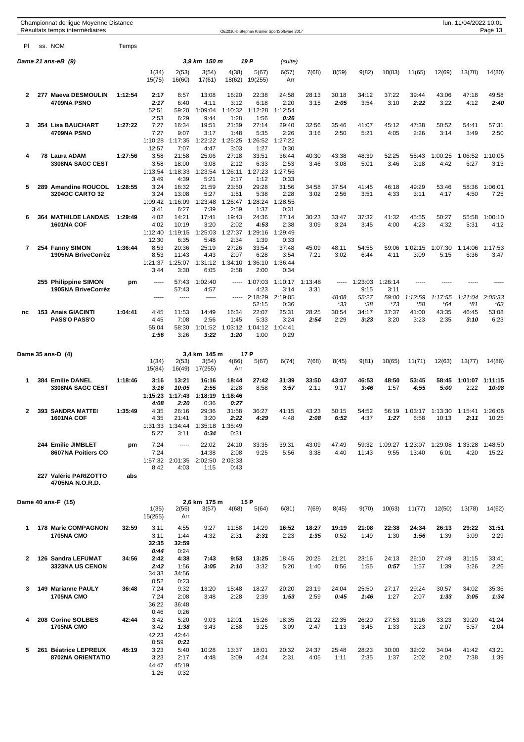Championnat de ligue Moyenne Distance
Résultats temps intermédiaires

## Dame 21 ans-eB (9) — 3,9 km 150 m — 19 P (suite)

| Pl | ss. NOM | Temps | 1(34) | 2(53) | 3(54) | 4(38) | 5(67) | 6(57) | 7(68) | 8(59) | 9(82) | 10(83) | 11(65) | 12(69) | 13(70) | 14(80) |
|---|---|---|---|---|---|---|---|---|---|---|---|---|---|---|---|---|
| | | | 15(75) | 16(60) | 17(61) | 18(62) | 19(255) | Arr | | | | | | | | |
| 2 | 277 Maeva DESMOULIN | 1:12:54 | 2:17 | 8:57 | 13:08 | 16:20 | 22:38 | 24:58 | 28:13 | 30:18 | 34:12 | 37:22 | 39:44 | 43:06 | 47:18 | 49:58 |
| | 4709NA PSNO | | *2:17* | 6:40 | 4:11 | 3:12 | 6:18 | 2:20 | 3:15 | *2:05* | 3:54 | 3:10 | *2:22* | 3:22 | 4:12 | *2:40* |
| | | | 52:51 | 59:20 | 1:09:04 | 1:10:32 | 1:12:28 | 1:12:54 | | | | | | | | |
| | | | 2:53 | 6:29 | 9:44 | 1:28 | 1:56 | *0:26* | | | | | | | | |
| 3 | 354 Lisa BAUCHART | 1:27:22 | 7:27 | 16:34 | 19:51 | 21:39 | 27:14 | 29:40 | 32:56 | 35:46 | 41:07 | 45:12 | 47:38 | 50:52 | 54:41 | 57:31 |
| | 4709NA PSNO | | 7:27 | 9:07 | 3:17 | 1:48 | 5:35 | 2:26 | 3:16 | 2:50 | 5:21 | 4:05 | 2:26 | 3:14 | 3:49 | 2:50 |
| | | | 1:10:28 | 1:17:35 | 1:22:22 | 1:25:25 | 1:26:52 | 1:27:22 | | | | | | | | |
| | | | 12:57 | 7:07 | 4:47 | 3:03 | 1:27 | 0:30 | | | | | | | | |
| 4 | 78 Laura ADAM | 1:27:56 | 3:58 | 21:58 | 25:06 | 27:18 | 33:51 | 36:44 | 40:30 | 43:38 | 48:39 | 52:25 | 55:43 | 1:00:25 | 1:06:52 | 1:10:05 |
| | 3308NA SAGC CEST | | 3:58 | 18:00 | 3:08 | 2:12 | 6:33 | 2:53 | 3:46 | 3:08 | 5:01 | 3:46 | 3:18 | 4:42 | 6:27 | 3:13 |
| | | | 1:13:54 | 1:18:33 | 1:23:54 | 1:26:11 | 1:27:23 | 1:27:56 | | | | | | | | |
| | | | 3:49 | 4:39 | 5:21 | 2:17 | 1:12 | 0:33 | | | | | | | | |
| 5 | 289 Amandine ROUCOL | 1:28:55 | 3:24 | 16:32 | 21:59 | 23:50 | 29:28 | 31:56 | 34:58 | 37:54 | 41:45 | 46:18 | 49:29 | 53:46 | 58:36 | 1:06:01 |
| | 3204OC CARTO 32 | | 3:24 | 13:08 | 5:27 | 1:51 | 5:38 | 2:28 | 3:02 | 2:56 | 3:51 | 4:33 | 3:11 | 4:17 | 4:50 | 7:25 |
| | | | 1:09:42 | 1:16:09 | 1:23:48 | 1:26:47 | 1:28:24 | 1:28:55 | | | | | | | | |
| | | | 3:41 | 6:27 | 7:39 | 2:59 | 1:37 | 0:31 | | | | | | | | |
| 6 | 364 MATHILDE LANDAIS | 1:29:49 | 4:02 | 14:21 | 17:41 | 19:43 | 24:36 | 27:14 | 30:23 | 33:47 | 37:32 | 41:32 | 45:55 | 50:27 | 55:58 | 1:00:10 |
| | 1601NA COF | | 4:02 | 10:19 | 3:20 | 2:02 | *4:53* | 2:38 | 3:09 | 3:24 | 3:45 | 4:00 | 4:23 | 4:32 | 5:31 | 4:12 |
| | | | 1:12:40 | 1:19:15 | 1:25:03 | 1:27:37 | 1:29:16 | 1:29:49 | | | | | | | | |
| | | | 12:30 | 6:35 | 5:48 | 2:34 | 1:39 | 0:33 | | | | | | | | |
| 7 | 254 Fanny SIMON | 1:36:44 | 8:53 | 20:36 | 25:19 | 27:26 | 33:54 | 37:48 | 45:09 | 48:11 | 54:55 | 59:06 | 1:02:15 | 1:07:30 | 1:14:06 | 1:17:53 |
| | 1905NA BriveCorrèz | | 8:53 | 11:43 | 4:43 | 2:07 | 6:28 | 3:54 | 7:21 | 3:02 | 6:44 | 4:11 | 3:09 | 5:15 | 6:36 | 3:47 |
| | | | 1:21:37 | 1:25:07 | 1:31:12 | 1:34:10 | 1:36:10 | 1:36:44 | | | | | | | | |
| | | | 3:44 | 3:30 | 6:05 | 2:58 | 2:00 | 0:34 | | | | | | | | |
| | 255 Philippine SIMON | pm | ----- | 57:43 | 1:02:40 | ----- | 1:07:03 | 1:10:17 | 1:13:48 | ----- | 1:23:03 | 1:26:14 | ----- | ----- | ----- | ----- |
| | 1905NA BriveCorrèz | | | 57:43 | 4:57 | | 4:23 | 3:14 | 3:31 | | 9:15 | 3:11 | | | | |
| | | | ----- | ----- | ----- | ----- | 2:18:29 | 2:19:05 | | *48:08* | *55:27* | *59:00* | *1:12:59* | *1:17:55* | *1:21:04* | *2:05:33* |
| | | | | | | | 52:15 | 0:36 | | *\*33* | *\*38* | *\*73* | *\*58* | *\*64* | *\*81* | *\*63* |
| nc | 153 Anais GIACINTI | 1:04:41 | 4:45 | 11:53 | 14:49 | 16:34 | 22:07 | 25:31 | 28:25 | 30:54 | 34:17 | 37:37 | 41:00 | 43:35 | 46:45 | 53:08 |
| | PASS'O PASS'O | | 4:45 | 7:08 | 2:56 | 1:45 | 5:33 | 3:24 | *2:54* | 2:29 | *3:23* | 3:20 | 3:23 | 2:35 | *3:10* | 6:23 |
| | | | 55:04 | 58:30 | 1:01:52 | 1:03:12 | 1:04:12 | 1:04:41 | | | | | | | | |
| | | | *1:56* | 3:26 | *3:22* | *1:20* | 1:00 | 0:29 | | | | | | | | |

## Dame 35 ans-D (4) — 3,4 km 145 m — 17 P

| Pl | ss. NOM | Temps | 1(34) | 2(53) | 3(54) | 4(66) | 5(67) | 6(74) | 7(68) | 8(45) | 9(81) | 10(65) | 11(71) | 12(63) | 13(77) | 14(86) |
|---|---|---|---|---|---|---|---|---|---|---|---|---|---|---|---|---|
| | | | 15(84) | 16(49) | 17(255) | Arr | | | | | | | | | | |
| 1 | 384 Emilie DANEL | 1:18:46 | 3:16 | 13:21 | 16:16 | 18:44 | 27:42 | 31:39 | 33:50 | 43:07 | 46:53 | 48:50 | 53:45 | 58:45 | 1:01:07 | 1:11:15 |
| | 3308NA SAGC CEST | | *3:16* | *10:05* | *2:55* | 2:28 | 8:58 | *3:57* | 2:11 | 9:17 | *3:46* | 1:57 | *4:55* | *5:00* | 2:22 | *10:08* |
| | | | 1:15:23 | 1:17:43 | 1:18:19 | 1:18:46 | | | | | | | | | | |
| | | | *4:08* | *2:20* | 0:36 | *0:27* | | | | | | | | | | |
| 2 | 393 SANDRA MATTEI | 1:35:49 | 4:35 | 26:16 | 29:36 | 31:58 | 36:27 | 41:15 | 43:23 | 50:15 | 54:52 | 56:19 | 1:03:17 | 1:13:30 | 1:15:41 | 1:26:06 |
| | 1601NA COF | | 4:35 | 21:41 | 3:20 | *2:22* | *4:29* | 4:48 | *2:08* | *6:52* | 4:37 | *1:27* | 6:58 | 10:13 | *2:11* | 10:25 |
| | | | 1:31:33 | 1:34:44 | 1:35:18 | 1:35:49 | | | | | | | | | | |
| | | | 5:27 | 3:11 | *0:34* | 0:31 | | | | | | | | | | |
| | 244 Emilie JIMBLET | pm | 7:24 | ----- | 22:02 | 24:10 | 33:35 | 39:31 | 43:09 | 47:49 | 59:32 | 1:09:27 | 1:23:07 | 1:29:08 | 1:33:28 | 1:48:50 |
| | 8607NA Poitiers CO | | 7:24 | | 14:38 | 2:08 | 9:25 | 5:56 | 3:38 | 4:40 | 11:43 | 9:55 | 13:40 | 6:01 | 4:20 | 15:22 |
| | | | 1:57:32 | 2:01:35 | 2:02:50 | 2:03:33 | | | | | | | | | | |
| | | | 8:42 | 4:03 | 1:15 | 0:43 | | | | | | | | | | |
| | 227 Valérie PARIZOTTO | abs | | | | | | | | | | | | | | |
| | 4705NA N.O.R.D. | | | | | | | | | | | | | | | |

## Dame 40 ans-F (15) — 2,6 km 175 m — 15 P

| Pl | ss. NOM | Temps | 1(35) | 2(55) | 3(57) | 4(68) | 5(64) | 6(81) | 7(69) | 8(45) | 9(70) | 10(63) | 11(77) | 12(50) | 13(78) | 14(62) |
|---|---|---|---|---|---|---|---|---|---|---|---|---|---|---|---|---|
| | | | 15(255) | Arr | | | | | | | | | | | | |
| 1 | 178 Marie COMPAGNON | 32:59 | 3:11 | 4:55 | 9:27 | 11:58 | 14:29 | 16:52 | 18:27 | 19:19 | 21:08 | 22:38 | 24:34 | 26:13 | 29:22 | 31:51 |
| | 1705NA CMO | | 3:11 | 1:44 | 4:32 | 2:31 | *2:31* | 2:23 | *1:35* | 0:52 | 1:49 | 1:30 | *1:56* | 1:39 | 3:09 | 2:29 |
| | | | 32:35 | 32:59 | | | | | | | | | | | | |
| | | | *0:44* | 0:24 | | | | | | | | | | | | |
| 2 | 126 Sandra LEFUMAT | 34:56 | 2:42 | 4:38 | 7:43 | 9:53 | 13:25 | 18:45 | 20:25 | 21:21 | 23:16 | 24:13 | 26:10 | 27:49 | 31:15 | 33:41 |
| | 3323NA US CENON | | *2:42* | 1:56 | *3:05* | *2:10* | 3:32 | 5:20 | 1:40 | 0:56 | 1:55 | *0:57* | 1:57 | 1:39 | 3:26 | 2:26 |
| | | | 34:33 | 34:56 | | | | | | | | | | | | |
| | | | 0:52 | 0:23 | | | | | | | | | | | | |
| 3 | 149 Marianne PAULY | 36:48 | 7:24 | 9:32 | 13:20 | 15:48 | 18:27 | 20:20 | 23:19 | 24:04 | 25:50 | 27:17 | 29:24 | 30:57 | 34:02 | 35:36 |
| | 1705NA CMO | | 7:24 | 2:08 | 3:48 | 2:28 | 2:39 | *1:53* | 2:59 | *0:45* | *1:46* | 1:27 | 2:07 | *1:33* | *3:05* | *1:34* |
| | | | 36:22 | 36:48 | | | | | | | | | | | | |
| | | | 0:46 | 0:26 | | | | | | | | | | | | |
| 4 | 208 Corine SOLBES | 42:44 | 3:42 | 5:20 | 9:03 | 12:01 | 15:26 | 18:35 | 21:22 | 22:35 | 26:20 | 27:53 | 31:16 | 33:23 | 39:20 | 41:24 |
| | 1705NA CMO | | 3:42 | *1:38* | 3:43 | 2:58 | 3:25 | 3:09 | 2:47 | 1:13 | 3:45 | 1:33 | 3:23 | 2:07 | 5:57 | 2:04 |
| | | | 42:23 | 42:44 | | | | | | | | | | | | |
| | | | 0:59 | *0:21* | | | | | | | | | | | | |
| 5 | 261 Béatrice LEPREUX | 45:19 | 3:23 | 5:40 | 10:28 | 13:37 | 18:01 | 20:32 | 24:37 | 25:48 | 28:23 | 30:00 | 32:02 | 34:04 | 41:42 | 43:21 |
| | 8702NA ORIENTATIO | | 3:23 | 2:17 | 4:48 | 3:09 | 4:24 | 2:31 | 4:05 | 1:11 | 2:35 | 1:37 | 2:02 | 2:02 | 7:38 | 1:39 |
| | | | 44:47 | 45:19 | | | | | | | | | | | | |
| | | | 1:26 | 0:32 | | | | | | | | | | | | |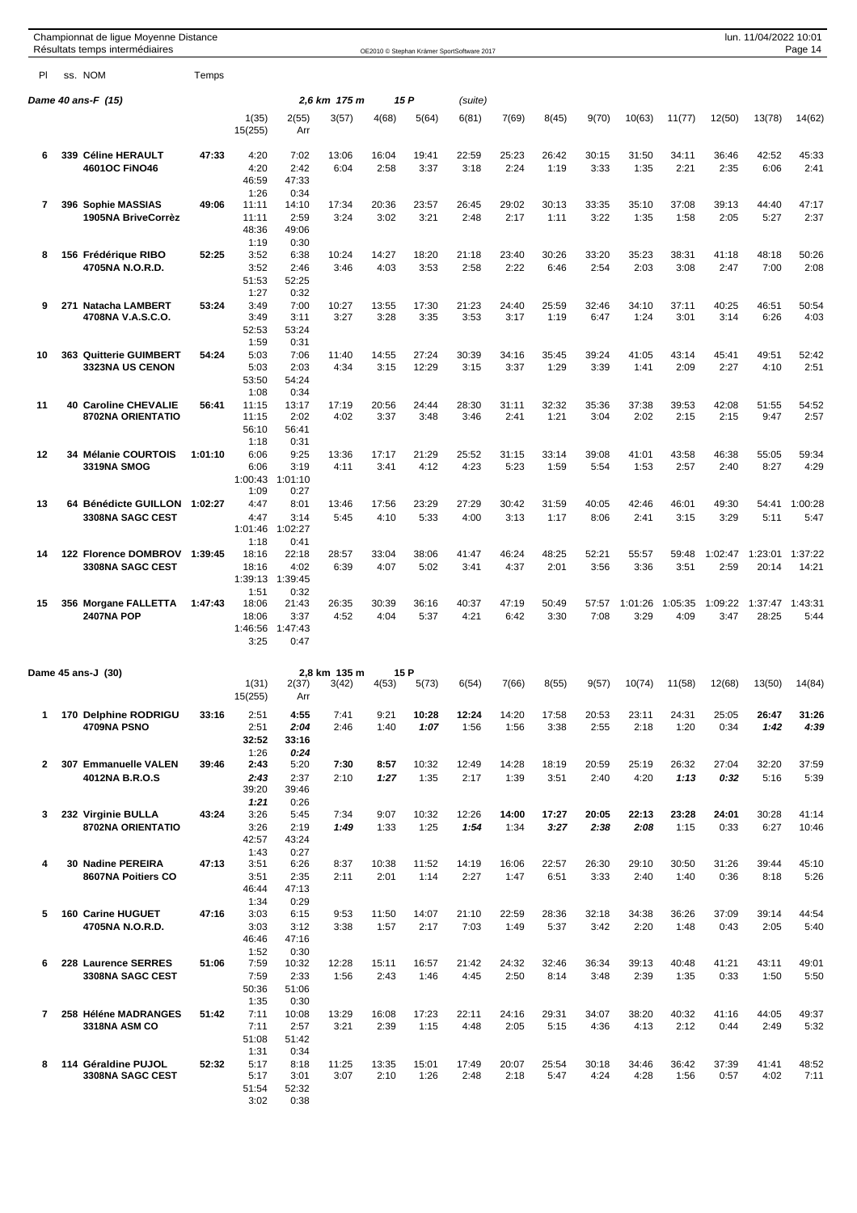Championnat de ligue Moyenne Distance
Résultats temps intermédiaires

## Dame 40 ans-F (15) — 2,6 km 175 m — 15 P (suite)

| Pl | ss. | NOM | Temps | 1(35) | 2(55) | 3(57) | 4(68) | 5(64) | 6(81) | 7(69) | 8(45) | 9(70) | 10(63) | 11(77) | 12(50) | 13(78) | 14(62) | 15(255) | Arr |
|---|---|---|---|---|---|---|---|---|---|---|---|---|---|---|---|---|---|---|---|
| 6 | 339 | Céline HERAULT 4601OC FiNO46 | 47:33 | 4:20 | 7:02 | 13:06 | 16:04 | 19:41 | 22:59 | 25:23 | 26:42 | 30:15 | 31:50 | 34:11 | 36:46 | 42:52 | 45:33 | 46:59 | 47:33 |
| | | | | 4:20 | 2:42 | 6:04 | 2:58 | 3:37 | 3:18 | 2:24 | 1:19 | 3:33 | 1:35 | 2:21 | 2:35 | 6:06 | 2:41 | 1:26 | 0:34 |
| 7 | 396 | Sophie MASSIAS 1905NA BriveCorrèz | 49:06 | 11:11 | 14:10 | 17:34 | 20:36 | 23:57 | 26:45 | 29:02 | 30:13 | 33:35 | 35:10 | 37:08 | 39:13 | 44:40 | 47:17 | 48:36 | 49:06 |
| | | | | 11:11 | 2:59 | 3:24 | 3:02 | 3:21 | 2:48 | 2:17 | 1:11 | 3:22 | 1:35 | 1:58 | 2:05 | 5:27 | 2:37 | 1:19 | 0:30 |
| 8 | 156 | Frédérique RIBO 4705NA N.O.R.D. | 52:25 | 3:52 | 6:38 | 10:24 | 14:27 | 18:20 | 21:18 | 23:40 | 30:26 | 33:20 | 35:23 | 38:31 | 41:18 | 48:18 | 50:26 | 51:53 | 52:25 |
| | | | | 3:52 | 2:46 | 3:46 | 4:03 | 3:53 | 2:58 | 2:22 | 6:46 | 2:54 | 2:03 | 3:08 | 2:47 | 7:00 | 2:08 | 1:27 | 0:32 |
| 9 | 271 | Natacha LAMBERT 4708NA V.A.S.C.O. | 53:24 | 3:49 | 7:00 | 10:27 | 13:55 | 17:30 | 21:23 | 24:40 | 25:59 | 32:46 | 34:10 | 37:11 | 40:25 | 46:51 | 50:54 | 52:53 | 53:24 |
| | | | | 3:49 | 3:11 | 3:27 | 3:28 | 3:35 | 3:53 | 3:17 | 1:19 | 6:47 | 1:24 | 3:01 | 3:14 | 6:26 | 4:03 | 1:59 | 0:31 |
| 10 | 363 | Quitterie GUIMBERT 3323NA US CENON | 54:24 | 5:03 | 7:06 | 11:40 | 14:55 | 27:24 | 30:39 | 34:16 | 35:45 | 39:24 | 41:05 | 43:14 | 45:41 | 49:51 | 52:42 | 53:50 | 54:24 |
| | | | | 5:03 | 2:03 | 4:34 | 3:15 | 12:29 | 3:15 | 3:37 | 1:29 | 3:39 | 1:41 | 2:09 | 2:27 | 4:10 | 2:51 | 1:08 | 0:34 |
| 11 | 40 | Caroline CHEVALIE 8702NA ORIENTATIO | 56:41 | 11:15 | 13:17 | 17:19 | 20:56 | 24:44 | 28:30 | 31:11 | 32:32 | 35:36 | 37:38 | 39:53 | 42:08 | 51:55 | 54:52 | 56:10 | 56:41 |
| | | | | 11:15 | 2:02 | 4:02 | 3:37 | 3:48 | 3:46 | 2:41 | 1:21 | 3:04 | 2:02 | 2:15 | 2:15 | 9:47 | 2:57 | 1:18 | 0:31 |
| 12 | 34 | Mélanie COURTOIS 3319NA SMOG | 1:01:10 | 6:06 | 9:25 | 13:36 | 17:17 | 21:29 | 25:52 | 31:15 | 33:14 | 39:08 | 41:01 | 43:58 | 46:38 | 55:05 | 59:34 | 1:00:43 | 1:01:10 |
| | | | | 6:06 | 3:19 | 4:11 | 3:41 | 4:12 | 4:23 | 5:23 | 1:59 | 5:54 | 1:53 | 2:57 | 2:40 | 8:27 | 4:29 | 1:09 | 0:27 |
| 13 | 64 | Bénédicte GUILLON 3308NA SAGC CEST | 1:02:27 | 4:47 | 8:01 | 13:46 | 17:56 | 23:29 | 27:29 | 30:42 | 31:59 | 40:05 | 42:46 | 46:01 | 49:30 | 54:41 | 1:00:28 | 1:01:46 | 1:02:27 |
| | | | | 4:47 | 3:14 | 5:45 | 4:10 | 5:33 | 4:00 | 3:13 | 1:17 | 8:06 | 2:41 | 3:15 | 3:29 | 5:11 | 5:47 | 1:18 | 0:41 |
| 14 | 122 | Florence DOMBROV 3308NA SAGC CEST | 1:39:45 | 18:16 | 22:18 | 28:57 | 33:04 | 38:06 | 41:47 | 46:24 | 48:25 | 52:21 | 55:57 | 59:48 | 1:02:47 | 1:23:01 | 1:37:22 | 1:39:13 | 1:39:45 |
| | | | | 18:16 | 4:02 | 6:39 | 4:07 | 5:02 | 3:41 | 4:37 | 2:01 | 3:56 | 3:36 | 3:51 | 2:59 | 20:14 | 14:21 | 1:51 | 0:32 |
| 15 | 356 | Morgane FALLETTA 2407NA POP | 1:47:43 | 18:06 | 21:43 | 26:35 | 30:39 | 36:16 | 40:37 | 47:19 | 50:49 | 57:57 | 1:01:26 | 1:05:35 | 1:09:22 | 1:37:47 | 1:43:31 | 1:46:56 | 1:47:43 |
| | | | | 18:06 | 3:37 | 4:52 | 4:04 | 5:37 | 4:21 | 6:42 | 3:30 | 7:08 | 3:29 | 4:09 | 3:47 | 28:25 | 5:44 | 3:25 | 0:47 |

## Dame 45 ans-J (30) — 2,8 km 135 m — 15 P

| Pl | ss. | NOM | Temps | 1(31) | 2(37) | 3(42) | 4(53) | 5(73) | 6(54) | 7(66) | 8(55) | 9(57) | 10(74) | 11(58) | 12(68) | 13(50) | 14(84) | 15(255) | Arr |
|---|---|---|---|---|---|---|---|---|---|---|---|---|---|---|---|---|---|---|---|
| 1 | 170 | Delphine RODRIGU 4709NA PSNO | 33:16 | 2:51 | **4:55** | 7:41 | 9:21 | **10:28** | **12:24** | 14:20 | 17:58 | 20:53 | 23:11 | 24:31 | 25:05 | **26:47** | **31:26** | 32:52 | 33:16 |
| | | | | 2:51 | ***2:04*** | 2:46 | 1:40 | ***1:07*** | 1:56 | 1:56 | 3:38 | 2:55 | 2:18 | 1:20 | 0:34 | ***1:42*** | ***4:39*** | 1:26 | ***0:24*** |
| 2 | 307 | Emmanuelle VALEN 4012NA B.R.O.S | 39:46 | **2:43** | 5:20 | **7:30** | **8:57** | 10:32 | 12:49 | 14:28 | 18:19 | 20:59 | 25:19 | 26:32 | 27:04 | 32:20 | 37:59 | 39:20 | 39:46 |
| | | | | ***2:43*** | 2:37 | 2:10 | ***1:27*** | 1:35 | 2:17 | 1:39 | 3:51 | 2:40 | 4:20 | ***1:13*** | ***0:32*** | 5:16 | 5:39 | ***1:21*** | 0:26 |
| 3 | 232 | Virginie BULLA 8702NA ORIENTATIO | 43:24 | 3:26 | 5:45 | 7:34 | 9:07 | 10:32 | 12:26 | **14:00** | **17:27** | **20:05** | **22:13** | **23:28** | **24:01** | 30:28 | 41:14 | 42:57 | 43:24 |
| | | | | 3:26 | 2:19 | ***1:49*** | 1:33 | 1:25 | ***1:54*** | 1:34 | ***3:27*** | ***2:38*** | ***2:08*** | 1:15 | 0:33 | 6:27 | 10:46 | 1:43 | 0:27 |
| 4 | 30 | Nadine PEREIRA 8607NA Poitiers CO | 47:13 | 3:51 | 6:26 | 8:37 | 10:38 | 11:52 | 14:19 | 16:06 | 22:57 | 26:30 | 29:10 | 30:50 | 31:26 | 39:44 | 45:10 | 46:44 | 47:13 |
| | | | | 3:51 | 2:35 | 2:11 | 2:01 | 1:14 | 2:27 | 1:47 | 6:51 | 3:33 | 2:40 | 1:40 | 0:36 | 8:18 | 5:26 | 1:34 | 0:29 |
| 5 | 160 | Carine HUGUET 4705NA N.O.R.D. | 47:16 | 3:03 | 6:15 | 9:53 | 11:50 | 14:07 | 21:10 | 22:59 | 28:36 | 32:18 | 34:38 | 36:26 | 37:09 | 39:14 | 44:54 | 46:46 | 47:16 |
| | | | | 3:03 | 3:12 | 3:38 | 1:57 | 2:17 | 7:03 | 1:49 | 5:37 | 3:42 | 2:20 | 1:48 | 0:43 | 2:05 | 5:40 | 1:52 | 0:30 |
| 6 | 228 | Laurence SERRES 3308NA SAGC CEST | 51:06 | 7:59 | 10:32 | 12:28 | 15:11 | 16:57 | 21:42 | 24:32 | 32:46 | 36:34 | 39:13 | 40:48 | 41:21 | 43:11 | 49:01 | 50:36 | 51:06 |
| | | | | 7:59 | 2:33 | 1:56 | 2:43 | 1:46 | 4:45 | 2:50 | 8:14 | 3:48 | 2:39 | 1:35 | 0:33 | 1:50 | 5:50 | 1:35 | 0:30 |
| 7 | 258 | Héléne MADRANGES 3318NA ASM CO | 51:42 | 7:11 | 10:08 | 13:29 | 16:08 | 17:23 | 22:11 | 24:16 | 29:31 | 34:07 | 38:20 | 40:32 | 41:16 | 44:05 | 49:37 | 51:08 | 51:42 |
| | | | | 7:11 | 2:57 | 3:21 | 2:39 | 1:15 | 4:48 | 2:05 | 5:15 | 4:36 | 4:13 | 2:12 | 0:44 | 2:49 | 5:32 | 1:31 | 0:34 |
| 8 | 114 | Géraldine PUJOL 3308NA SAGC CEST | 52:32 | 5:17 | 8:18 | 11:25 | 13:35 | 15:01 | 17:49 | 20:07 | 25:54 | 30:18 | 34:46 | 36:42 | 37:39 | 41:41 | 48:52 | 51:54 | 52:32 |
| | | | | 5:17 | 3:01 | 3:07 | 2:10 | 1:26 | 2:48 | 2:18 | 5:47 | 4:24 | 4:28 | 1:56 | 0:57 | 4:02 | 7:11 | 3:02 | 0:38 |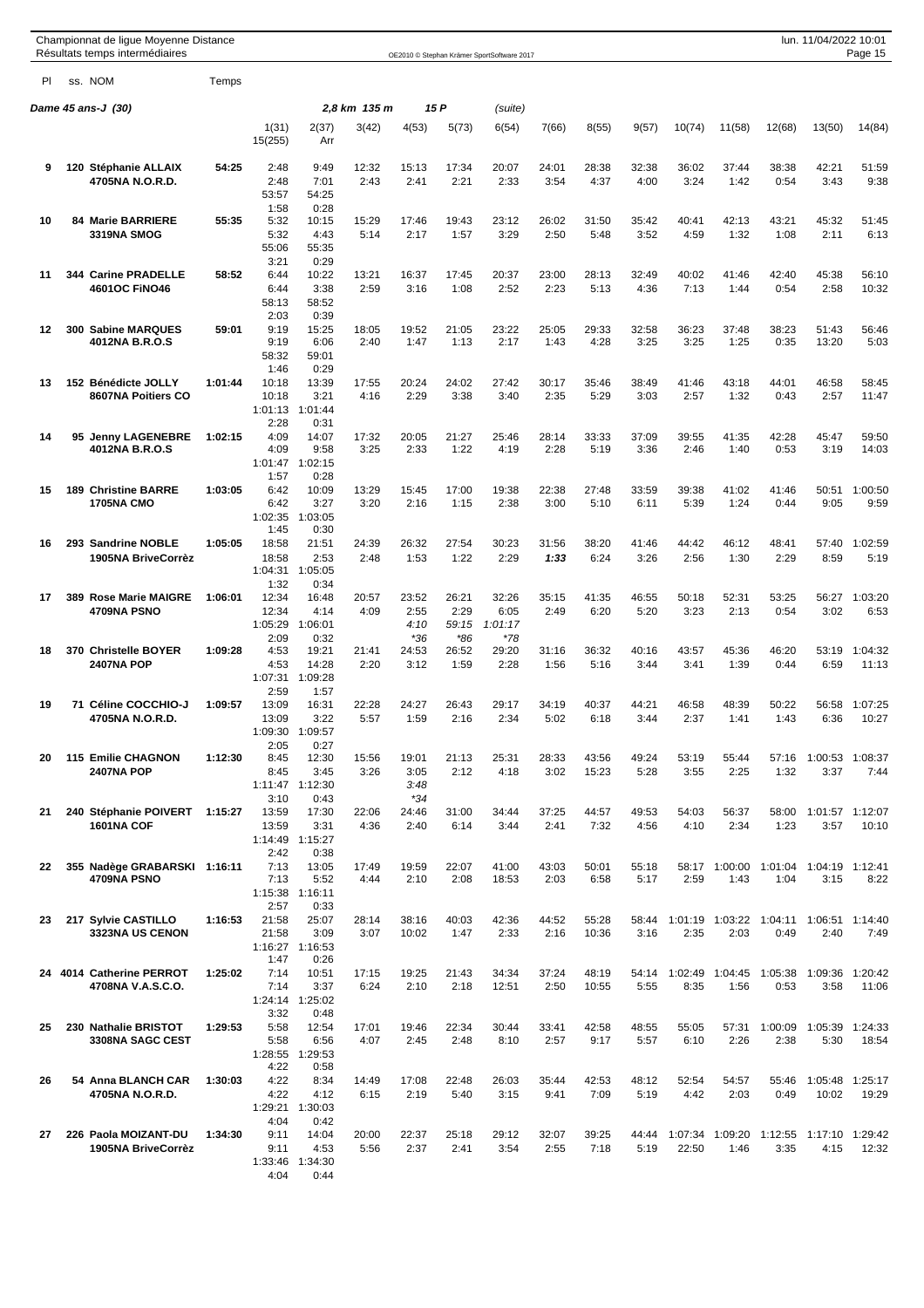Championnat de ligue Moyenne Distance
Résultats temps intermédiaires

## Dame 45 ans-J (30) — 2,8 km 135 m — 15 P (suite)

| Pl | ss. | NOM | Temps | 1(31) / 15(255) | 2(37) / Arr | 3(42) | 4(53) | 5(73) | 6(54) | 7(66) | 8(55) | 9(57) | 10(74) | 11(58) | 12(68) | 13(50) | 14(84) |
|---|---|---|---|---|---|---|---|---|---|---|---|---|---|---|---|---|---|
| 9 | 120 | Stéphanie ALLAIX / 4705NA N.O.R.D. | 54:25 | 2:48 / 2:48 / 53:57 / 1:58 | 9:49 / 7:01 / 54:25 / 0:28 | 12:32 / 2:43 | 15:13 / 2:41 | 17:34 / 2:21 | 20:07 / 2:33 | 24:01 / 3:54 | 28:38 / 4:37 | 32:38 / 4:00 | 36:02 / 3:24 | 37:44 / 1:42 | 38:38 / 0:54 | 42:21 / 3:43 | 51:59 / 9:38 |
| 10 | 84 | Marie BARRIERE / 3319NA SMOG | 55:35 | 5:32 / 5:32 / 55:06 / 3:21 | 10:15 / 4:43 / 55:35 / 0:29 | 15:29 / 5:14 | 17:46 / 2:17 | 19:43 / 1:57 | 23:12 / 3:29 | 26:02 / 2:50 | 31:50 / 5:48 | 35:42 / 3:52 | 40:41 / 4:59 | 42:13 / 1:32 | 43:21 / 1:08 | 45:32 / 2:11 | 51:45 / 6:13 |
| 11 | 344 | Carine PRADELLE / 4601OC FiNO46 | 58:52 | 6:44 / 6:44 / 58:13 / 2:03 | 10:22 / 3:38 / 58:52 / 0:39 | 13:21 / 2:59 | 16:37 / 3:16 | 17:45 / 1:08 | 20:37 / 2:52 | 23:00 / 2:23 | 28:13 / 5:13 | 32:49 / 4:36 | 40:02 / 7:13 | 41:46 / 1:44 | 42:40 / 0:54 | 45:38 / 2:58 | 56:10 / 10:32 |
| 12 | 300 | Sabine MARQUES / 4012NA B.R.O.S | 59:01 | 9:19 / 9:19 / 58:32 / 1:46 | 15:25 / 6:06 / 59:01 / 0:29 | 18:05 / 2:40 | 19:52 / 1:47 | 21:05 / 1:13 | 23:22 / 2:17 | 25:05 / 1:43 | 29:33 / 4:28 | 32:58 / 3:25 | 36:23 / 3:25 | 37:48 / 1:25 | 38:23 / 0:35 | 51:43 / 13:20 | 56:46 / 5:03 |
| 13 | 152 | Bénédicte JOLLY / 8607NA Poitiers CO | 1:01:44 | 10:18 / 10:18 / 1:01:13 / 2:28 | 13:39 / 3:21 / 1:01:44 / 0:31 | 17:55 / 4:16 | 20:24 / 2:29 | 24:02 / 3:38 | 27:42 / 3:40 | 30:17 / 2:35 | 35:46 / 5:29 | 38:49 / 3:03 | 41:46 / 2:57 | 43:18 / 1:32 | 44:01 / 0:43 | 46:58 / 2:57 | 58:45 / 11:47 |
| 14 | 95 | Jenny LAGENEBRE / 4012NA B.R.O.S | 1:02:15 | 4:09 / 4:09 / 1:01:47 / 1:57 | 14:07 / 9:58 / 1:02:15 / 0:28 | 17:32 / 3:25 | 20:05 / 2:33 | 21:27 / 1:22 | 25:46 / 4:19 | 28:14 / 2:28 | 33:33 / 5:19 | 37:09 / 3:36 | 39:55 / 2:46 | 41:35 / 1:40 | 42:28 / 0:53 | 45:47 / 3:19 | 59:50 / 14:03 |
| 15 | 189 | Christine BARRE / 1705NA CMO | 1:03:05 | 6:42 / 6:42 / 1:02:35 / 1:45 | 10:09 / 3:27 / 1:03:05 / 0:30 | 13:29 / 3:20 | 15:45 / 2:16 | 17:00 / 1:15 | 19:38 / 2:38 | 22:38 / 3:00 | 27:48 / 5:10 | 33:59 / 6:11 | 39:38 / 5:39 | 41:02 / 1:24 | 41:46 / 0:44 | 50:51 / 9:05 | 1:00:50 / 9:59 |
| 16 | 293 | Sandrine NOBLE / 1905NA BriveCorrèz | 1:05:05 | 18:58 / 18:58 / 1:04:31 / 1:32 | 21:51 / 2:53 / 1:05:05 / 0:34 | 24:39 / 2:48 | 26:32 / 1:53 | 27:54 / 1:22 | 30:23 / 2:29 | 31:56 / *1:33* | 38:20 / 6:24 | 41:46 / 3:26 | 44:42 / 2:56 | 46:12 / 1:30 | 48:41 / 2:29 | 57:40 / 8:59 | 1:02:59 / 5:19 |
| 17 | 389 | Rose Marie MAIGRE / 4709NA PSNO | 1:06:01 | 12:34 / 12:34 / 1:05:29 / 2:09 | 16:48 / 4:14 / 1:06:01 / 0:32 | 20:57 / 4:09 | 23:52 / 2:55 / *4:10* / *36 | 26:21 / 2:29 / *59:15* / *86 | 32:26 / 6:05 / *1:01:17* / *78 | 35:15 / 2:49 | 41:35 / 6:20 | 46:55 / 5:20 | 50:18 / 3:23 | 52:31 / 2:13 | 53:25 / 0:54 | 56:27 / 3:02 | 1:03:20 / 6:53 |
| 18 | 370 | Christelle BOYER / 2407NA POP | 1:09:28 | 4:53 / 4:53 / 1:07:31 / 2:59 | 19:21 / 14:28 / 1:09:28 / 1:57 | 21:41 / 2:20 | 24:53 / 3:12 | 26:52 / 1:59 | 29:20 / 2:28 | 31:16 / 1:56 | 36:32 / 5:16 | 40:16 / 3:44 | 43:57 / 3:41 | 45:36 / 1:39 | 46:20 / 0:44 | 53:19 / 6:59 | 1:04:32 / 11:13 |
| 19 | 71 | Céline COCCHIO-J / 4705NA N.O.R.D. | 1:09:57 | 13:09 / 13:09 / 1:09:30 / 2:05 | 16:31 / 3:22 / 1:09:57 / 0:27 | 22:28 / 5:57 | 24:27 / 1:59 | 26:43 / 2:16 | 29:17 / 2:34 | 34:19 / 5:02 | 40:37 / 6:18 | 44:21 / 3:44 | 46:58 / 2:37 | 48:39 / 1:41 | 50:22 / 1:43 | 56:58 / 6:36 | 1:07:25 / 10:27 |
| 20 | 115 | Emilie CHAGNON / 2407NA POP | 1:12:30 | 8:45 / 8:45 / 1:11:47 / 3:10 | 12:30 / 3:45 / 1:12:30 / 0:43 | 15:56 / 3:26 | 19:01 / 3:05 / *3:48* / *34 | 21:13 / 2:12 | 25:31 / 4:18 | 28:33 / 3:02 | 43:56 / 15:23 | 49:24 / 5:28 | 53:19 / 3:55 | 55:44 / 2:25 | 57:16 / 1:32 | 1:00:53 / 3:37 | 1:08:37 / 7:44 |
| 21 | 240 | Stéphanie POIVERT / 1601NA COF | 1:15:27 | 13:59 / 13:59 / 1:14:49 / 2:42 | 17:30 / 3:31 / 1:15:27 / 0:38 | 22:06 / 4:36 | 24:46 / 2:40 | 31:00 / 6:14 | 34:44 / 3:44 | 37:25 / 2:41 | 44:57 / 7:32 | 49:53 / 4:56 | 54:03 / 4:10 | 56:37 / 2:34 | 58:00 / 1:23 | 1:01:57 / 3:57 | 1:12:07 / 10:10 |
| 22 | 355 | Nadège GRABARSKI / 4709NA PSNO | 1:16:11 | 7:13 / 7:13 / 1:15:38 / 2:57 | 13:05 / 5:52 / 1:16:11 / 0:33 | 17:49 / 4:44 | 19:59 / 2:10 | 22:07 / 2:08 | 41:00 / 18:53 | 43:03 / 2:03 | 50:01 / 6:58 | 55:18 / 5:17 | 58:17 / 2:59 | 1:00:00 / 1:43 | 1:01:04 / 1:04 | 1:04:19 / 3:15 | 1:12:41 / 8:22 |
| 23 | 217 | Sylvie CASTILLO / 3323NA US CENON | 1:16:53 | 21:58 / 21:58 / 1:16:27 / 1:47 | 25:07 / 3:09 / 1:16:53 / 0:26 | 28:14 / 3:07 | 38:16 / 10:02 | 40:03 / 1:47 | 42:36 / 2:33 | 44:52 / 2:16 | 55:28 / 10:36 | 58:44 / 3:16 | 1:01:19 / 2:35 | 1:03:22 / 2:03 | 1:04:11 / 0:49 | 1:06:51 / 2:40 | 1:14:40 / 7:49 |
| 24 | 4014 | Catherine PERROT / 4708NA V.A.S.C.O. | 1:25:02 | 7:14 / 7:14 / 1:24:14 / 3:32 | 10:51 / 3:37 / 1:25:02 / 0:48 | 17:15 / 6:24 | 19:25 / 2:10 | 21:43 / 2:18 | 34:34 / 12:51 | 37:24 / 2:50 | 48:19 / 10:55 | 54:14 / 5:55 | 1:02:49 / 8:35 | 1:04:45 / 1:56 | 1:05:38 / 0:53 | 1:09:36 / 3:58 | 1:20:42 / 11:06 |
| 25 | 230 | Nathalie BRISTOT / 3308NA SAGC CEST | 1:29:53 | 5:58 / 5:58 / 1:28:55 / 4:22 | 12:54 / 6:56 / 1:29:53 / 0:58 | 17:01 / 4:07 | 19:46 / 2:45 | 22:34 / 2:48 | 30:44 / 8:10 | 33:41 / 2:57 | 42:58 / 9:17 | 48:55 / 5:57 | 55:05 / 6:10 | 57:31 / 2:26 | 1:00:09 / 2:38 | 1:05:39 / 5:30 | 1:24:33 / 18:54 |
| 26 | 54 | Anna BLANCH CAR / 4705NA N.O.R.D. | 1:30:03 | 4:22 / 4:22 / 1:29:21 / 4:04 | 8:34 / 4:12 / 1:30:03 / 0:42 | 14:49 / 6:15 | 17:08 / 2:19 | 22:48 / 5:40 | 26:03 / 3:15 | 35:44 / 9:41 | 42:53 / 7:09 | 48:12 / 5:19 | 52:54 / 4:42 | 54:57 / 2:03 | 55:46 / 0:49 | 1:05:48 / 10:02 | 1:25:17 / 19:29 |
| 27 | 226 | Paola MOIZANT-DU / 1905NA BriveCorrèz | 1:34:30 | 9:11 / 9:11 / 1:33:46 / 4:04 | 14:04 / 4:53 / 1:34:30 / 0:44 | 20:00 / 5:56 | 22:37 / 2:37 | 25:18 / 2:41 | 29:12 / 3:54 | 32:07 / 2:55 | 39:25 / 7:18 | 44:44 / 5:19 | 1:07:34 / 22:50 | 1:09:20 / 1:46 | 1:12:55 / 3:35 | 1:17:10 / 4:15 | 1:29:42 / 12:32 |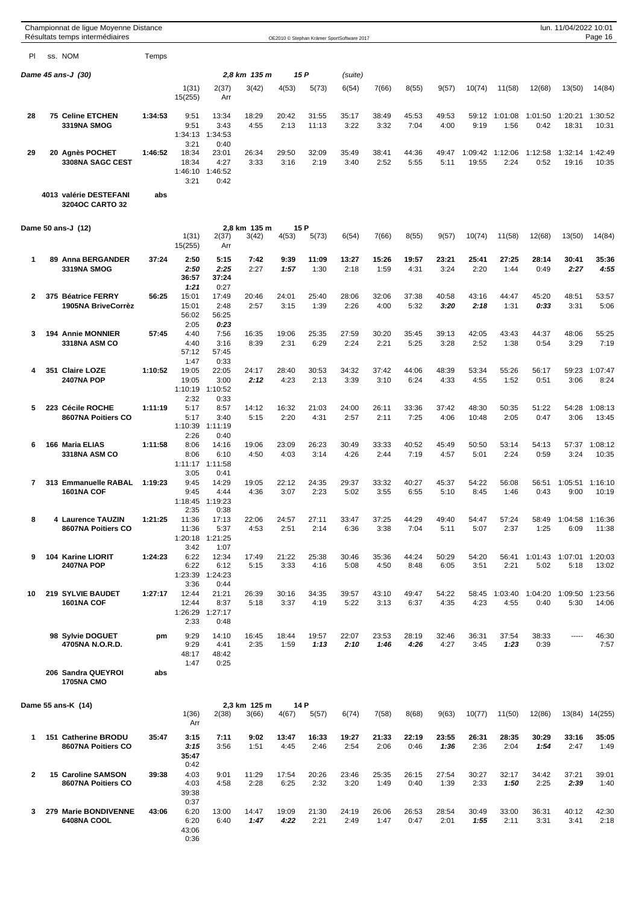Championnat de ligue Moyenne Distance
Résultats temps intermédiaires

### Dame 45 ans-J (30) — 2,8 km 135 m 15 P (suite)

| Pl | ss. NOM | Temps | 1(31) | 2(37) | 3(42) | 4(53) | 5(73) | 6(54) | 7(66) | 8(55) | 9(57) | 10(74) | 11(58) | 12(68) | 13(50) | 14(84) |
|---|---|---|---|---|---|---|---|---|---|---|---|---|---|---|---|---|
| | | | 15(255) | Arr | | | | | | | | | | | | |
| 28 | 75 Celine ETCHEN 3319NA SMOG | 1:34:53 | 9:51 | 13:34 | 18:29 | 20:42 | 31:55 | 35:17 | 38:49 | 45:53 | 49:53 | 59:12 | 1:01:08 | 1:01:50 | 1:20:21 | 1:30:52 |
| | | | 9:51 | 3:43 | 4:55 | 2:13 | 11:13 | 3:22 | 3:32 | 7:04 | 4:00 | 9:19 | 1:56 | 0:42 | 18:31 | 10:31 |
| | | | 1:34:13 | 1:34:53 | | | | | | | | | | | | |
| | | | 3:21 | 0:40 | | | | | | | | | | | | |
| 29 | 20 Agnès POCHET 3308NA SAGC CEST | 1:46:52 | 18:34 | 23:01 | 26:34 | 29:50 | 32:09 | 35:49 | 38:41 | 44:36 | 49:47 | 1:09:42 | 1:12:06 | 1:12:58 | 1:32:14 | 1:42:49 |
| | | | 18:34 | 4:27 | 3:33 | 3:16 | 2:19 | 3:40 | 2:52 | 5:55 | 5:11 | 19:55 | 2:24 | 0:52 | 19:16 | 10:35 |
| | | | 1:46:10 | 1:46:52 | | | | | | | | | | | | |
| | | | 3:21 | 0:42 | | | | | | | | | | | | |
| | 4013 valérie DESTEFANI 3204OC CARTO 32 | abs | | | | | | | | | | | | | | |

### Dame 50 ans-J (12) — 2,8 km 135 m 15 P

| Pl | ss. NOM | Temps | 1(31) | 2(37) | 3(42) | 4(53) | 5(73) | 6(54) | 7(66) | 8(55) | 9(57) | 10(74) | 11(58) | 12(68) | 13(50) | 14(84) |
|---|---|---|---|---|---|---|---|---|---|---|---|---|---|---|---|---|
| | | | 15(255) | Arr | | | | | | | | | | | | |
| 1 | 89 Anna BERGANDER 3319NA SMOG | 37:24 | 2:50 | 5:15 | 7:42 | 9:39 | 11:09 | 13:27 | 15:26 | 19:57 | 23:21 | 25:41 | 27:25 | 28:14 | 30:41 | 35:36 |
| | | | 2:50 | 2:25 | 2:27 | 1:57 | 1:30 | 2:18 | 1:59 | 4:31 | 3:24 | 2:20 | 1:44 | 0:49 | 2:27 | 4:55 |
| | | | 36:57 | 37:24 | | | | | | | | | | | | |
| | | | 1:21 | 0:27 | | | | | | | | | | | | |
| 2 | 375 Béatrice FERRY 1905NA BriveCorrèz | 56:25 | 15:01 | 17:49 | 20:46 | 24:01 | 25:40 | 28:06 | 32:06 | 37:38 | 40:58 | 43:16 | 44:47 | 45:20 | 48:51 | 53:57 |
| | | | 15:01 | 2:48 | 2:57 | 3:15 | 1:39 | 2:26 | 4:00 | 5:32 | 3:20 | 2:18 | 1:31 | 0:33 | 3:31 | 5:06 |
| | | | 56:02 | 56:25 | | | | | | | | | | | | |
| | | | 2:05 | 0:23 | | | | | | | | | | | | |
| 3 | 194 Annie MONNIER 3318NA ASM CO | 57:45 | 4:40 | 7:56 | 16:35 | 19:06 | 25:35 | 27:59 | 30:20 | 35:45 | 39:13 | 42:05 | 43:43 | 44:37 | 48:06 | 55:25 |
| | | | 4:40 | 3:16 | 8:39 | 2:31 | 6:29 | 2:24 | 2:21 | 5:25 | 3:28 | 2:52 | 1:38 | 0:54 | 3:29 | 7:19 |
| | | | 57:12 | 57:45 | | | | | | | | | | | | |
| | | | 1:47 | 0:33 | | | | | | | | | | | | |
| 4 | 351 Claire LOZE 2407NA POP | 1:10:52 | 19:05 | 22:05 | 24:17 | 28:40 | 30:53 | 34:32 | 37:42 | 44:06 | 48:39 | 53:34 | 55:26 | 56:17 | 59:23 | 1:07:47 |
| | | | 19:05 | 3:00 | 2:12 | 4:23 | 2:13 | 3:39 | 3:10 | 6:24 | 4:33 | 4:55 | 1:52 | 0:51 | 3:06 | 8:24 |
| | | | 1:10:19 | 1:10:52 | | | | | | | | | | | | |
| | | | 2:32 | 0:33 | | | | | | | | | | | | |
| 5 | 223 Cécile ROCHE 8607NA Poitiers CO | 1:11:19 | 5:17 | 8:57 | 14:12 | 16:32 | 21:03 | 24:00 | 26:11 | 33:36 | 37:42 | 48:30 | 50:35 | 51:22 | 54:28 | 1:08:13 |
| | | | 5:17 | 3:40 | 5:15 | 2:20 | 4:31 | 2:57 | 2:11 | 7:25 | 4:06 | 10:48 | 2:05 | 0:47 | 3:06 | 13:45 |
| | | | 1:10:39 | 1:11:19 | | | | | | | | | | | | |
| | | | 2:26 | 0:40 | | | | | | | | | | | | |
| 6 | 166 Maria ELIAS 3318NA ASM CO | 1:11:58 | 8:06 | 14:16 | 19:06 | 23:09 | 26:23 | 30:49 | 33:33 | 40:52 | 45:49 | 50:50 | 53:14 | 54:13 | 57:37 | 1:08:12 |
| | | | 8:06 | 6:10 | 4:50 | 4:03 | 3:14 | 4:26 | 2:44 | 7:19 | 4:57 | 5:01 | 2:24 | 0:59 | 3:24 | 10:35 |
| | | | 1:11:17 | 1:11:58 | | | | | | | | | | | | |
| | | | 3:05 | 0:41 | | | | | | | | | | | | |
| 7 | 313 Emmanuelle RABAL 1601NA COF | 1:19:23 | 9:45 | 14:29 | 19:05 | 22:12 | 24:35 | 29:37 | 33:32 | 40:27 | 45:37 | 54:22 | 56:08 | 56:51 | 1:05:51 | 1:16:10 |
| | | | 9:45 | 4:44 | 4:36 | 3:07 | 2:23 | 5:02 | 3:55 | 6:55 | 5:10 | 8:45 | 1:46 | 0:43 | 9:00 | 10:19 |
| | | | 1:18:45 | 1:19:23 | | | | | | | | | | | | |
| | | | 2:35 | 0:38 | | | | | | | | | | | | |
| 8 | 4 Laurence TAUZIN 8607NA Poitiers CO | 1:21:25 | 11:36 | 17:13 | 22:06 | 24:57 | 27:11 | 33:47 | 37:25 | 44:29 | 49:40 | 54:47 | 57:24 | 58:49 | 1:04:58 | 1:16:36 |
| | | | 11:36 | 5:37 | 4:53 | 2:51 | 2:14 | 6:36 | 3:38 | 7:04 | 5:11 | 5:07 | 2:37 | 1:25 | 6:09 | 11:38 |
| | | | 1:20:18 | 1:21:25 | | | | | | | | | | | | |
| | | | 3:42 | 1:07 | | | | | | | | | | | | |
| 9 | 104 Karine LIORIT 2407NA POP | 1:24:23 | 6:22 | 12:34 | 17:49 | 21:22 | 25:38 | 30:46 | 35:36 | 44:24 | 50:29 | 54:20 | 56:41 | 1:01:43 | 1:07:01 | 1:20:03 |
| | | | 6:22 | 6:12 | 5:15 | 3:33 | 4:16 | 5:08 | 4:50 | 8:48 | 6:05 | 3:51 | 2:21 | 5:02 | 5:18 | 13:02 |
| | | | 1:23:39 | 1:24:23 | | | | | | | | | | | | |
| | | | 3:36 | 0:44 | | | | | | | | | | | | |
| 10 | 219 SYLVIE BAUDET 1601NA COF | 1:27:17 | 12:44 | 21:21 | 26:39 | 30:16 | 34:35 | 39:57 | 43:10 | 49:47 | 54:22 | 58:45 | 1:03:40 | 1:04:20 | 1:09:50 | 1:23:56 |
| | | | 12:44 | 8:37 | 5:18 | 3:37 | 4:19 | 5:22 | 3:13 | 6:37 | 4:35 | 4:23 | 4:55 | 0:40 | 5:30 | 14:06 |
| | | | 1:26:29 | 1:27:17 | | | | | | | | | | | | |
| | | | 2:33 | 0:48 | | | | | | | | | | | | |
| | 98 Sylvie DOGUET 4705NA N.O.R.D. | pm | 9:29 | 14:10 | 16:45 | 18:44 | 19:57 | 22:07 | 23:53 | 28:19 | 32:46 | 36:31 | 37:54 | 38:33 | ----- | 46:30 |
| | | | 9:29 | 4:41 | 2:35 | 1:59 | 1:13 | 2:10 | 1:46 | 4:26 | 4:27 | 3:45 | 1:23 | 0:39 | | 7:57 |
| | | | 48:17 | 48:42 | | | | | | | | | | | | |
| | | | 1:47 | 0:25 | | | | | | | | | | | | |
| | 206 Sandra QUEYROI 1705NA CMO | abs | | | | | | | | | | | | | | |

### Dame 55 ans-K (14) — 2,3 km 125 m 14 P

| Pl | ss. NOM | Temps | 1(36) | 2(38) | 3(66) | 4(67) | 5(57) | 6(74) | 7(58) | 8(68) | 9(63) | 10(77) | 11(50) | 12(86) | 13(84) | 14(255) |
|---|---|---|---|---|---|---|---|---|---|---|---|---|---|---|---|---|
| | | | Arr | | | | | | | | | | | | | |
| 1 | 151 Catherine BRODU 8607NA Poitiers CO | 35:47 | 3:15 | 7:11 | 9:02 | 13:47 | 16:33 | 19:27 | 21:33 | 22:19 | 23:55 | 26:31 | 28:35 | 30:29 | 33:16 | 35:05 |
| | | | 3:15 | 3:56 | 1:51 | 4:45 | 2:46 | 2:54 | 2:06 | 0:46 | 1:36 | 2:36 | 2:04 | 1:54 | 2:47 | 1:49 |
| | | | 35:47 | | | | | | | | | | | | | |
| | | | 0:42 | | | | | | | | | | | | | |
| 2 | 15 Caroline SAMSON 8607NA Poitiers CO | 39:38 | 4:03 | 9:01 | 11:29 | 17:54 | 20:26 | 23:46 | 25:35 | 26:15 | 27:54 | 30:27 | 32:17 | 34:42 | 37:21 | 39:01 |
| | | | 4:03 | 4:58 | 2:28 | 6:25 | 2:32 | 3:20 | 1:49 | 0:40 | 1:39 | 2:33 | 1:50 | 2:25 | 2:39 | 1:40 |
| | | | 39:38 | | | | | | | | | | | | | |
| | | | 0:37 | | | | | | | | | | | | | |
| 3 | 279 Marie BONDIVENNE 6408NA COOL | 43:06 | 6:20 | 13:00 | 14:47 | 19:09 | 21:30 | 24:19 | 26:06 | 26:53 | 28:54 | 30:49 | 33:00 | 36:31 | 40:12 | 42:30 |
| | | | 6:20 | 6:40 | 1:47 | 4:22 | 2:21 | 2:49 | 1:47 | 0:47 | 2:01 | 1:55 | 2:11 | 3:31 | 3:41 | 2:18 |
| | | | 43:06 | | | | | | | | | | | | | |
| | | | 0:36 | | | | | | | | | | | | | |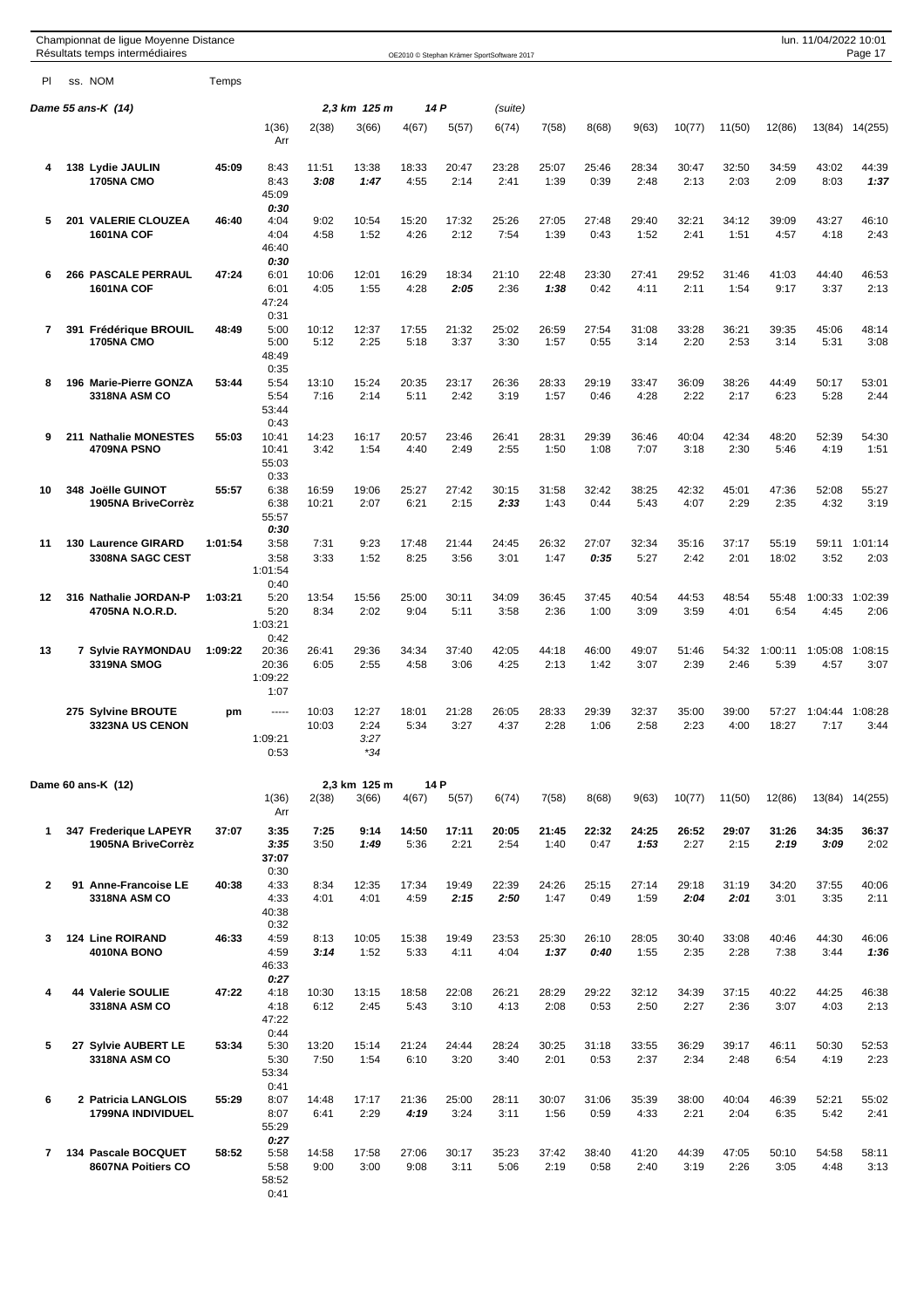Championnat de ligue Moyenne Distance
Résultats temps intermédiaires

## Dame 55 ans-K (14) — 2,3 km 125 m — 14 P (suite)

| Pl | ss. NOM | Temps | 1(36) | 2(38) | 3(66) | 4(67) | 5(57) | 6(74) | 7(58) | 8(68) | 9(63) | 10(77) | 11(50) | 12(86) | 13(84) | 14(255) | Arr |
|---|---|---|---|---|---|---|---|---|---|---|---|---|---|---|---|---|---|
| 4 | 138 Lydie JAULIN 1705NA CMO | 45:09 | 8:43<br>8:43 | 11:51<br>**3:08** | 13:38<br>**1:47** | 18:33<br>4:55 | 20:47<br>2:14 | 23:28<br>2:41 | 25:07<br>1:39 | 25:46<br>0:39 | 28:34<br>2:48 | 30:47<br>2:13 | 32:50<br>2:03 | 34:59<br>2:09 | 43:02<br>8:03 | 44:39<br>**1:37** | 45:09<br>*0:30* |
| 5 | 201 VALERIE CLOUZEA 1601NA COF | 46:40 | 4:04<br>4:04 | 9:02<br>4:58 | 10:54<br>1:52 | 15:20<br>4:26 | 17:32<br>2:12 | 25:26<br>7:54 | 27:05<br>1:39 | 27:48<br>0:43 | 29:40<br>1:52 | 32:21<br>2:41 | 34:12<br>1:51 | 39:09<br>4:57 | 43:27<br>4:18 | 46:10<br>2:43 | 46:40<br>*0:30* |
| 6 | 266 PASCALE PERRAUL 1601NA COF | 47:24 | 6:01<br>6:01 | 10:06<br>4:05 | 12:01<br>1:55 | 16:29<br>4:28 | 18:34<br>**2:05** | 21:10<br>2:36 | 22:48<br>**1:38** | 23:30<br>0:42 | 27:41<br>4:11 | 29:52<br>2:11 | 31:46<br>1:54 | 41:03<br>9:17 | 44:40<br>3:37 | 46:53<br>2:13 | 47:24<br>0:31 |
| 7 | 391 Frédérique BROUIL 1705NA CMO | 48:49 | 5:00<br>5:00 | 10:12<br>5:12 | 12:37<br>2:25 | 17:55<br>5:18 | 21:32<br>3:37 | 25:02<br>3:30 | 26:59<br>1:57 | 27:54<br>0:55 | 31:08<br>3:14 | 33:28<br>2:20 | 36:21<br>2:53 | 39:35<br>3:14 | 45:06<br>5:31 | 48:14<br>3:08 | 48:49<br>0:35 |
| 8 | 196 Marie-Pierre GONZA 3318NA ASM CO | 53:44 | 5:54<br>5:54 | 13:10<br>7:16 | 15:24<br>2:14 | 20:35<br>5:11 | 23:17<br>2:42 | 26:36<br>3:19 | 28:33<br>1:57 | 29:19<br>0:46 | 33:47<br>4:28 | 36:09<br>2:22 | 38:26<br>2:17 | 44:49<br>6:23 | 50:17<br>5:28 | 53:01<br>2:44 | 53:44<br>0:43 |
| 9 | 211 Nathalie MONESTES 4709NA PSNO | 55:03 | 10:41<br>10:41 | 14:23<br>3:42 | 16:17<br>1:54 | 20:57<br>4:40 | 23:46<br>2:49 | 26:41<br>2:55 | 28:31<br>1:50 | 29:39<br>1:08 | 36:46<br>7:07 | 40:04<br>3:18 | 42:34<br>2:30 | 48:20<br>5:46 | 52:39<br>4:19 | 54:30<br>1:51 | 55:03<br>0:33 |
| 10 | 348 Joëlle GUINOT 1905NA BriveCorrèz | 55:57 | 6:38<br>6:38 | 16:59<br>10:21 | 19:06<br>2:07 | 25:27<br>6:21 | 27:42<br>2:15 | 30:15<br>**2:33** | 31:58<br>1:43 | 32:42<br>0:44 | 38:25<br>5:43 | 42:32<br>4:07 | 45:01<br>2:29 | 47:36<br>2:35 | 52:08<br>4:32 | 55:27<br>3:19 | 55:57<br>*0:30* |
| 11 | 130 Laurence GIRARD 3308NA SAGC CEST | 1:01:54 | 3:58<br>3:58 | 7:31<br>3:33 | 9:23<br>1:52 | 17:48<br>8:25 | 21:44<br>3:56 | 24:45<br>3:01 | 26:32<br>1:47 | 27:07<br>**0:35** | 32:34<br>5:27 | 35:16<br>2:42 | 37:17<br>2:01 | 55:19<br>18:02 | 59:11<br>3:52 | 1:01:14<br>2:03 | 1:01:54<br>0:40 |
| 12 | 316 Nathalie JORDAN-P 4705NA N.O.R.D. | 1:03:21 | 5:20<br>5:20 | 13:54<br>8:34 | 15:56<br>2:02 | 25:00<br>9:04 | 30:11<br>5:11 | 34:09<br>3:58 | 36:45<br>2:36 | 37:45<br>1:00 | 40:54<br>3:09 | 44:53<br>3:59 | 48:54<br>4:01 | 55:48<br>6:54 | 1:00:33<br>4:45 | 1:02:39<br>2:06 | 1:03:21<br>0:42 |
| 13 | 7 Sylvie RAYMONDAU 3319NA SMOG | 1:09:22 | 20:36<br>20:36 | 26:41<br>6:05 | 29:36<br>2:55 | 34:34<br>4:58 | 37:40<br>3:06 | 42:05<br>4:25 | 44:18<br>2:13 | 46:00<br>1:42 | 49:07<br>3:07 | 51:46<br>2:39 | 54:32<br>2:46 | 1:00:11<br>5:39 | 1:05:08<br>4:57 | 1:08:15<br>3:07 | 1:09:22<br>1:07 |
| | 275 Sylvine BROUTE 3323NA US CENON | pm | ----- | 10:03<br>10:03 | 12:27<br>2:24<br>*3:27*<br>*\*34* | 18:01<br>5:34 | 21:28<br>3:27 | 26:05<br>4:37 | 28:33<br>2:28 | 29:39<br>1:06 | 32:37<br>2:58 | 35:00<br>2:23 | 39:00<br>4:00 | 57:27<br>18:27 | 1:04:44<br>7:17 | 1:08:28<br>3:44 | 1:09:21<br>0:53 |

## Dame 60 ans-K (12) — 2,3 km 125 m — 14 P

| Pl | ss. NOM | Temps | 1(36) | 2(38) | 3(66) | 4(67) | 5(57) | 6(74) | 7(58) | 8(68) | 9(63) | 10(77) | 11(50) | 12(86) | 13(84) | 14(255) | Arr |
|---|---|---|---|---|---|---|---|---|---|---|---|---|---|---|---|---|---|
| 1 | 347 Frederique LAPEYR 1905NA BriveCorrèz | 37:07 | **3:35**<br>**3:35** | **7:25**<br>3:50 | **9:14**<br>**1:49** | **14:50**<br>5:36 | **17:11**<br>2:21 | **20:05**<br>2:54 | **21:45**<br>1:40 | **22:32**<br>0:47 | **24:25**<br>**1:53** | **26:52**<br>2:27 | **29:07**<br>2:15 | **31:26**<br>**2:19** | **34:35**<br>**3:09** | **36:37**<br>2:02 | **37:07**<br>0:30 |
| 2 | 91 Anne-Francoise LE 3318NA ASM CO | 40:38 | 4:33<br>4:33 | 8:34<br>4:01 | 12:35<br>4:01 | 17:34<br>4:59 | 19:49<br>**2:15** | 22:39<br>**2:50** | 24:26<br>1:47 | 25:15<br>0:49 | 27:14<br>1:59 | 29:18<br>**2:04** | 31:19<br>**2:01** | 34:20<br>3:01 | 37:55<br>3:35 | 40:06<br>2:11 | 40:38<br>0:32 |
| 3 | 124 Line ROIRAND 4010NA BONO | 46:33 | 4:59<br>4:59 | 8:13<br>**3:14** | 10:05<br>1:52 | 15:38<br>5:33 | 19:49<br>4:11 | 23:53<br>4:04 | 25:30<br>**1:37** | 26:10<br>**0:40** | 28:05<br>1:55 | 30:40<br>2:35 | 33:08<br>2:28 | 40:46<br>7:38 | 44:30<br>3:44 | 46:06<br>**1:36** | 46:33<br>*0:27* |
| 4 | 44 Valerie SOULIE 3318NA ASM CO | 47:22 | 4:18<br>4:18 | 10:30<br>6:12 | 13:15<br>2:45 | 18:58<br>5:43 | 22:08<br>3:10 | 26:21<br>4:13 | 28:29<br>2:08 | 29:22<br>0:53 | 32:12<br>2:50 | 34:39<br>2:27 | 37:15<br>2:36 | 40:22<br>3:07 | 44:25<br>4:03 | 46:38<br>2:13 | 47:22<br>0:44 |
| 5 | 27 Sylvie AUBERT LE 3318NA ASM CO | 53:34 | 5:30<br>5:30 | 13:20<br>7:50 | 15:14<br>1:54 | 21:24<br>6:10 | 24:44<br>3:20 | 28:24<br>3:40 | 30:25<br>2:01 | 31:18<br>0:53 | 33:55<br>2:37 | 36:29<br>2:34 | 39:17<br>2:48 | 46:11<br>6:54 | 50:30<br>4:19 | 52:53<br>2:23 | 53:34<br>0:41 |
| 6 | 2 Patricia LANGLOIS 1799NA INDIVIDUEL | 55:29 | 8:07<br>8:07 | 14:48<br>6:41 | 17:17<br>2:29 | 21:36<br>**4:19** | 25:00<br>3:24 | 28:11<br>3:11 | 30:07<br>1:56 | 31:06<br>0:59 | 35:39<br>4:33 | 38:00<br>2:21 | 40:04<br>2:04 | 46:39<br>6:35 | 52:21<br>5:42 | 55:02<br>2:41 | 55:29<br>*0:27* |
| 7 | 134 Pascale BOCQUET 8607NA Poitiers CO | 58:52 | 5:58<br>5:58 | 14:58<br>9:00 | 17:58<br>3:00 | 27:06<br>9:08 | 30:17<br>3:11 | 35:23<br>5:06 | 37:42<br>2:19 | 38:40<br>0:58 | 41:20<br>2:40 | 44:39<br>3:19 | 47:05<br>2:26 | 50:10<br>3:05 | 54:58<br>4:48 | 58:11<br>3:13 | 58:52<br>0:41 |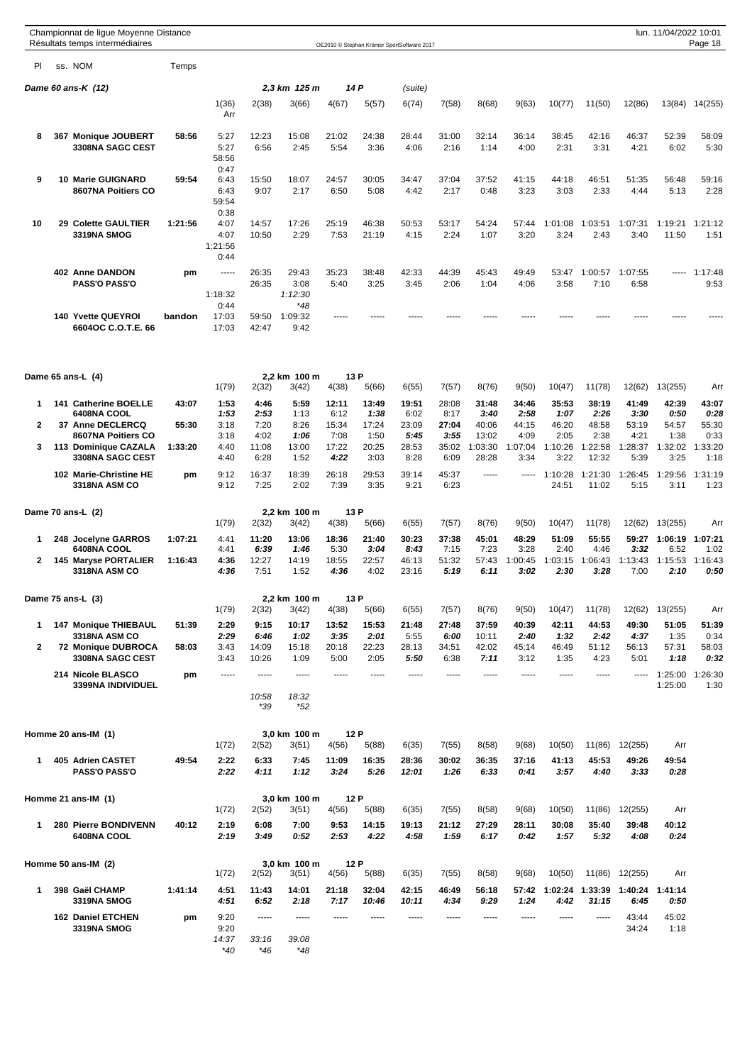Championnat de ligue Moyenne Distance
Résultats temps intermédiaires

| Pl | ss. NOM | Temps | | | | | | | | | | | | | | |
|---|---|---|---|---|---|---|---|---|---|---|---|---|---|---|---|---|

### Dame 60 ans-K (12) — 2,3 km 125 m — 14 P (suite)

| Pl | ss. NOM | Temps | 1(36) | 2(38) | 3(66) | 4(67) | 5(57) | 6(74) | 7(58) | 8(68) | 9(63) | 10(77) | 11(50) | 12(86) | 13(84) | 14(255) | Arr |
|---|---|---|---|---|---|---|---|---|---|---|---|---|---|---|---|---|---|
| 8 | 367 Monique JOUBERT 3308NA SAGC CEST | 58:56 | 5:27 | 12:23 | 15:08 | 21:02 | 24:38 | 28:44 | 31:00 | 32:14 | 36:14 | 38:45 | 42:16 | 46:37 | 52:39 | 58:09 | 58:56 |
| | | | 5:27 | 6:56 | 2:45 | 5:54 | 3:36 | 4:06 | 2:16 | 1:14 | 4:00 | 2:31 | 3:31 | 4:21 | 6:02 | 5:30 | 0:47 |
| 9 | 10 Marie GUIGNARD 8607NA Poitiers CO | 59:54 | 6:43 | 15:50 | 18:07 | 24:57 | 30:05 | 34:47 | 37:04 | 37:52 | 41:15 | 44:18 | 46:51 | 51:35 | 56:48 | 59:16 | 59:54 |
| | | | 6:43 | 9:07 | 2:17 | 6:50 | 5:08 | 4:42 | 2:17 | 0:48 | 3:23 | 3:03 | 2:33 | 4:44 | 5:13 | 2:28 | 0:38 |
| 10 | 29 Colette GAULTIER 3319NA SMOG | 1:21:56 | 4:07 | 14:57 | 17:26 | 25:19 | 46:38 | 50:53 | 53:17 | 54:24 | 57:44 | 1:01:08 | 1:03:51 | 1:07:31 | 1:19:21 | 1:21:12 | 1:21:56 |
| | | | 4:07 | 10:50 | 2:29 | 7:53 | 21:19 | 4:15 | 2:24 | 1:07 | 3:20 | 3:24 | 2:43 | 3:40 | 11:50 | 1:51 | 0:44 |
| | 402 Anne DANDON PASS'O PASS'O | pm | ----- | 26:35 | 29:43 | 35:23 | 38:48 | 42:33 | 44:39 | 45:43 | 49:49 | 53:47 | 1:00:57 | 1:07:55 | ----- | 1:17:48 | 1:18:32 |
| | | | | 26:35 | 3:08 | 5:40 | 3:25 | 3:45 | 2:06 | 1:04 | 4:06 | 3:58 | 7:10 | 6:58 | | 9:53 | 0:44 |
| | | | | | 1:12:30 *48 | | | | | | | | | | | | |
| | 140 Yvette QUEYROI 6604OC C.O.T.E. 66 | bandon | 17:03 | 59:50 | 1:09:32 | ----- | ----- | ----- | ----- | ----- | ----- | ----- | ----- | ----- | ----- | ----- | |
| | | | 17:03 | 42:47 | 9:42 | | | | | | | | | | | | |

### Dame 65 ans-L (4) — 2,2 km 100 m — 13 P

| Pl | ss. NOM | Temps | 1(79) | 2(32) | 3(42) | 4(38) | 5(66) | 6(55) | 7(57) | 8(76) | 9(50) | 10(47) | 11(78) | 12(62) | 13(255) | Arr |
|---|---|---|---|---|---|---|---|---|---|---|---|---|---|---|---|---|
| 1 | 141 Catherine BOELLE 6408NA COOL | 43:07 | 1:53 | 4:46 | 5:59 | 12:11 | 13:49 | 19:51 | 28:08 | 31:48 | 34:46 | 35:53 | 38:19 | 41:49 | 42:39 | 43:07 |
| | | | 1:53 | 2:53 | 1:13 | 6:12 | 1:38 | 6:02 | 8:17 | 3:40 | 2:58 | 1:07 | 2:26 | 3:30 | 0:50 | 0:28 |
| 2 | 37 Anne DECLERCQ 8607NA Poitiers CO | 55:30 | 3:18 | 7:20 | 8:26 | 15:34 | 17:24 | 23:09 | 27:04 | 40:06 | 44:15 | 46:20 | 48:58 | 53:19 | 54:57 | 55:30 |
| | | | 3:18 | 4:02 | 1:06 | 7:08 | 1:50 | 5:45 | 3:55 | 13:02 | 4:09 | 2:05 | 2:38 | 4:21 | 1:38 | 0:33 |
| 3 | 113 Dominique CAZALA 3308NA SAGC CEST | 1:33:20 | 4:40 | 11:08 | 13:00 | 17:22 | 20:25 | 28:53 | 35:02 | 1:03:30 | 1:07:04 | 1:10:26 | 1:22:58 | 1:28:37 | 1:32:02 | 1:33:20 |
| | | | 4:40 | 6:28 | 1:52 | 4:22 | 3:03 | 8:28 | 6:09 | 28:28 | 3:34 | 3:22 | 12:32 | 5:39 | 3:25 | 1:18 |
| | 102 Marie-Christine HE 3318NA ASM CO | pm | 9:12 | 16:37 | 18:39 | 26:18 | 29:53 | 39:14 | 45:37 | ----- | ----- | 1:10:28 | 1:21:30 | 1:26:45 | 1:29:56 | 1:31:19 |
| | | | 9:12 | 7:25 | 2:02 | 7:39 | 3:35 | 9:21 | 6:23 | | | 24:51 | 11:02 | 5:15 | 3:11 | 1:23 |

### Dame 70 ans-L (2) — 2,2 km 100 m — 13 P

| Pl | ss. NOM | Temps | 1(79) | 2(32) | 3(42) | 4(38) | 5(66) | 6(55) | 7(57) | 8(76) | 9(50) | 10(47) | 11(78) | 12(62) | 13(255) | Arr |
|---|---|---|---|---|---|---|---|---|---|---|---|---|---|---|---|---|
| 1 | 248 Jocelyne GARROS 6408NA COOL | 1:07:21 | 4:41 | 11:20 | 13:06 | 18:36 | 21:40 | 30:23 | 37:38 | 45:01 | 48:29 | 51:09 | 55:55 | 59:27 | 1:06:19 | 1:07:21 |
| | | | 4:41 | 6:39 | 1:46 | 5:30 | 3:04 | 8:43 | 7:15 | 7:23 | 3:28 | 2:40 | 4:46 | 3:32 | 6:52 | 1:02 |
| 2 | 145 Maryse PORTALIER 3318NA ASM CO | 1:16:43 | 4:36 | 12:27 | 14:19 | 18:55 | 22:57 | 46:13 | 51:32 | 57:43 | 1:00:45 | 1:03:15 | 1:06:43 | 1:13:43 | 1:15:53 | 1:16:43 |
| | | | 4:36 | 7:51 | 1:52 | 4:36 | 4:02 | 23:16 | 5:19 | 6:11 | 3:02 | 2:30 | 3:28 | 7:00 | 2:10 | 0:50 |

### Dame 75 ans-L (3) — 2,2 km 100 m — 13 P

| Pl | ss. NOM | Temps | 1(79) | 2(32) | 3(42) | 4(38) | 5(66) | 6(55) | 7(57) | 8(76) | 9(50) | 10(47) | 11(78) | 12(62) | 13(255) | Arr |
|---|---|---|---|---|---|---|---|---|---|---|---|---|---|---|---|---|
| 1 | 147 Monique THIEBAUL 3318NA ASM CO | 51:39 | 2:29 | 9:15 | 10:17 | 13:52 | 15:53 | 21:48 | 27:48 | 37:59 | 40:39 | 42:11 | 44:53 | 49:30 | 51:05 | 51:39 |
| | | | 2:29 | 6:46 | 1:02 | 3:35 | 2:01 | 5:55 | 6:00 | 10:11 | 2:40 | 1:32 | 2:42 | 4:37 | 1:35 | 0:34 |
| 2 | 72 Monique DUBROCA 3308NA SAGC CEST | 58:03 | 3:43 | 14:09 | 15:18 | 20:18 | 22:23 | 28:13 | 34:51 | 42:02 | 45:14 | 46:49 | 51:12 | 56:13 | 57:31 | 58:03 |
| | | | 3:43 | 10:26 | 1:09 | 5:00 | 2:05 | 5:50 | 6:38 | 7:11 | 3:12 | 1:35 | 4:23 | 5:01 | 1:18 | 0:32 |
| | 214 Nicole BLASCO 3399NA INDIVIDUEL | pm | ----- | ----- | ----- | ----- | ----- | ----- | ----- | ----- | ----- | ----- | ----- | ----- | 1:25:00 | 1:26:30 |
| | | | | | | | | | | | | | | | 1:25:00 | 1:30 |
| | | | | 10:58 *39 | 18:32 *52 | | | | | | | | | | | |

### Homme 20 ans-IM (1) — 3,0 km 100 m — 12 P

| Pl | ss. NOM | Temps | 1(72) | 2(52) | 3(51) | 4(56) | 5(88) | 6(35) | 7(55) | 8(58) | 9(68) | 10(50) | 11(86) | 12(255) | Arr |
|---|---|---|---|---|---|---|---|---|---|---|---|---|---|---|---|
| 1 | 405 Adrien CASTET PASS'O PASS'O | 49:54 | 2:22 | 6:33 | 7:45 | 11:09 | 16:35 | 28:36 | 30:02 | 36:35 | 37:16 | 41:13 | 45:53 | 49:26 | 49:54 |
| | | | 2:22 | 4:11 | 1:12 | 3:24 | 5:26 | 12:01 | 1:26 | 6:33 | 0:41 | 3:57 | 4:40 | 3:33 | 0:28 |

### Homme 21 ans-IM (1) — 3,0 km 100 m — 12 P

| Pl | ss. NOM | Temps | 1(72) | 2(52) | 3(51) | 4(56) | 5(88) | 6(35) | 7(55) | 8(58) | 9(68) | 10(50) | 11(86) | 12(255) | Arr |
|---|---|---|---|---|---|---|---|---|---|---|---|---|---|---|---|
| 1 | 280 Pierre BONDIVENN 6408NA COOL | 40:12 | 2:19 | 6:08 | 7:00 | 9:53 | 14:15 | 19:13 | 21:12 | 27:29 | 28:11 | 30:08 | 35:40 | 39:48 | 40:12 |
| | | | 2:19 | 3:49 | 0:52 | 2:53 | 4:22 | 4:58 | 1:59 | 6:17 | 0:42 | 1:57 | 5:32 | 4:08 | 0:24 |

### Homme 50 ans-IM (2) — 3,0 km 100 m — 12 P

| Pl | ss. NOM | Temps | 1(72) | 2(52) | 3(51) | 4(56) | 5(88) | 6(35) | 7(55) | 8(58) | 9(68) | 10(50) | 11(86) | 12(255) | Arr |
|---|---|---|---|---|---|---|---|---|---|---|---|---|---|---|---|
| 1 | 398 Gaël CHAMP 3319NA SMOG | 1:41:14 | 4:51 | 11:43 | 14:01 | 21:18 | 32:04 | 42:15 | 46:49 | 56:18 | 57:42 | 1:02:24 | 1:33:39 | 1:40:24 | 1:41:14 |
| | | | 4:51 | 6:52 | 2:18 | 7:17 | 10:46 | 10:11 | 4:34 | 9:29 | 1:24 | 4:42 | 31:15 | 6:45 | 0:50 |
| | 162 Daniel ETCHEN 3319NA SMOG | pm | 9:20 | ----- | ----- | ----- | ----- | ----- | ----- | ----- | ----- | ----- | ----- | 43:44 | 45:02 |
| | | | 9:20 | | | | | | | | | | | 34:24 | 1:18 |
| | | | 14:37 *40 | 33:16 *46 | 39:08 *48 | | | | | | | | | | |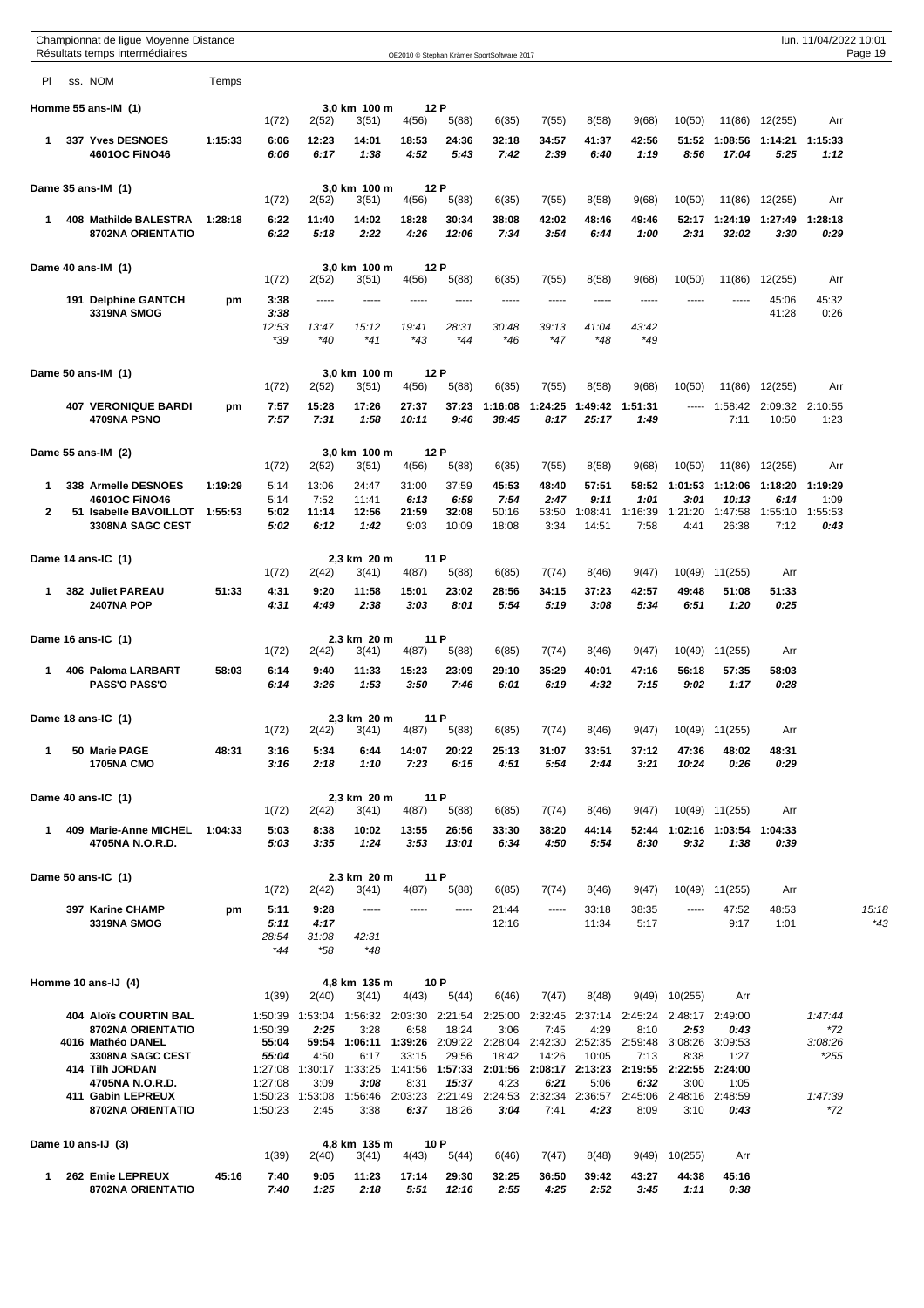Championnat de ligue Moyenne Distance
Résultats temps intermédiaires

OE2010 © Stephan Krämer SportSoftware 2017

lun. 11/04/2022 10:01

| Pl | ss. NOM | Temps | | | | | | | | | | | | | |
|---|---|---|---|---|---|---|---|---|---|---|---|---|---|---|---|

### Homme 55 ans-IM (1) — 3,0 km 100 m 12 P

| Pl | NOM | Temps | 1(72) | 2(52) | 3(51) | 4(56) | 5(88) | 6(35) | 7(55) | 8(58) | 9(68) | 10(50) | 11(86) | 12(255) | Arr |
|---|---|---|---|---|---|---|---|---|---|---|---|---|---|---|---|
| 1 | 337 Yves DESNOES | 1:15:33 | 6:06 | 12:23 | 14:01 | 18:53 | 24:36 | 32:18 | 34:57 | 41:37 | 42:56 | 51:52 | 1:08:56 | 1:14:21 | 1:15:33 |
| | 4601OC FiNO46 | | 6:06 | 6:17 | 1:38 | 4:52 | 5:43 | 7:42 | 2:39 | 6:40 | 1:19 | 8:56 | 17:04 | 5:25 | 1:12 |

### Dame 35 ans-IM (1) — 3,0 km 100 m 12 P

| Pl | NOM | Temps | 1(72) | 2(52) | 3(51) | 4(56) | 5(88) | 6(35) | 7(55) | 8(58) | 9(68) | 10(50) | 11(86) | 12(255) | Arr |
|---|---|---|---|---|---|---|---|---|---|---|---|---|---|---|---|
| 1 | 408 Mathilde BALESTRA | 1:28:18 | 6:22 | 11:40 | 14:02 | 18:28 | 30:34 | 38:08 | 42:02 | 48:46 | 49:46 | 52:17 | 1:24:19 | 1:27:49 | 1:28:18 |
| | 8702NA ORIENTATIO | | 6:22 | 5:18 | 2:22 | 4:26 | 12:06 | 7:34 | 3:54 | 6:44 | 1:00 | 2:31 | 32:02 | 3:30 | 0:29 |

### Dame 40 ans-IM (1) — 3,0 km 100 m 12 P

| Pl | NOM | Temps | 1(72) | 2(52) | 3(51) | 4(56) | 5(88) | 6(35) | 7(55) | 8(58) | 9(68) | 10(50) | 11(86) | 12(255) | Arr |
|---|---|---|---|---|---|---|---|---|---|---|---|---|---|---|---|
| | 191 Delphine GANTCH | pm | 3:38 | ----- | ----- | ----- | ----- | ----- | ----- | ----- | ----- | ----- | ----- | 45:06 | 45:32 |
| | 3319NA SMOG | | 3:38 | | | | | | | | | | | 41:28 | 0:26 |
| | | | 12:53 | 13:47 | 15:12 | 19:41 | 28:31 | 30:48 | 39:13 | 41:04 | 43:42 | | | | |
| | | | *39 | *40 | *41 | *43 | *44 | *46 | *47 | *48 | *49 | | | | |

### Dame 50 ans-IM (1) — 3,0 km 100 m 12 P

| Pl | NOM | Temps | 1(72) | 2(52) | 3(51) | 4(56) | 5(88) | 6(35) | 7(55) | 8(58) | 9(68) | 10(50) | 11(86) | 12(255) | Arr |
|---|---|---|---|---|---|---|---|---|---|---|---|---|---|---|---|
| | 407 VERONIQUE BARDI | pm | 7:57 | 15:28 | 17:26 | 27:37 | 37:23 | 1:16:08 | 1:24:25 | 1:49:42 | 1:51:31 | ----- | 1:58:42 | 2:09:32 | 2:10:55 |
| | 4709NA PSNO | | 7:57 | 7:31 | 1:58 | 10:11 | 9:46 | 38:45 | 8:17 | 25:17 | 1:49 | | 7:11 | 10:50 | 1:23 |

### Dame 55 ans-IM (2) — 3,0 km 100 m 12 P

| Pl | NOM | Temps | 1(72) | 2(52) | 3(51) | 4(56) | 5(88) | 6(35) | 7(55) | 8(58) | 9(68) | 10(50) | 11(86) | 12(255) | Arr |
|---|---|---|---|---|---|---|---|---|---|---|---|---|---|---|---|
| 1 | 338 Armelle DESNOES | 1:19:29 | 5:14 | 13:06 | 24:47 | 31:00 | 37:59 | 45:53 | 48:40 | 57:51 | 58:52 | 1:01:53 | 1:12:06 | 1:18:20 | 1:19:29 |
| | 4601OC FiNO46 | | 5:14 | 7:52 | 11:41 | 6:13 | 6:59 | 7:54 | 2:47 | 9:11 | 1:01 | 3:01 | 10:13 | 6:14 | 1:09 |
| 2 | 51 Isabelle BAVOILLOT | 1:55:53 | 5:02 | 11:14 | 12:56 | 21:59 | 32:08 | 50:16 | 53:50 | 1:08:41 | 1:16:39 | 1:21:20 | 1:47:58 | 1:55:10 | 1:55:53 |
| | 3308NA SAGC CEST | | 5:02 | 6:12 | 1:42 | 9:03 | 10:09 | 18:08 | 3:34 | 14:51 | 7:58 | 4:41 | 26:38 | 7:12 | 0:43 |

### Dame 14 ans-IC (1) — 2,3 km 20 m 11 P

| Pl | NOM | Temps | 1(72) | 2(42) | 3(41) | 4(87) | 5(88) | 6(85) | 7(74) | 8(46) | 9(47) | 10(49) | 11(255) | Arr |
|---|---|---|---|---|---|---|---|---|---|---|---|---|---|---|
| 1 | 382 Juliet PAREAU | 51:33 | 4:31 | 9:20 | 11:58 | 15:01 | 23:02 | 28:56 | 34:15 | 37:23 | 42:57 | 49:48 | 51:08 | 51:33 |
| | 2407NA POP | | 4:31 | 4:49 | 2:38 | 3:03 | 8:01 | 5:54 | 5:19 | 3:08 | 5:34 | 6:51 | 1:20 | 0:25 |

### Dame 16 ans-IC (1) — 2,3 km 20 m 11 P

| Pl | NOM | Temps | 1(72) | 2(42) | 3(41) | 4(87) | 5(88) | 6(85) | 7(74) | 8(46) | 9(47) | 10(49) | 11(255) | Arr |
|---|---|---|---|---|---|---|---|---|---|---|---|---|---|---|
| 1 | 406 Paloma LARBART | 58:03 | 6:14 | 9:40 | 11:33 | 15:23 | 23:09 | 29:10 | 35:29 | 40:01 | 47:16 | 56:18 | 57:35 | 58:03 |
| | PASS'O PASS'O | | 6:14 | 3:26 | 1:53 | 3:50 | 7:46 | 6:01 | 6:19 | 4:32 | 7:15 | 9:02 | 1:17 | 0:28 |

### Dame 18 ans-IC (1) — 2,3 km 20 m 11 P

| Pl | NOM | Temps | 1(72) | 2(42) | 3(41) | 4(87) | 5(88) | 6(85) | 7(74) | 8(46) | 9(47) | 10(49) | 11(255) | Arr |
|---|---|---|---|---|---|---|---|---|---|---|---|---|---|---|
| 1 | 50 Marie PAGE | 48:31 | 3:16 | 5:34 | 6:44 | 14:07 | 20:22 | 25:13 | 31:07 | 33:51 | 37:12 | 47:36 | 48:02 | 48:31 |
| | 1705NA CMO | | 3:16 | 2:18 | 1:10 | 7:23 | 6:15 | 4:51 | 5:54 | 2:44 | 3:21 | 10:24 | 0:26 | 0:29 |

### Dame 40 ans-IC (1) — 2,3 km 20 m 11 P

| Pl | NOM | Temps | 1(72) | 2(42) | 3(41) | 4(87) | 5(88) | 6(85) | 7(74) | 8(46) | 9(47) | 10(49) | 11(255) | Arr |
|---|---|---|---|---|---|---|---|---|---|---|---|---|---|---|
| 1 | 409 Marie-Anne MICHEL | 1:04:33 | 5:03 | 8:38 | 10:02 | 13:55 | 26:56 | 33:30 | 38:20 | 44:14 | 52:44 | 1:02:16 | 1:03:54 | 1:04:33 |
| | 4705NA N.O.R.D. | | 5:03 | 3:35 | 1:24 | 3:53 | 13:01 | 6:34 | 4:50 | 5:54 | 8:30 | 9:32 | 1:38 | 0:39 |

### Dame 50 ans-IC (1) — 2,3 km 20 m 11 P

| Pl | NOM | Temps | 1(72) | 2(42) | 3(41) | 4(87) | 5(88) | 6(85) | 7(74) | 8(46) | 9(47) | 10(49) | 11(255) | Arr | |
|---|---|---|---|---|---|---|---|---|---|---|---|---|---|---|---|
| | 397 Karine CHAMP | pm | 5:11 | 9:28 | ----- | ----- | ----- | 21:44 | ----- | 33:18 | 38:35 | ----- | 47:52 | 48:53 | 15:18 |
| | 3319NA SMOG | | 5:11 | 4:17 | | | | 12:16 | | 11:34 | 5:17 | | 9:17 | 1:01 | *43 |
| | | | 28:54 | 31:08 | 42:31 | | | | | | | | | | |
| | | | *44 | *58 | *48 | | | | | | | | | | |

### Homme 10 ans-IJ (4) — 4,8 km 135 m 10 P

| Pl | NOM | Temps | 1(39) | 2(40) | 3(41) | 4(43) | 5(44) | 6(46) | 7(47) | 8(48) | 9(49) | 10(255) | Arr | |
|---|---|---|---|---|---|---|---|---|---|---|---|---|---|---|
| | 404 Aloïs COURTIN BAL | | 1:50:39 | 1:53:04 | 1:56:32 | 2:03:30 | 2:21:54 | 2:25:00 | 2:32:45 | 2:37:14 | 2:45:24 | 2:48:17 | 2:49:00 | 1:47:44 |
| | 8702NA ORIENTATIO | | 1:50:39 | 2:25 | 3:28 | 6:58 | 18:24 | 3:06 | 7:45 | 4:29 | 8:10 | 2:53 | 0:43 | *72 |
| | 4016 Mathéo DANEL | | 55:04 | 59:54 | 1:06:11 | 1:39:26 | 2:09:22 | 2:28:04 | 2:42:30 | 2:52:35 | 2:59:48 | 3:08:26 | 3:09:53 | 3:08:26 |
| | 3308NA SAGC CEST | | 55:04 | 4:50 | 6:17 | 33:15 | 29:56 | 18:42 | 14:26 | 10:05 | 7:13 | 8:38 | 1:27 | *255 |
| | 414 Tilh JORDAN | | 1:27:08 | 1:30:17 | 1:33:25 | 1:41:56 | 1:57:33 | 2:01:56 | 2:08:17 | 2:13:23 | 2:19:55 | 2:22:55 | 2:24:00 | |
| | 4705NA N.O.R.D. | | 1:27:08 | 3:09 | 3:08 | 8:31 | 15:37 | 4:23 | 6:21 | 5:06 | 6:32 | 3:00 | 1:05 | |
| | 411 Gabin LEPREUX | | 1:50:23 | 1:53:08 | 1:56:46 | 2:03:23 | 2:21:49 | 2:24:53 | 2:32:34 | 2:36:57 | 2:45:06 | 2:48:16 | 2:48:59 | 1:47:39 |
| | 8702NA ORIENTATIO | | 1:50:23 | 2:45 | 3:38 | 6:37 | 18:26 | 3:04 | 7:41 | 4:23 | 8:09 | 3:10 | 0:43 | *72 |

### Dame 10 ans-IJ (3) — 4,8 km 135 m 10 P

| Pl | NOM | Temps | 1(39) | 2(40) | 3(41) | 4(43) | 5(44) | 6(46) | 7(47) | 8(48) | 9(49) | 10(255) | Arr |
|---|---|---|---|---|---|---|---|---|---|---|---|---|---|
| 1 | 262 Emie LEPREUX | 45:16 | 7:40 | 9:05 | 11:23 | 17:14 | 29:30 | 32:25 | 36:50 | 39:42 | 43:27 | 44:38 | 45:16 |
| | 8702NA ORIENTATIO | | 7:40 | 1:25 | 2:18 | 5:51 | 12:16 | 2:55 | 4:25 | 2:52 | 3:45 | 1:11 | 0:38 |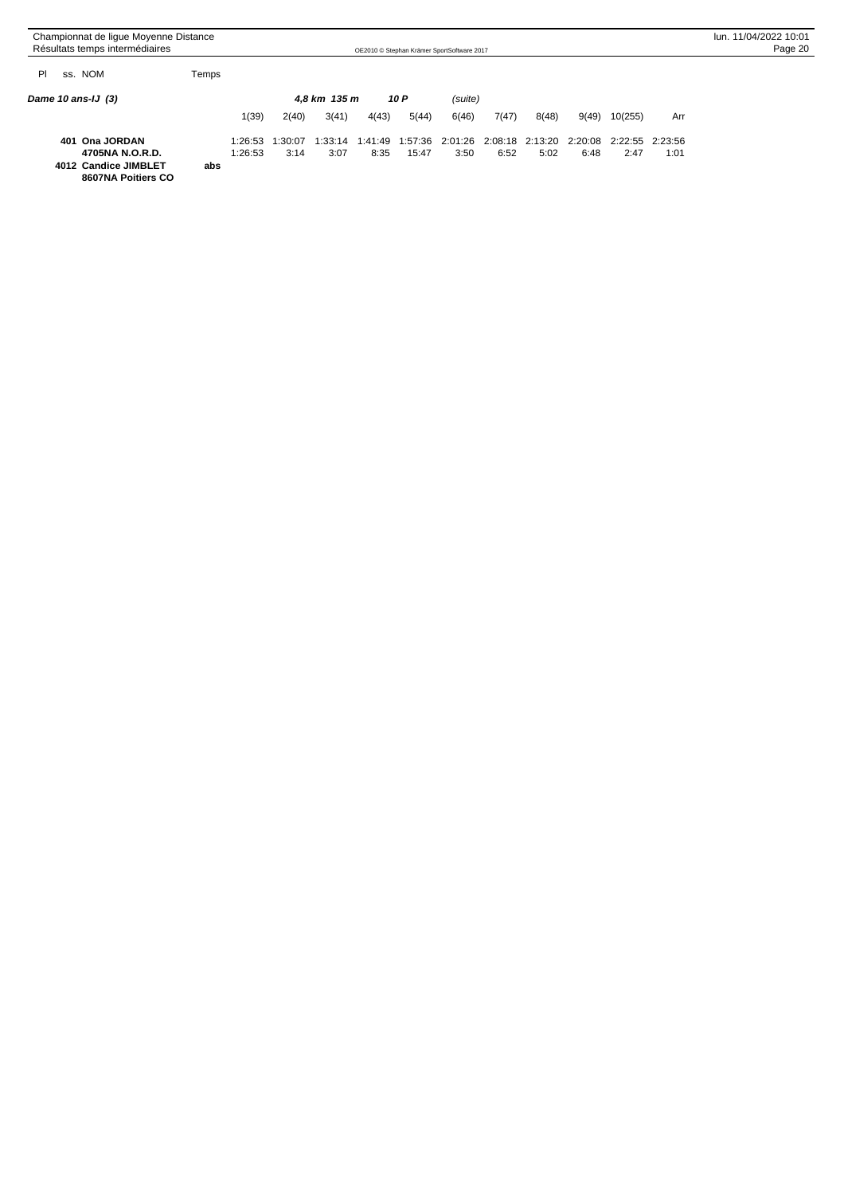Championnat de ligue Moyenne Distance
Résultats temps intermédiaires

| Pl | ss. NOM | Temps | | | | | | | | | | | |
|---|---|---|---|---|---|---|---|---|---|---|---|---|---|
| ***Dame 10 ans-IJ (3)*** | | | | | ***4,8 km 135 m*** | | ***10 P*** | *(suite)* | | | | | |
| | | | 1(39) | 2(40) | 3(41) | 4(43) | 5(44) | 6(46) | 7(47) | 8(48) | 9(49) | 10(255) | Arr |
| | **401 Ona JORDAN** | | 1:26:53 | 1:30:07 | 1:33:14 | 1:41:49 | 1:57:36 | 2:01:26 | 2:08:18 | 2:13:20 | 2:20:08 | 2:22:55 | 2:23:56 |
| | **4705NA N.O.R.D.** | | 1:26:53 | 3:14 | 3:07 | 8:35 | 15:47 | 3:50 | 6:52 | 5:02 | 6:48 | 2:47 | 1:01 |
| | **4012 Candice JIMBLET** | **abs** | | | | | | | | | | | |
| | **8607NA Poitiers CO** | | | | | | | | | | | | |